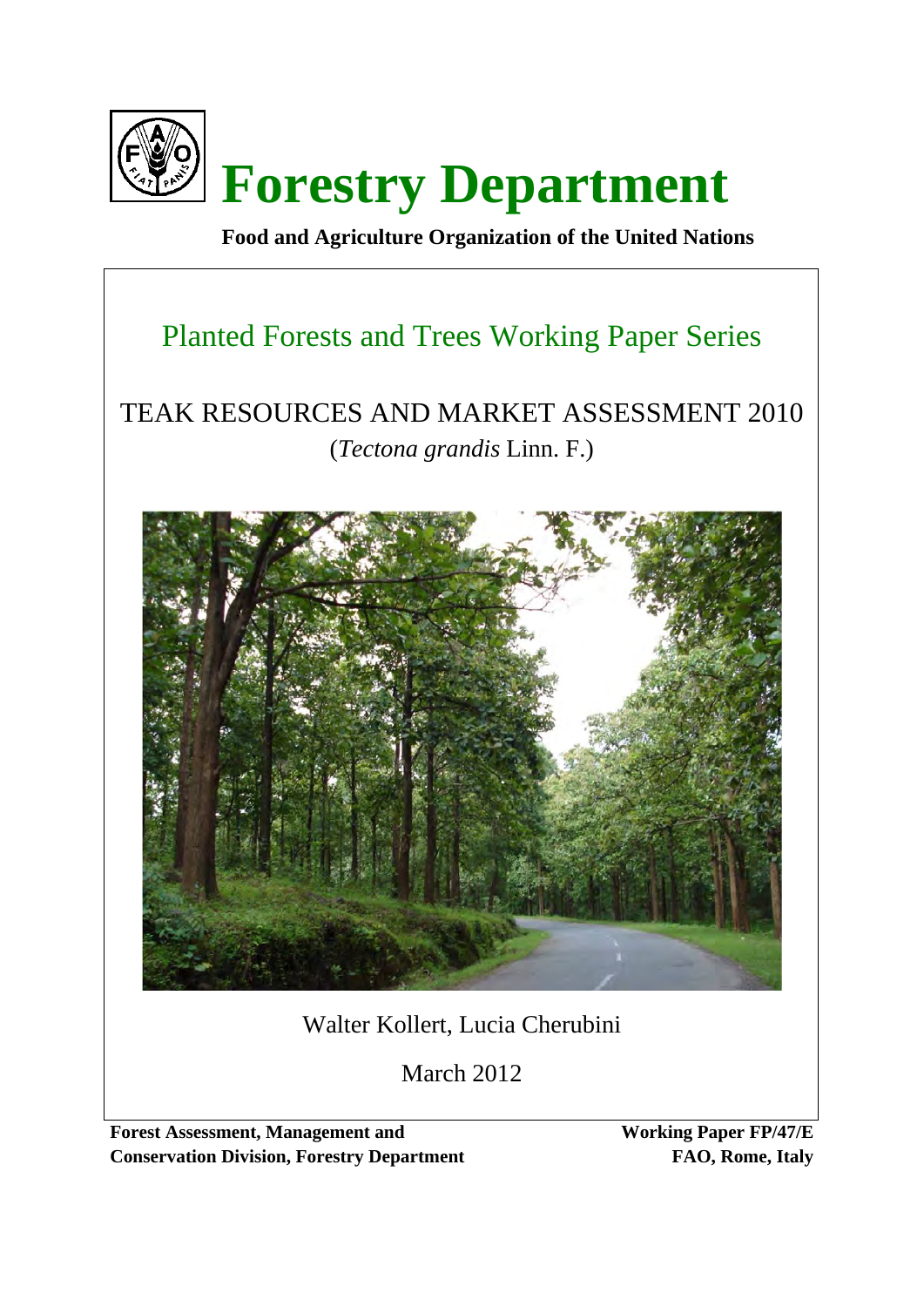# Forestry Department

**Food and Agriculture Organization of the United Nations**

## Planted Forests and Trees Working Paper Series

## TEAK RESOURCES AND MARKET ASSESSMENT 2010

(*Tectona grandis* Linn. F.)

Walter Kollert, Lucia Cherubini

March 2012

**Forest Assessment, Management and Conservation Division, Forestry Department**

**Working Paper FP/47/E**
**FAO, Rome, Italy**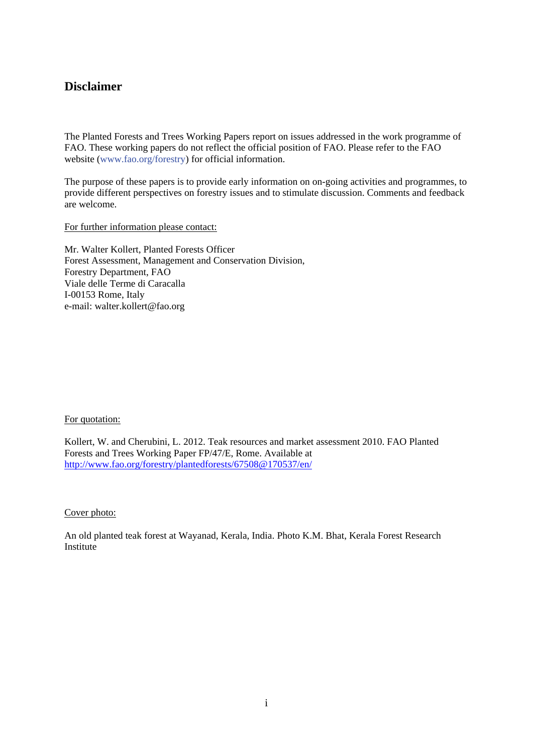## Disclaimer

The Planted Forests and Trees Working Papers report on issues addressed in the work programme of FAO. These working papers do not reflect the official position of FAO. Please refer to the FAO website (www.fao.org/forestry) for official information.

The purpose of these papers is to provide early information on on-going activities and programmes, to provide different perspectives on forestry issues and to stimulate discussion. Comments and feedback are welcome.

For further information please contact:

Mr. Walter Kollert, Planted Forests Officer
Forest Assessment, Management and Conservation Division,
Forestry Department, FAO
Viale delle Terme di Caracalla
I-00153 Rome, Italy
e-mail: walter.kollert@fao.org

For quotation:

Kollert, W. and Cherubini, L. 2012. Teak resources and market assessment 2010. FAO Planted Forests and Trees Working Paper FP/47/E, Rome. Available at http://www.fao.org/forestry/plantedforests/67508@170537/en/

Cover photo:

An old planted teak forest at Wayanad, Kerala, India. Photo K.M. Bhat, Kerala Forest Research Institute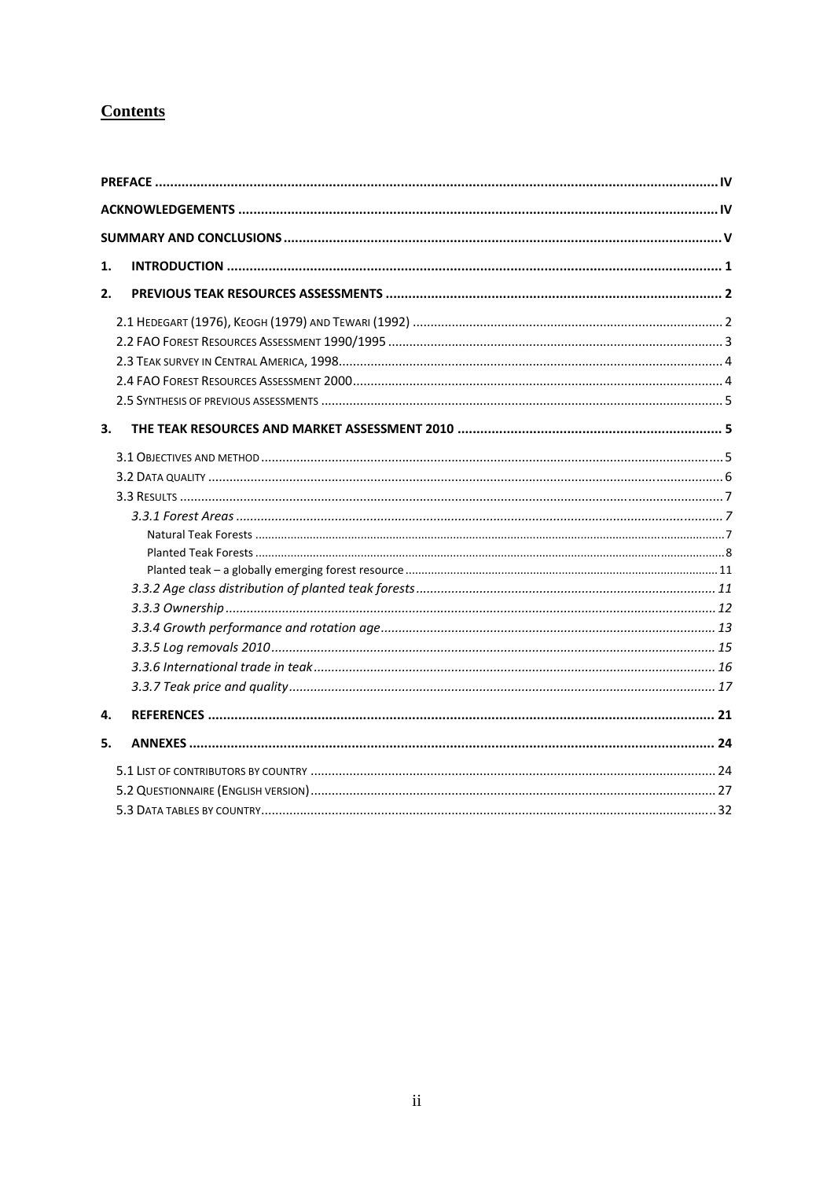## Contents

**PREFACE** ........ IV

**ACKNOWLEDGEMENTS** ........ IV

**SUMMARY AND CONCLUSIONS** ........ V

**1. INTRODUCTION** ........ 1

**2. PREVIOUS TEAK RESOURCES ASSESSMENTS** ........ 2

- 2.1 HEDEGART (1976), KEOGH (1979) AND TEWARI (1992) ........ 2
- 2.2 FAO FOREST RESOURCES ASSESSMENT 1990/1995 ........ 3
- 2.3 TEAK SURVEY IN CENTRAL AMERICA, 1998 ........ 4
- 2.4 FAO FOREST RESOURCES ASSESSMENT 2000 ........ 4
- 2.5 SYNTHESIS OF PREVIOUS ASSESSMENTS ........ 5

**3. THE TEAK RESOURCES AND MARKET ASSESSMENT 2010** ........ 5

- 3.1 OBJECTIVES AND METHOD ........ 5
- 3.2 DATA QUALITY ........ 6
- 3.3 RESULTS ........ 7
  - *3.3.1 Forest Areas* ........ *7*
    - Natural Teak Forests ........ 7
    - Planted Teak Forests ........ 8
    - Planted teak – a globally emerging forest resource ........ 11
  - *3.3.2 Age class distribution of planted teak forests* ........ *11*
  - *3.3.3 Ownership* ........ *12*
  - *3.3.4 Growth performance and rotation age* ........ *13*
  - *3.3.5 Log removals 2010* ........ *15*
  - *3.3.6 International trade in teak* ........ *16*
  - *3.3.7 Teak price and quality* ........ *17*

**4. REFERENCES** ........ 21

**5. ANNEXES** ........ 24

- 5.1 LIST OF CONTRIBUTORS BY COUNTRY ........ 24
- 5.2 QUESTIONNAIRE (ENGLISH VERSION) ........ 27
- 5.3 DATA TABLES BY COUNTRY ........ 32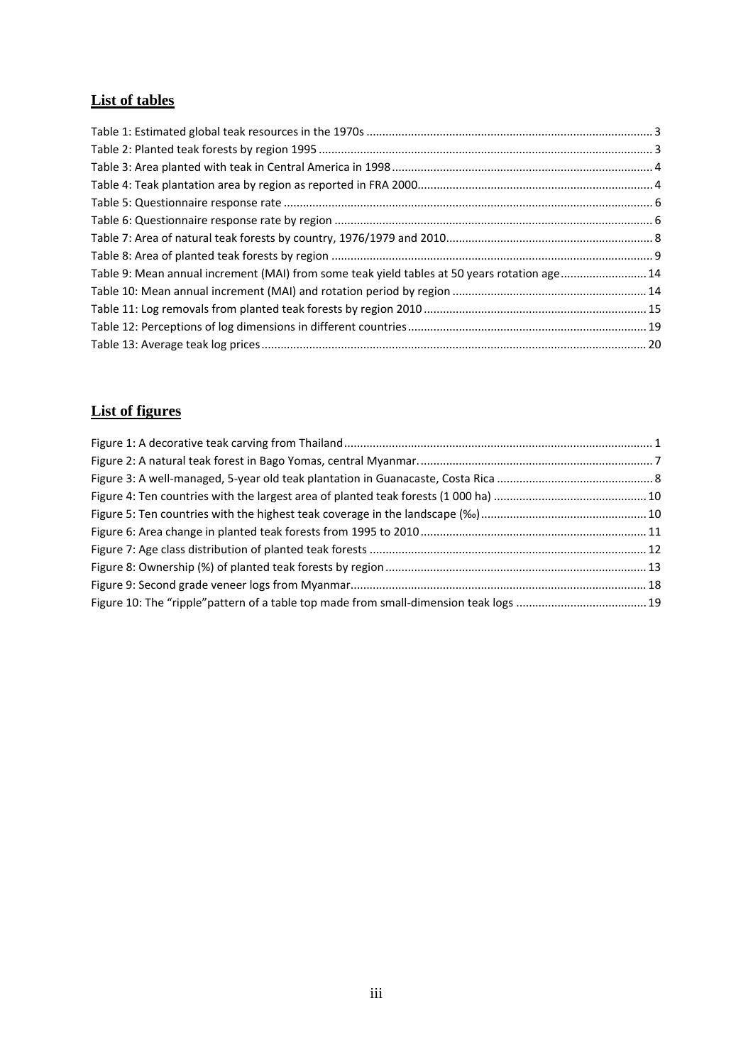## List of tables

Table 1: Estimated global teak resources in the 1970s ........................................................................................ 3
Table 2: Planted teak forests by region 1995 ........................................................................................ 3
Table 3: Area planted with teak in Central America in 1998 ........................................................................................ 4
Table 4: Teak plantation area by region as reported in FRA 2000 ........................................................................................ 4
Table 5: Questionnaire response rate ........................................................................................ 6
Table 6: Questionnaire response rate by region ........................................................................................ 6
Table 7: Area of natural teak forests by country, 1976/1979 and 2010 ........................................................................................ 8
Table 8: Area of planted teak forests by region ........................................................................................ 9
Table 9: Mean annual increment (MAI) from some teak yield tables at 50 years rotation age ........................................................................................ 14
Table 10: Mean annual increment (MAI) and rotation period by region ........................................................................................ 14
Table 11: Log removals from planted teak forests by region 2010 ........................................................................................ 15
Table 12: Perceptions of log dimensions in different countries ........................................................................................ 19
Table 13: Average teak log prices ........................................................................................ 20

## List of figures

Figure 1: A decorative teak carving from Thailand ........................................................................................ 1
Figure 2: A natural teak forest in Bago Yomas, central Myanmar. ........................................................................................ 7
Figure 3: A well-managed, 5-year old teak plantation in Guanacaste, Costa Rica ........................................................................................ 8
Figure 4: Ten countries with the largest area of planted teak forests (1 000 ha) ........................................................................................ 10
Figure 5: Ten countries with the highest teak coverage in the landscape (‰) ........................................................................................ 10
Figure 6: Area change in planted teak forests from 1995 to 2010 ........................................................................................ 11
Figure 7: Age class distribution of planted teak forests ........................................................................................ 12
Figure 8: Ownership (%) of planted teak forests by region ........................................................................................ 13
Figure 9: Second grade veneer logs from Myanmar ........................................................................................ 18
Figure 10: The "ripple"pattern of a table top made from small-dimension teak logs ........................................................................................ 19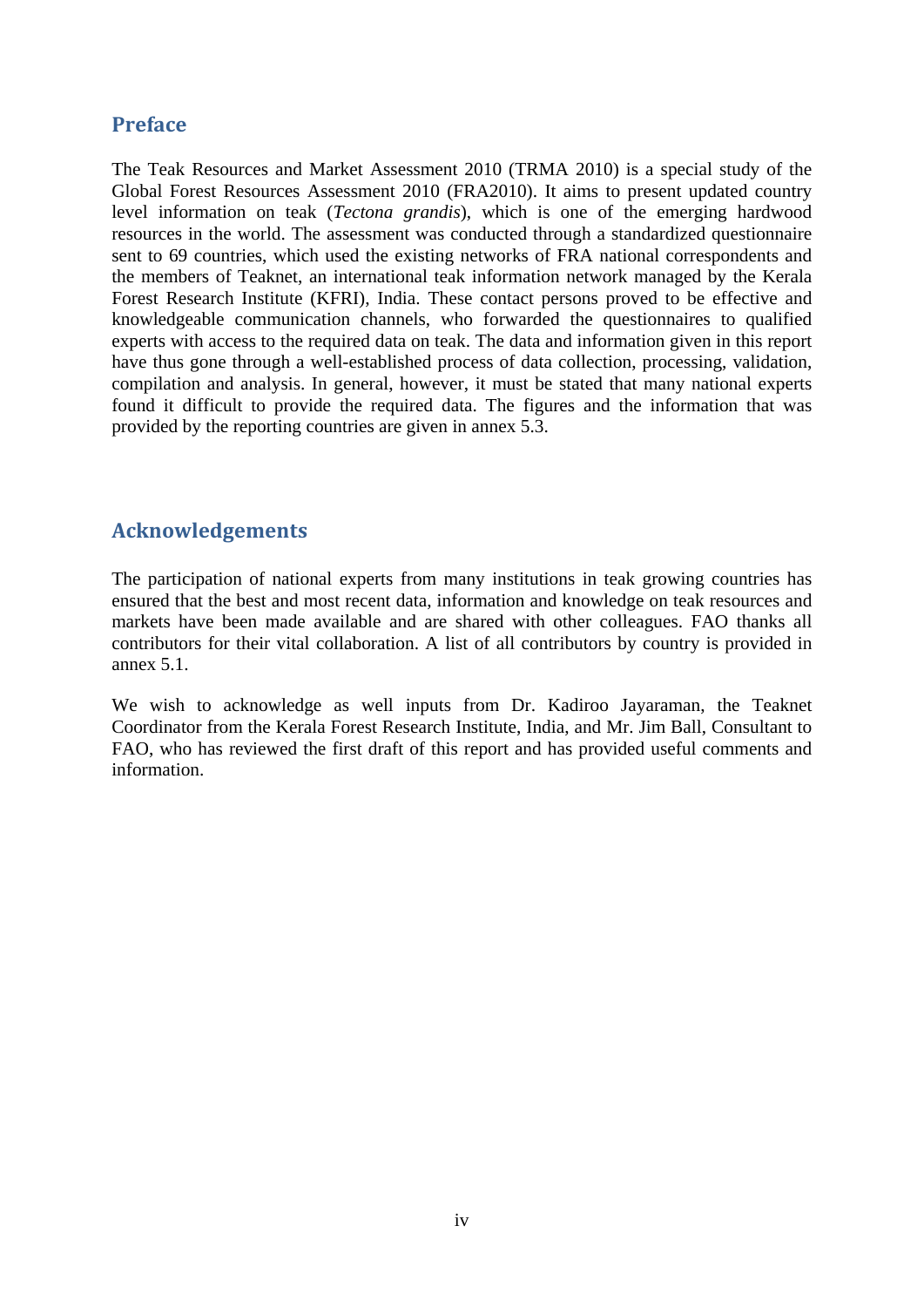## Preface

The Teak Resources and Market Assessment 2010 (TRMA 2010) is a special study of the Global Forest Resources Assessment 2010 (FRA2010). It aims to present updated country level information on teak (*Tectona grandis*), which is one of the emerging hardwood resources in the world. The assessment was conducted through a standardized questionnaire sent to 69 countries, which used the existing networks of FRA national correspondents and the members of Teaknet, an international teak information network managed by the Kerala Forest Research Institute (KFRI), India. These contact persons proved to be effective and knowledgeable communication channels, who forwarded the questionnaires to qualified experts with access to the required data on teak. The data and information given in this report have thus gone through a well-established process of data collection, processing, validation, compilation and analysis. In general, however, it must be stated that many national experts found it difficult to provide the required data. The figures and the information that was provided by the reporting countries are given in annex 5.3.

## Acknowledgements

The participation of national experts from many institutions in teak growing countries has ensured that the best and most recent data, information and knowledge on teak resources and markets have been made available and are shared with other colleagues. FAO thanks all contributors for their vital collaboration. A list of all contributors by country is provided in annex 5.1.

We wish to acknowledge as well inputs from Dr. Kadiroo Jayaraman, the Teaknet Coordinator from the Kerala Forest Research Institute, India, and Mr. Jim Ball, Consultant to FAO, who has reviewed the first draft of this report and has provided useful comments and information.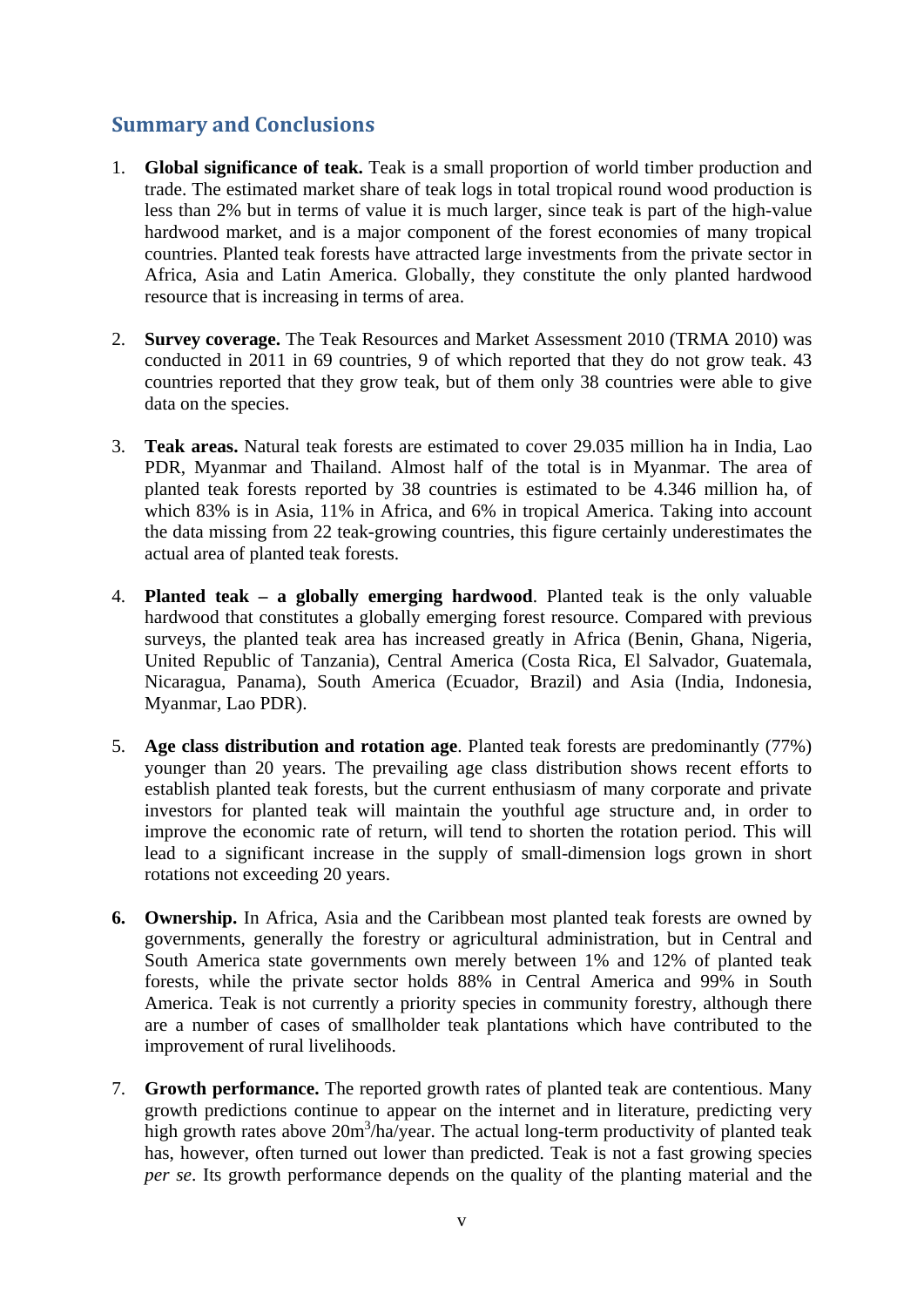## Summary and Conclusions

1. **Global significance of teak.** Teak is a small proportion of world timber production and trade. The estimated market share of teak logs in total tropical round wood production is less than 2% but in terms of value it is much larger, since teak is part of the high-value hardwood market, and is a major component of the forest economies of many tropical countries. Planted teak forests have attracted large investments from the private sector in Africa, Asia and Latin America. Globally, they constitute the only planted hardwood resource that is increasing in terms of area.

2. **Survey coverage.** The Teak Resources and Market Assessment 2010 (TRMA 2010) was conducted in 2011 in 69 countries, 9 of which reported that they do not grow teak. 43 countries reported that they grow teak, but of them only 38 countries were able to give data on the species.

3. **Teak areas.** Natural teak forests are estimated to cover 29.035 million ha in India, Lao PDR, Myanmar and Thailand. Almost half of the total is in Myanmar. The area of planted teak forests reported by 38 countries is estimated to be 4.346 million ha, of which 83% is in Asia, 11% in Africa, and 6% in tropical America. Taking into account the data missing from 22 teak-growing countries, this figure certainly underestimates the actual area of planted teak forests.

4. **Planted teak – a globally emerging hardwood**. Planted teak is the only valuable hardwood that constitutes a globally emerging forest resource. Compared with previous surveys, the planted teak area has increased greatly in Africa (Benin, Ghana, Nigeria, United Republic of Tanzania), Central America (Costa Rica, El Salvador, Guatemala, Nicaragua, Panama), South America (Ecuador, Brazil) and Asia (India, Indonesia, Myanmar, Lao PDR).

5. **Age class distribution and rotation age**. Planted teak forests are predominantly (77%) younger than 20 years. The prevailing age class distribution shows recent efforts to establish planted teak forests, but the current enthusiasm of many corporate and private investors for planted teak will maintain the youthful age structure and, in order to improve the economic rate of return, will tend to shorten the rotation period. This will lead to a significant increase in the supply of small-dimension logs grown in short rotations not exceeding 20 years.

6. **Ownership.** In Africa, Asia and the Caribbean most planted teak forests are owned by governments, generally the forestry or agricultural administration, but in Central and South America state governments own merely between 1% and 12% of planted teak forests, while the private sector holds 88% in Central America and 99% in South America. Teak is not currently a priority species in community forestry, although there are a number of cases of smallholder teak plantations which have contributed to the improvement of rural livelihoods.

7. **Growth performance.** The reported growth rates of planted teak are contentious. Many growth predictions continue to appear on the internet and in literature, predicting very high growth rates above 20m$^3$/ha/year. The actual long-term productivity of planted teak has, however, often turned out lower than predicted. Teak is not a fast growing species *per se*. Its growth performance depends on the quality of the planting material and the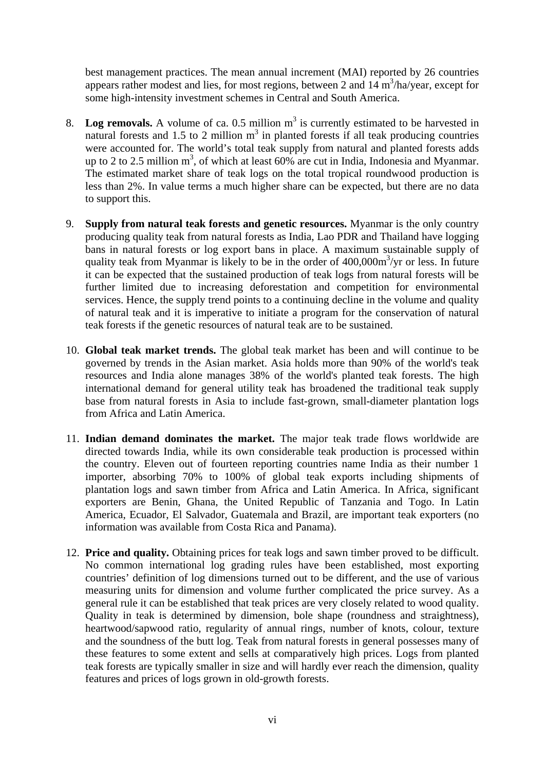best management practices. The mean annual increment (MAI) reported by 26 countries appears rather modest and lies, for most regions, between 2 and 14 $m^3$/ha/year, except for some high-intensity investment schemes in Central and South America.

8. **Log removals.** A volume of ca. 0.5 million $m^3$ is currently estimated to be harvested in natural forests and 1.5 to 2 million $m^3$ in planted forests if all teak producing countries were accounted for. The world's total teak supply from natural and planted forests adds up to 2 to 2.5 million $m^3$, of which at least 60% are cut in India, Indonesia and Myanmar. The estimated market share of teak logs on the total tropical roundwood production is less than 2%. In value terms a much higher share can be expected, but there are no data to support this.

9. **Supply from natural teak forests and genetic resources.** Myanmar is the only country producing quality teak from natural forests as India, Lao PDR and Thailand have logging bans in natural forests or log export bans in place. A maximum sustainable supply of quality teak from Myanmar is likely to be in the order of 400,000$m^3$/yr or less. In future it can be expected that the sustained production of teak logs from natural forests will be further limited due to increasing deforestation and competition for environmental services. Hence, the supply trend points to a continuing decline in the volume and quality of natural teak and it is imperative to initiate a program for the conservation of natural teak forests if the genetic resources of natural teak are to be sustained.

10. **Global teak market trends.** The global teak market has been and will continue to be governed by trends in the Asian market. Asia holds more than 90% of the world's teak resources and India alone manages 38% of the world's planted teak forests. The high international demand for general utility teak has broadened the traditional teak supply base from natural forests in Asia to include fast-grown, small-diameter plantation logs from Africa and Latin America.

11. **Indian demand dominates the market.** The major teak trade flows worldwide are directed towards India, while its own considerable teak production is processed within the country. Eleven out of fourteen reporting countries name India as their number 1 importer, absorbing 70% to 100% of global teak exports including shipments of plantation logs and sawn timber from Africa and Latin America. In Africa, significant exporters are Benin, Ghana, the United Republic of Tanzania and Togo. In Latin America, Ecuador, El Salvador, Guatemala and Brazil, are important teak exporters (no information was available from Costa Rica and Panama).

12. **Price and quality.** Obtaining prices for teak logs and sawn timber proved to be difficult. No common international log grading rules have been established, most exporting countries' definition of log dimensions turned out to be different, and the use of various measuring units for dimension and volume further complicated the price survey. As a general rule it can be established that teak prices are very closely related to wood quality. Quality in teak is determined by dimension, bole shape (roundness and straightness), heartwood/sapwood ratio, regularity of annual rings, number of knots, colour, texture and the soundness of the butt log. Teak from natural forests in general possesses many of these features to some extent and sells at comparatively high prices. Logs from planted teak forests are typically smaller in size and will hardly ever reach the dimension, quality features and prices of logs grown in old-growth forests.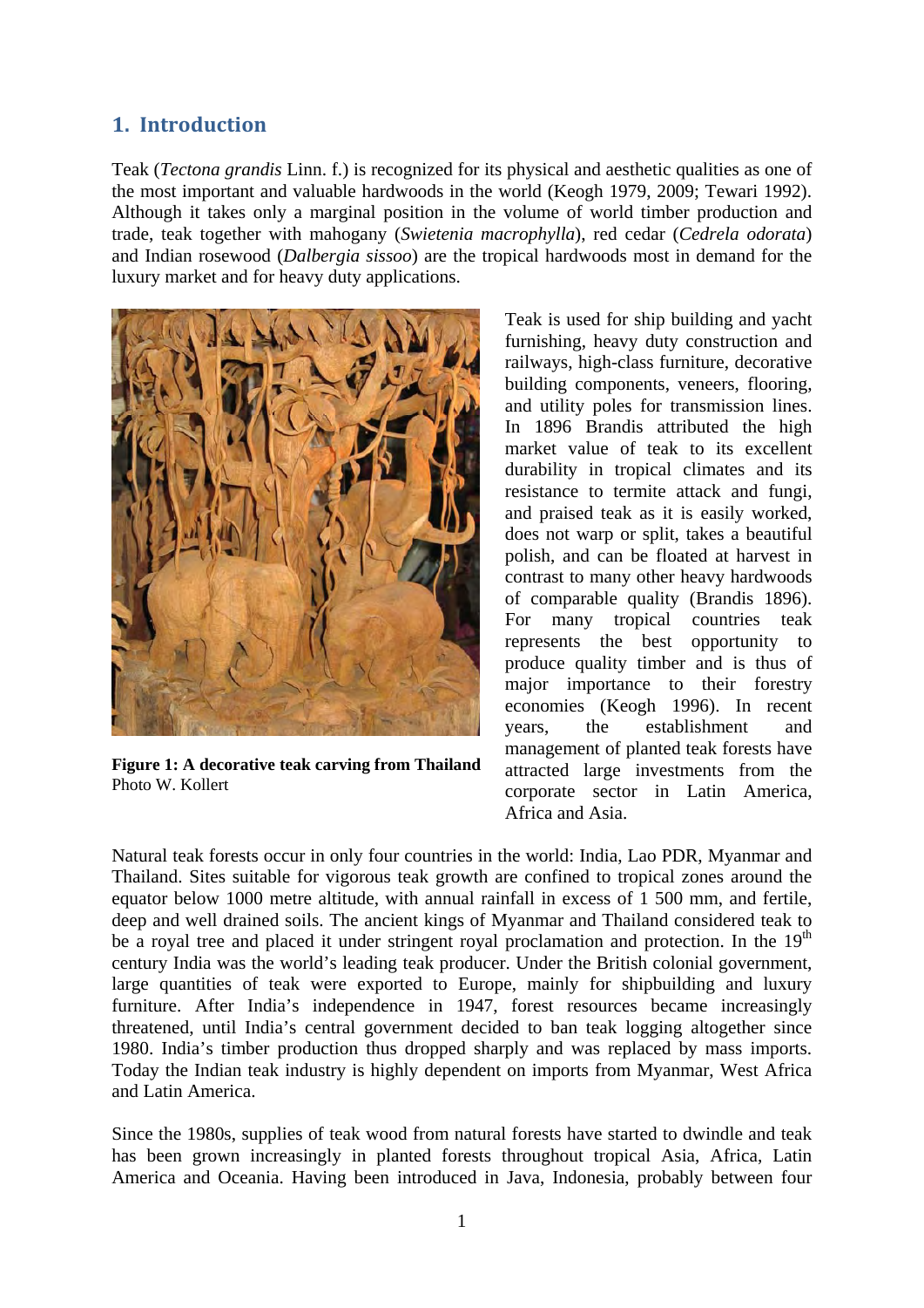## 1. Introduction

Teak (*Tectona grandis* Linn. f.) is recognized for its physical and aesthetic qualities as one of the most important and valuable hardwoods in the world (Keogh 1979, 2009; Tewari 1992). Although it takes only a marginal position in the volume of world timber production and trade, teak together with mahogany (*Swietenia macrophylla*), red cedar (*Cedrela odorata*) and Indian rosewood (*Dalbergia sissoo*) are the tropical hardwoods most in demand for the luxury market and for heavy duty applications.

**Figure 1: A decorative teak carving from Thailand**
Photo W. Kollert

Teak is used for ship building and yacht furnishing, heavy duty construction and railways, high-class furniture, decorative building components, veneers, flooring, and utility poles for transmission lines. In 1896 Brandis attributed the high market value of teak to its excellent durability in tropical climates and its resistance to termite attack and fungi, and praised teak as it is easily worked, does not warp or split, takes a beautiful polish, and can be floated at harvest in contrast to many other heavy hardwoods of comparable quality (Brandis 1896). For many tropical countries teak represents the best opportunity to produce quality timber and is thus of major importance to their forestry economies (Keogh 1996). In recent years, the establishment and management of planted teak forests have attracted large investments from the corporate sector in Latin America, Africa and Asia.

Natural teak forests occur in only four countries in the world: India, Lao PDR, Myanmar and Thailand. Sites suitable for vigorous teak growth are confined to tropical zones around the equator below 1000 metre altitude, with annual rainfall in excess of 1 500 mm, and fertile, deep and well drained soils. The ancient kings of Myanmar and Thailand considered teak to be a royal tree and placed it under stringent royal proclamation and protection. In the 19th century India was the world's leading teak producer. Under the British colonial government, large quantities of teak were exported to Europe, mainly for shipbuilding and luxury furniture. After India's independence in 1947, forest resources became increasingly threatened, until India's central government decided to ban teak logging altogether since 1980. India's timber production thus dropped sharply and was replaced by mass imports. Today the Indian teak industry is highly dependent on imports from Myanmar, West Africa and Latin America.

Since the 1980s, supplies of teak wood from natural forests have started to dwindle and teak has been grown increasingly in planted forests throughout tropical Asia, Africa, Latin America and Oceania. Having been introduced in Java, Indonesia, probably between four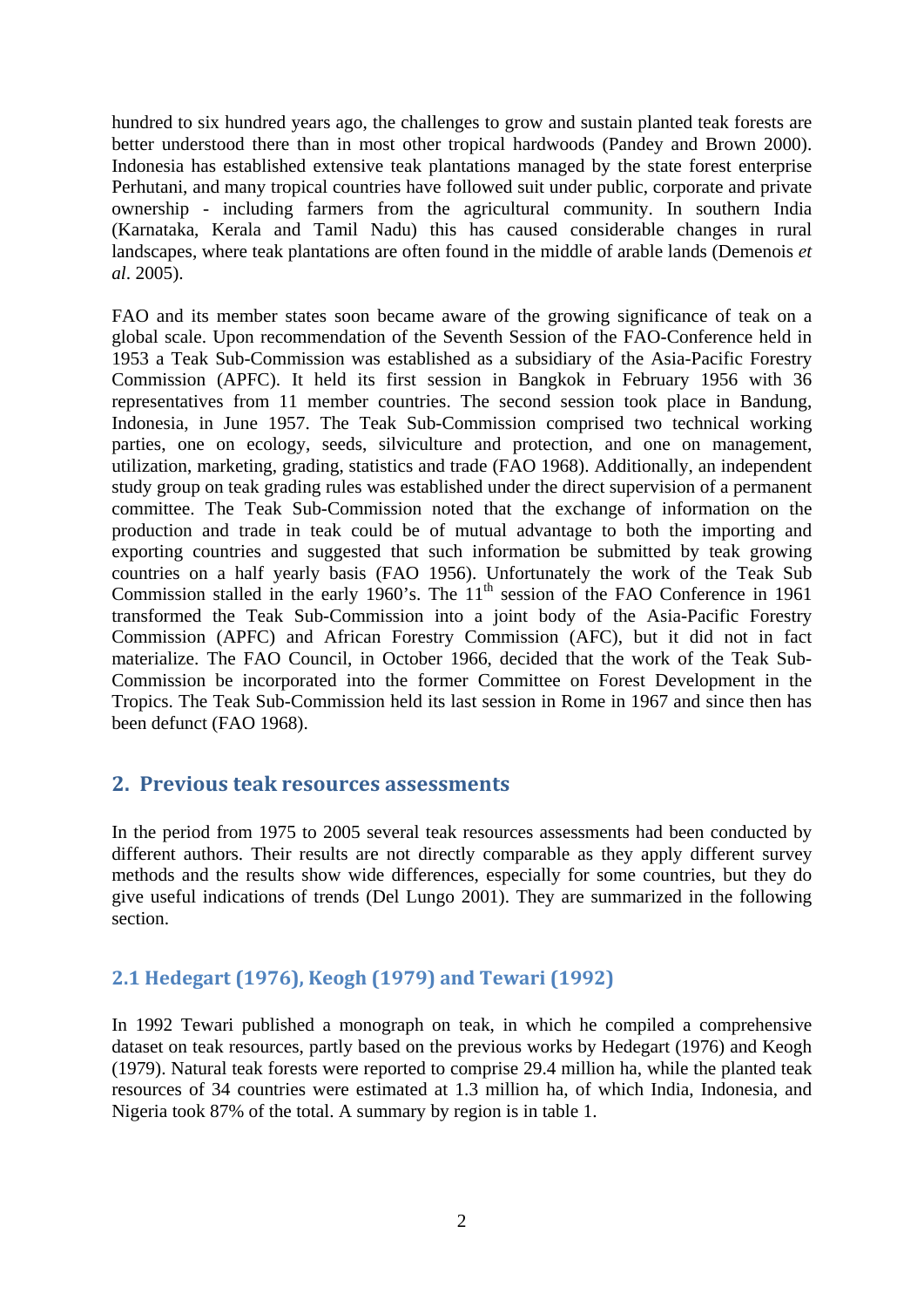hundred to six hundred years ago, the challenges to grow and sustain planted teak forests are better understood there than in most other tropical hardwoods (Pandey and Brown 2000). Indonesia has established extensive teak plantations managed by the state forest enterprise Perhutani, and many tropical countries have followed suit under public, corporate and private ownership - including farmers from the agricultural community. In southern India (Karnataka, Kerala and Tamil Nadu) this has caused considerable changes in rural landscapes, where teak plantations are often found in the middle of arable lands (Demenois *et al*. 2005).

FAO and its member states soon became aware of the growing significance of teak on a global scale. Upon recommendation of the Seventh Session of the FAO-Conference held in 1953 a Teak Sub-Commission was established as a subsidiary of the Asia-Pacific Forestry Commission (APFC). It held its first session in Bangkok in February 1956 with 36 representatives from 11 member countries. The second session took place in Bandung, Indonesia, in June 1957. The Teak Sub-Commission comprised two technical working parties, one on ecology, seeds, silviculture and protection, and one on management, utilization, marketing, grading, statistics and trade (FAO 1968). Additionally, an independent study group on teak grading rules was established under the direct supervision of a permanent committee. The Teak Sub-Commission noted that the exchange of information on the production and trade in teak could be of mutual advantage to both the importing and exporting countries and suggested that such information be submitted by teak growing countries on a half yearly basis (FAO 1956). Unfortunately the work of the Teak Sub Commission stalled in the early 1960's. The 11th session of the FAO Conference in 1961 transformed the Teak Sub-Commission into a joint body of the Asia-Pacific Forestry Commission (APFC) and African Forestry Commission (AFC), but it did not in fact materialize. The FAO Council, in October 1966, decided that the work of the Teak Sub-Commission be incorporated into the former Committee on Forest Development in the Tropics. The Teak Sub-Commission held its last session in Rome in 1967 and since then has been defunct (FAO 1968).

## 2. Previous teak resources assessments

In the period from 1975 to 2005 several teak resources assessments had been conducted by different authors. Their results are not directly comparable as they apply different survey methods and the results show wide differences, especially for some countries, but they do give useful indications of trends (Del Lungo 2001). They are summarized in the following section.

### 2.1 Hedegart (1976), Keogh (1979) and Tewari (1992)

In 1992 Tewari published a monograph on teak, in which he compiled a comprehensive dataset on teak resources, partly based on the previous works by Hedegart (1976) and Keogh (1979). Natural teak forests were reported to comprise 29.4 million ha, while the planted teak resources of 34 countries were estimated at 1.3 million ha, of which India, Indonesia, and Nigeria took 87% of the total. A summary by region is in table 1.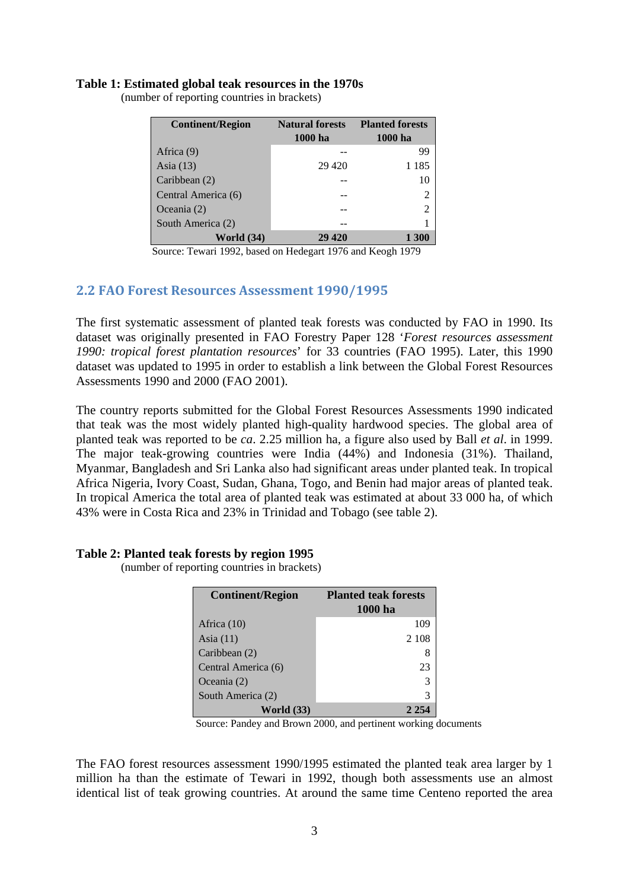**Table 1: Estimated global teak resources in the 1970s**
(number of reporting countries in brackets)

| Continent/Region | Natural forests 1000 ha | Planted forests 1000 ha |
|---|---|---|
| Africa (9) | -- | 99 |
| Asia (13) | 29 420 | 1 185 |
| Caribbean (2) | -- | 10 |
| Central America (6) | -- | 2 |
| Oceania (2) | -- | 2 |
| South America (2) | -- | 1 |
| **World (34)** | **29 420** | **1 300** |

Source: Tewari 1992, based on Hedegart 1976 and Keogh 1979

## 2.2 FAO Forest Resources Assessment 1990/1995

The first systematic assessment of planted teak forests was conducted by FAO in 1990. Its dataset was originally presented in FAO Forestry Paper 128 '*Forest resources assessment 1990: tropical forest plantation resources*' for 33 countries (FAO 1995). Later, this 1990 dataset was updated to 1995 in order to establish a link between the Global Forest Resources Assessments 1990 and 2000 (FAO 2001).

The country reports submitted for the Global Forest Resources Assessments 1990 indicated that teak was the most widely planted high-quality hardwood species. The global area of planted teak was reported to be *ca*. 2.25 million ha, a figure also used by Ball *et al*. in 1999. The major teak-growing countries were India (44%) and Indonesia (31%). Thailand, Myanmar, Bangladesh and Sri Lanka also had significant areas under planted teak. In tropical Africa Nigeria, Ivory Coast, Sudan, Ghana, Togo, and Benin had major areas of planted teak. In tropical America the total area of planted teak was estimated at about 33 000 ha, of which 43% were in Costa Rica and 23% in Trinidad and Tobago (see table 2).

**Table 2: Planted teak forests by region 1995**
(number of reporting countries in brackets)

| Continent/Region | Planted teak forests 1000 ha |
|---|---|
| Africa (10) | 109 |
| Asia (11) | 2 108 |
| Caribbean (2) | 8 |
| Central America (6) | 23 |
| Oceania (2) | 3 |
| South America (2) | 3 |
| **World (33)** | **2 254** |

Source: Pandey and Brown 2000, and pertinent working documents

The FAO forest resources assessment 1990/1995 estimated the planted teak area larger by 1 million ha than the estimate of Tewari in 1992, though both assessments use an almost identical list of teak growing countries. At around the same time Centeno reported the area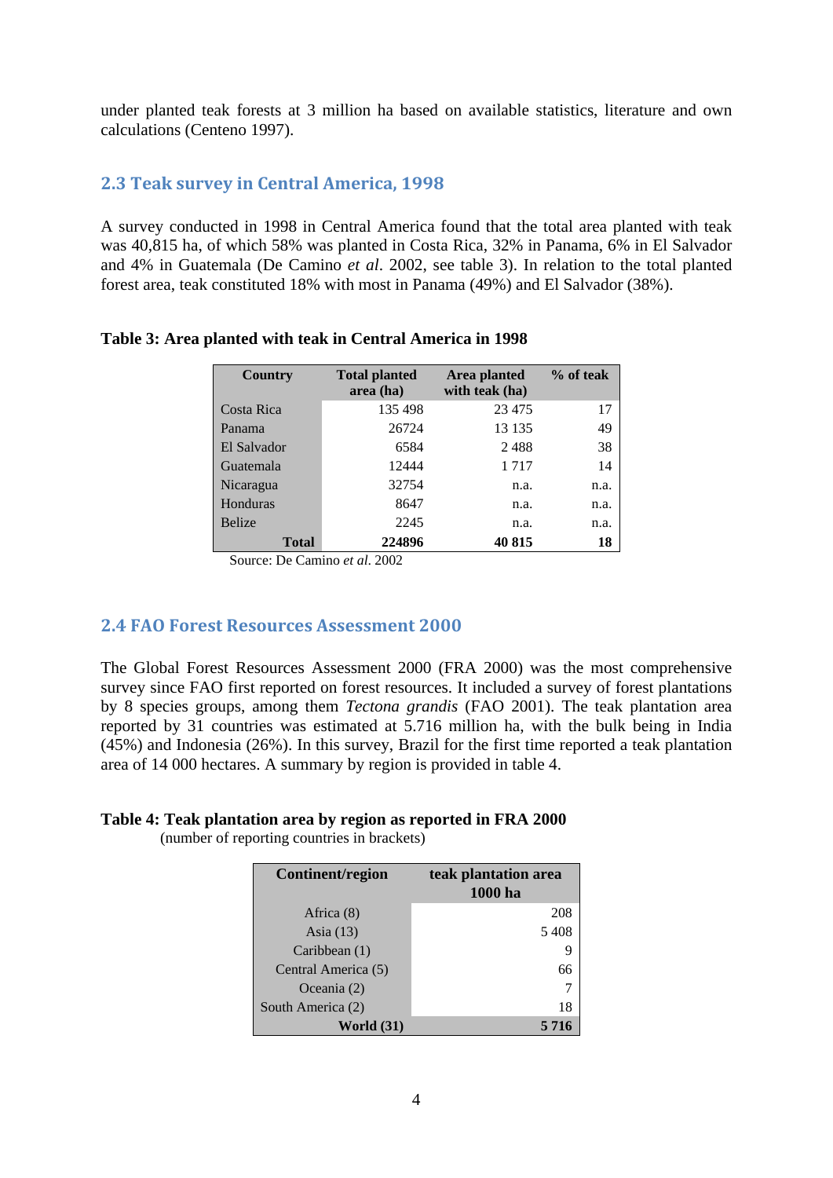under planted teak forests at 3 million ha based on available statistics, literature and own calculations (Centeno 1997).

## 2.3 Teak survey in Central America, 1998

A survey conducted in 1998 in Central America found that the total area planted with teak was 40,815 ha, of which 58% was planted in Costa Rica, 32% in Panama, 6% in El Salvador and 4% in Guatemala (De Camino *et al*. 2002, see table 3). In relation to the total planted forest area, teak constituted 18% with most in Panama (49%) and El Salvador (38%).

**Table 3: Area planted with teak in Central America in 1998**

| Country | Total planted area (ha) | Area planted with teak (ha) | % of teak |
|---|---|---|---|
| Costa Rica | 135 498 | 23 475 | 17 |
| Panama | 26724 | 13 135 | 49 |
| El Salvador | 6584 | 2 488 | 38 |
| Guatemala | 12444 | 1 717 | 14 |
| Nicaragua | 32754 | n.a. | n.a. |
| Honduras | 8647 | n.a. | n.a. |
| Belize | 2245 | n.a. | n.a. |
| **Total** | **224896** | **40 815** | **18** |

Source: De Camino *et al*. 2002

## 2.4 FAO Forest Resources Assessment 2000

The Global Forest Resources Assessment 2000 (FRA 2000) was the most comprehensive survey since FAO first reported on forest resources. It included a survey of forest plantations by 8 species groups, among them *Tectona grandis* (FAO 2001). The teak plantation area reported by 31 countries was estimated at 5.716 million ha, with the bulk being in India (45%) and Indonesia (26%). In this survey, Brazil for the first time reported a teak plantation area of 14 000 hectares. A summary by region is provided in table 4.

**Table 4: Teak plantation area by region as reported in FRA 2000**
(number of reporting countries in brackets)

| Continent/region | teak plantation area 1000 ha |
|---|---|
| Africa (8) | 208 |
| Asia (13) | 5 408 |
| Caribbean (1) | 9 |
| Central America (5) | 66 |
| Oceania (2) | 7 |
| South America (2) | 18 |
| **World (31)** | **5 716** |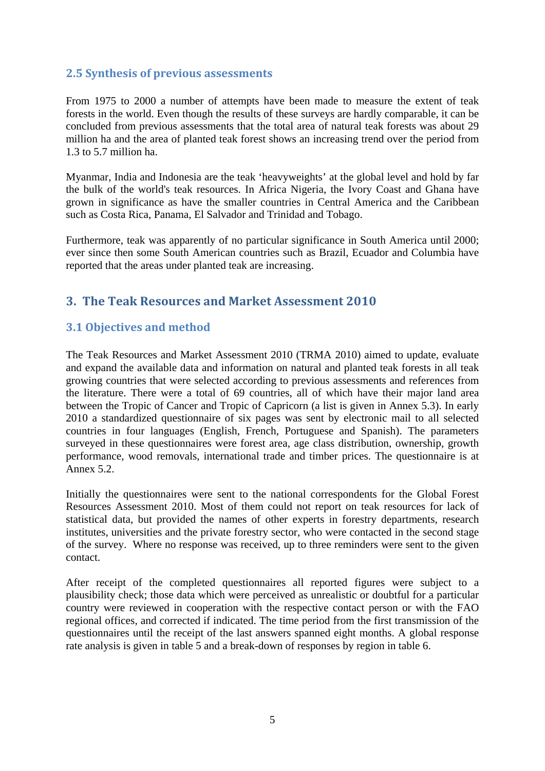### 2.5 Synthesis of previous assessments

From 1975 to 2000 a number of attempts have been made to measure the extent of teak forests in the world. Even though the results of these surveys are hardly comparable, it can be concluded from previous assessments that the total area of natural teak forests was about 29 million ha and the area of planted teak forest shows an increasing trend over the period from 1.3 to 5.7 million ha.

Myanmar, India and Indonesia are the teak 'heavyweights' at the global level and hold by far the bulk of the world's teak resources. In Africa Nigeria, the Ivory Coast and Ghana have grown in significance as have the smaller countries in Central America and the Caribbean such as Costa Rica, Panama, El Salvador and Trinidad and Tobago.

Furthermore, teak was apparently of no particular significance in South America until 2000; ever since then some South American countries such as Brazil, Ecuador and Columbia have reported that the areas under planted teak are increasing.

## 3. The Teak Resources and Market Assessment 2010

### 3.1 Objectives and method

The Teak Resources and Market Assessment 2010 (TRMA 2010) aimed to update, evaluate and expand the available data and information on natural and planted teak forests in all teak growing countries that were selected according to previous assessments and references from the literature. There were a total of 69 countries, all of which have their major land area between the Tropic of Cancer and Tropic of Capricorn (a list is given in Annex 5.3). In early 2010 a standardized questionnaire of six pages was sent by electronic mail to all selected countries in four languages (English, French, Portuguese and Spanish). The parameters surveyed in these questionnaires were forest area, age class distribution, ownership, growth performance, wood removals, international trade and timber prices. The questionnaire is at Annex 5.2.

Initially the questionnaires were sent to the national correspondents for the Global Forest Resources Assessment 2010. Most of them could not report on teak resources for lack of statistical data, but provided the names of other experts in forestry departments, research institutes, universities and the private forestry sector, who were contacted in the second stage of the survey. Where no response was received, up to three reminders were sent to the given contact.

After receipt of the completed questionnaires all reported figures were subject to a plausibility check; those data which were perceived as unrealistic or doubtful for a particular country were reviewed in cooperation with the respective contact person or with the FAO regional offices, and corrected if indicated. The time period from the first transmission of the questionnaires until the receipt of the last answers spanned eight months. A global response rate analysis is given in table 5 and a break-down of responses by region in table 6.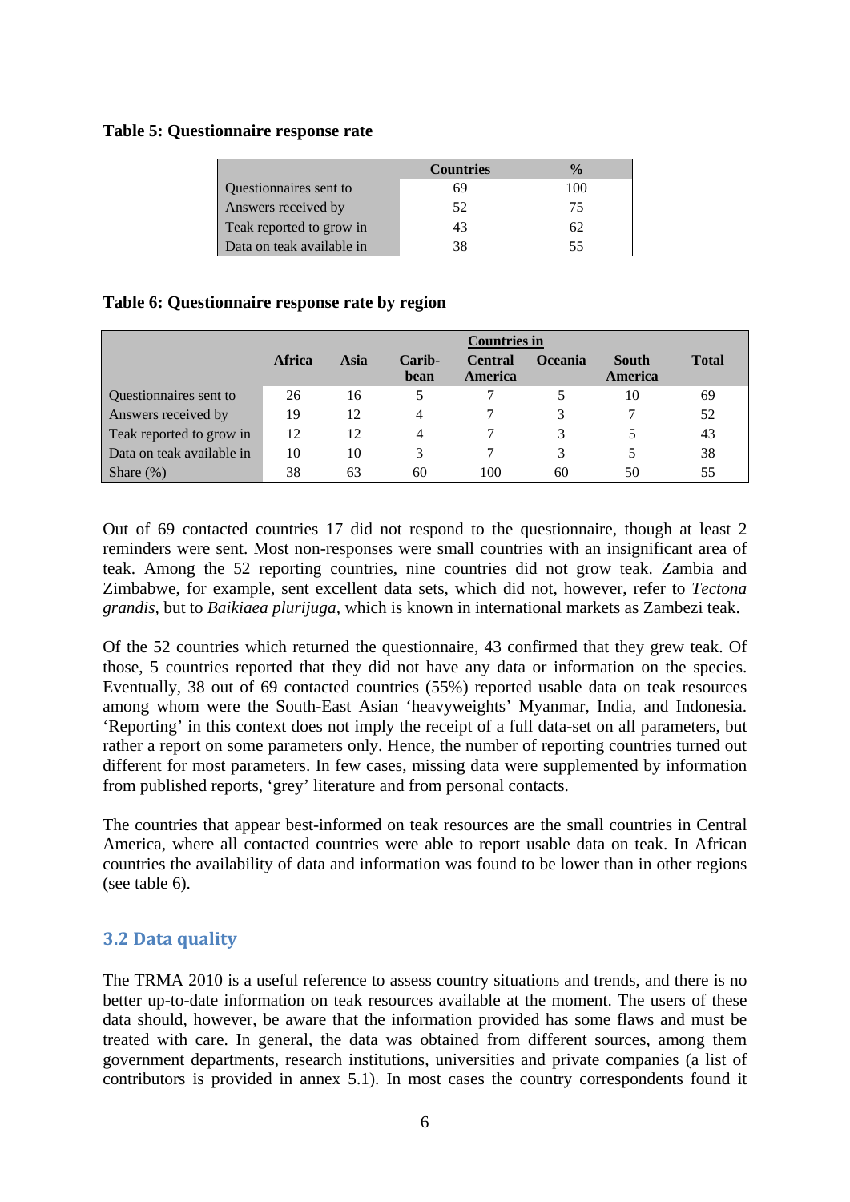**Table 5: Questionnaire response rate**

| | Countries | % |
|---|---|---|
| Questionnaires sent to | 69 | 100 |
| Answers received by | 52 | 75 |
| Teak reported to grow in | 43 | 62 |
| Data on teak available in | 38 | 55 |

**Table 6: Questionnaire response rate by region**

| | Countries in | | | | | | |
|---|---|---|---|---|---|---|---|
| | Africa | Asia | Carib-bean | Central America | Oceania | South America | Total |
| Questionnaires sent to | 26 | 16 | 5 | 7 | 5 | 10 | 69 |
| Answers received by | 19 | 12 | 4 | 7 | 3 | 7 | 52 |
| Teak reported to grow in | 12 | 12 | 4 | 7 | 3 | 5 | 43 |
| Data on teak available in | 10 | 10 | 3 | 7 | 3 | 5 | 38 |
| Share (%) | 38 | 63 | 60 | 100 | 60 | 50 | 55 |

Out of 69 contacted countries 17 did not respond to the questionnaire, though at least 2 reminders were sent. Most non-responses were small countries with an insignificant area of teak. Among the 52 reporting countries, nine countries did not grow teak. Zambia and Zimbabwe, for example, sent excellent data sets, which did not, however, refer to *Tectona grandis*, but to *Baikiaea plurijuga*, which is known in international markets as Zambezi teak.

Of the 52 countries which returned the questionnaire, 43 confirmed that they grew teak. Of those, 5 countries reported that they did not have any data or information on the species. Eventually, 38 out of 69 contacted countries (55%) reported usable data on teak resources among whom were the South-East Asian 'heavyweights' Myanmar, India, and Indonesia. 'Reporting' in this context does not imply the receipt of a full data-set on all parameters, but rather a report on some parameters only. Hence, the number of reporting countries turned out different for most parameters. In few cases, missing data were supplemented by information from published reports, 'grey' literature and from personal contacts.

The countries that appear best-informed on teak resources are the small countries in Central America, where all contacted countries were able to report usable data on teak. In African countries the availability of data and information was found to be lower than in other regions (see table 6).

## 3.2 Data quality

The TRMA 2010 is a useful reference to assess country situations and trends, and there is no better up-to-date information on teak resources available at the moment. The users of these data should, however, be aware that the information provided has some flaws and must be treated with care. In general, the data was obtained from different sources, among them government departments, research institutions, universities and private companies (a list of contributors is provided in annex 5.1). In most cases the country correspondents found it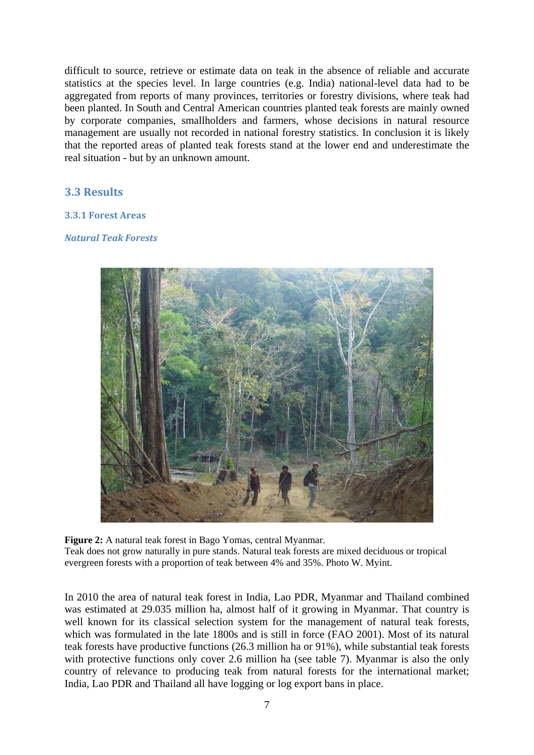difficult to source, retrieve or estimate data on teak in the absence of reliable and accurate statistics at the species level. In large countries (e.g. India) national-level data had to be aggregated from reports of many provinces, territories or forestry divisions, where teak had been planted. In South and Central American countries planted teak forests are mainly owned by corporate companies, smallholders and farmers, whose decisions in natural resource management are usually not recorded in national forestry statistics. In conclusion it is likely that the reported areas of planted teak forests stand at the lower end and underestimate the real situation - but by an unknown amount.

## 3.3 Results

### 3.3.1 Forest Areas

#### *Natural Teak Forests*

**Figure 2:** A natural teak forest in Bago Yomas, central Myanmar.
Teak does not grow naturally in pure stands. Natural teak forests are mixed deciduous or tropical evergreen forests with a proportion of teak between 4% and 35%. Photo W. Myint.

In 2010 the area of natural teak forest in India, Lao PDR, Myanmar and Thailand combined was estimated at 29.035 million ha, almost half of it growing in Myanmar. That country is well known for its classical selection system for the management of natural teak forests, which was formulated in the late 1800s and is still in force (FAO 2001). Most of its natural teak forests have productive functions (26.3 million ha or 91%), while substantial teak forests with protective functions only cover 2.6 million ha (see table 7). Myanmar is also the only country of relevance to producing teak from natural forests for the international market; India, Lao PDR and Thailand all have logging or log export bans in place.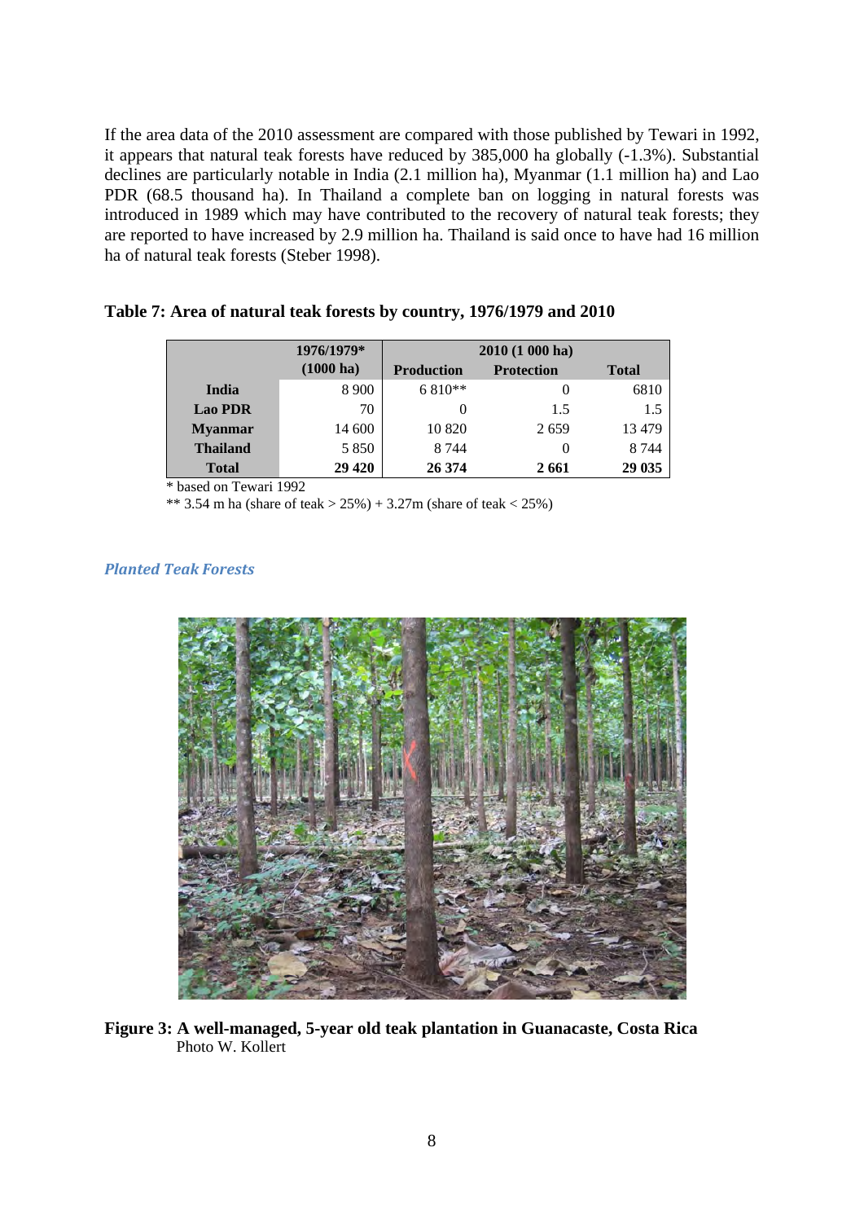If the area data of the 2010 assessment are compared with those published by Tewari in 1992, it appears that natural teak forests have reduced by 385,000 ha globally (-1.3%). Substantial declines are particularly notable in India (2.1 million ha), Myanmar (1.1 million ha) and Lao PDR (68.5 thousand ha). In Thailand a complete ban on logging in natural forests was introduced in 1989 which may have contributed to the recovery of natural teak forests; they are reported to have increased by 2.9 million ha. Thailand is said once to have had 16 million ha of natural teak forests (Steber 1998).

**Table 7: Area of natural teak forests by country, 1976/1979 and 2010**

| | 1976/1979* (1000 ha) | 2010 (1 000 ha) | | |
|---|---|---|---|---|
| | | Production | Protection | Total |
| **India** | 8 900 | 6 810** | 0 | 6810 |
| **Lao PDR** | 70 | 0 | 1.5 | 1.5 |
| **Myanmar** | 14 600 | 10 820 | 2 659 | 13 479 |
| **Thailand** | 5 850 | 8 744 | 0 | 8 744 |
| **Total** | **29 420** | **26 374** | **2 661** | **29 035** |

* based on Tewari 1992

** 3.54 m ha (share of teak > 25%) + 3.27m (share of teak < 25%)

### *Planted Teak Forests*

**Figure 3: A well-managed, 5-year old teak plantation in Guanacaste, Costa Rica**
Photo W. Kollert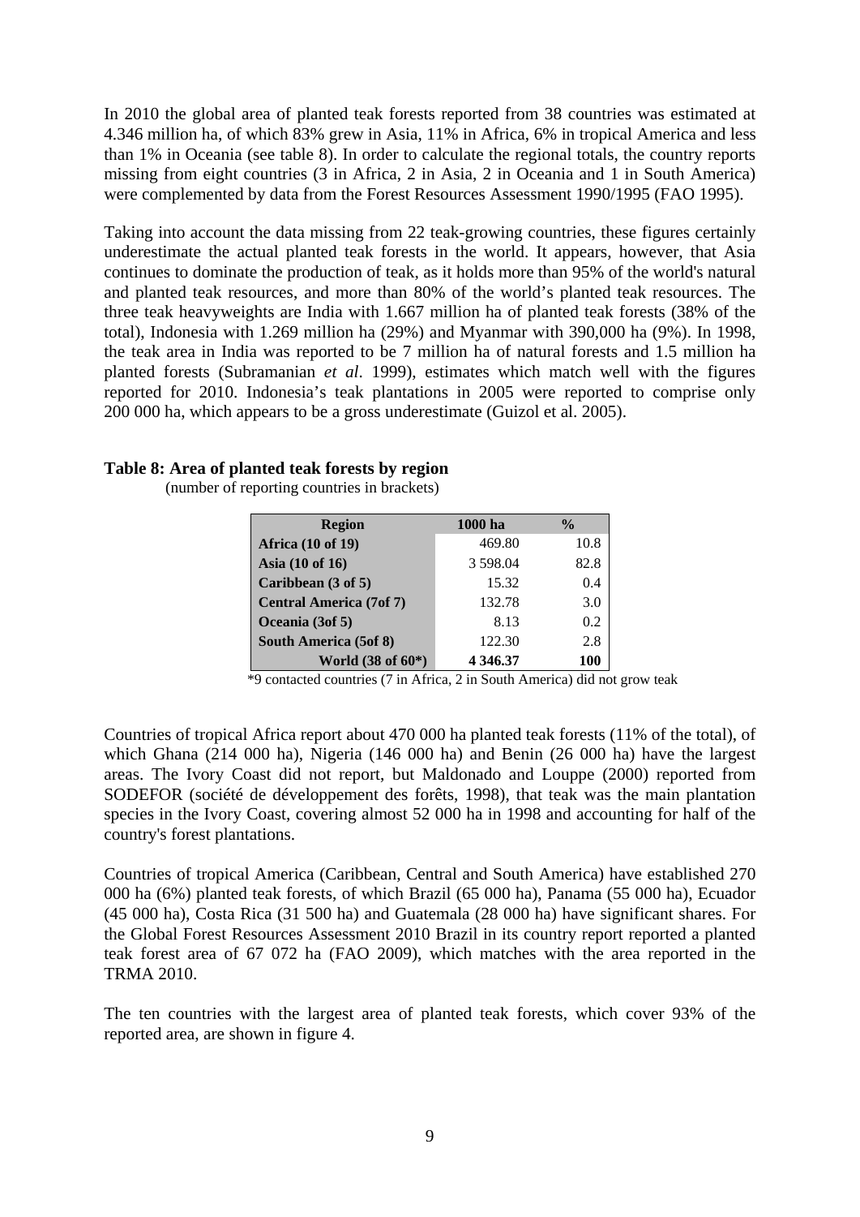In 2010 the global area of planted teak forests reported from 38 countries was estimated at 4.346 million ha, of which 83% grew in Asia, 11% in Africa, 6% in tropical America and less than 1% in Oceania (see table 8). In order to calculate the regional totals, the country reports missing from eight countries (3 in Africa, 2 in Asia, 2 in Oceania and 1 in South America) were complemented by data from the Forest Resources Assessment 1990/1995 (FAO 1995).

Taking into account the data missing from 22 teak-growing countries, these figures certainly underestimate the actual planted teak forests in the world. It appears, however, that Asia continues to dominate the production of teak, as it holds more than 95% of the world's natural and planted teak resources, and more than 80% of the world's planted teak resources. The three teak heavyweights are India with 1.667 million ha of planted teak forests (38% of the total), Indonesia with 1.269 million ha (29%) and Myanmar with 390,000 ha (9%). In 1998, the teak area in India was reported to be 7 million ha of natural forests and 1.5 million ha planted forests (Subramanian *et al*. 1999), estimates which match well with the figures reported for 2010. Indonesia's teak plantations in 2005 were reported to comprise only 200 000 ha, which appears to be a gross underestimate (Guizol et al. 2005).

**Table 8: Area of planted teak forests by region**

(number of reporting countries in brackets)

| Region | 1000 ha | % |
|---|---|---|
| **Africa (10 of 19)** | 469.80 | 10.8 |
| **Asia (10 of 16)** | 3 598.04 | 82.8 |
| **Caribbean (3 of 5)** | 15.32 | 0.4 |
| **Central America (7of 7)** | 132.78 | 3.0 |
| **Oceania (3of 5)** | 8.13 | 0.2 |
| **South America (5of 8)** | 122.30 | 2.8 |
| **World (38 of 60*)** | **4 346.37** | **100** |

*9 contacted countries (7 in Africa, 2 in South America) did not grow teak

Countries of tropical Africa report about 470 000 ha planted teak forests (11% of the total), of which Ghana (214 000 ha), Nigeria (146 000 ha) and Benin (26 000 ha) have the largest areas. The Ivory Coast did not report, but Maldonado and Louppe (2000) reported from SODEFOR (société de développement des forêts, 1998), that teak was the main plantation species in the Ivory Coast, covering almost 52 000 ha in 1998 and accounting for half of the country's forest plantations.

Countries of tropical America (Caribbean, Central and South America) have established 270 000 ha (6%) planted teak forests, of which Brazil (65 000 ha), Panama (55 000 ha), Ecuador (45 000 ha), Costa Rica (31 500 ha) and Guatemala (28 000 ha) have significant shares. For the Global Forest Resources Assessment 2010 Brazil in its country report reported a planted teak forest area of 67 072 ha (FAO 2009), which matches with the area reported in the TRMA 2010.

The ten countries with the largest area of planted teak forests, which cover 93% of the reported area, are shown in figure 4.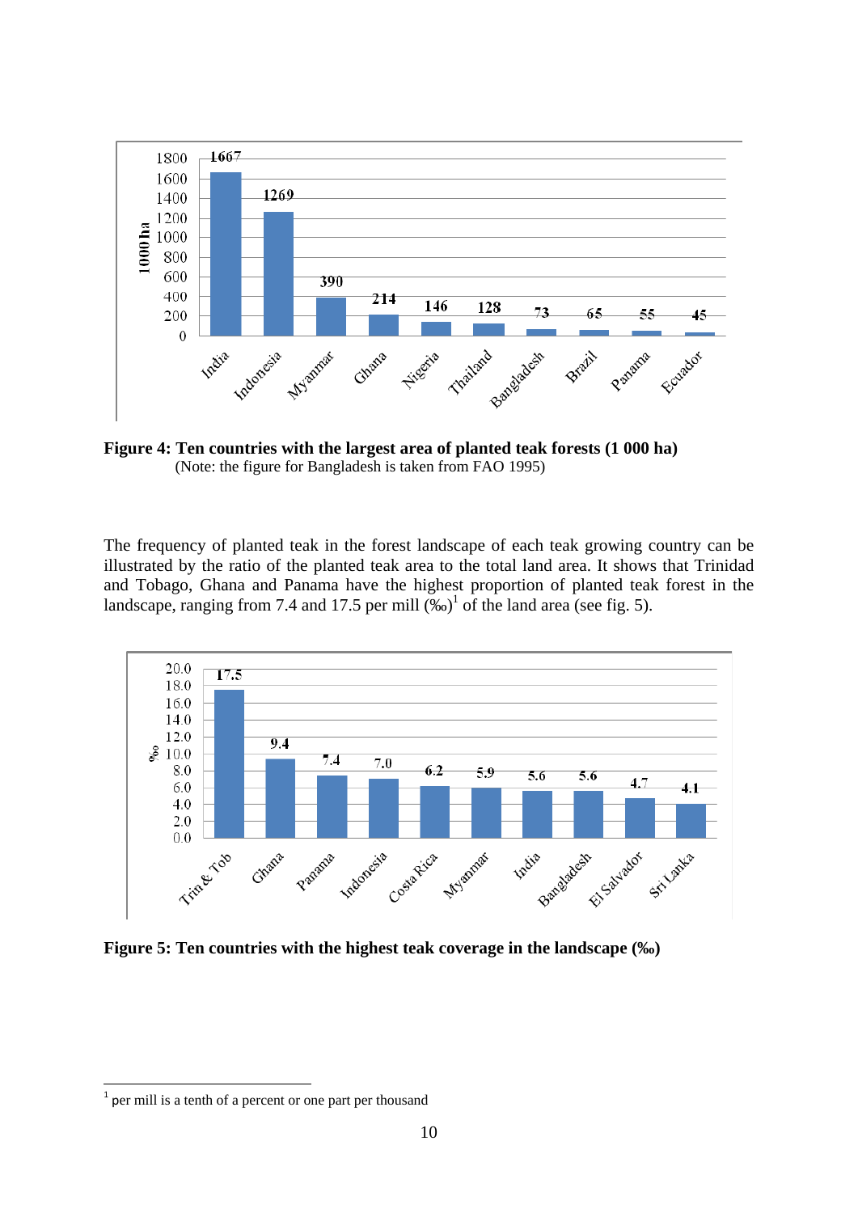**Figure 4: Ten countries with the largest area of planted teak forests (1 000 ha)**
(Note: the figure for Bangladesh is taken from FAO 1995)

The frequency of planted teak in the forest landscape of each teak growing country can be illustrated by the ratio of the planted teak area to the total land area. It shows that Trinidad and Tobago, Ghana and Panama have the highest proportion of planted teak forest in the landscape, ranging from 7.4 and 17.5 per mill (‰)[1] of the land area (see fig. 5).

**Figure 5: Ten countries with the highest teak coverage in the landscape (‰)**

[1] per mill is a tenth of a percent or one part per thousand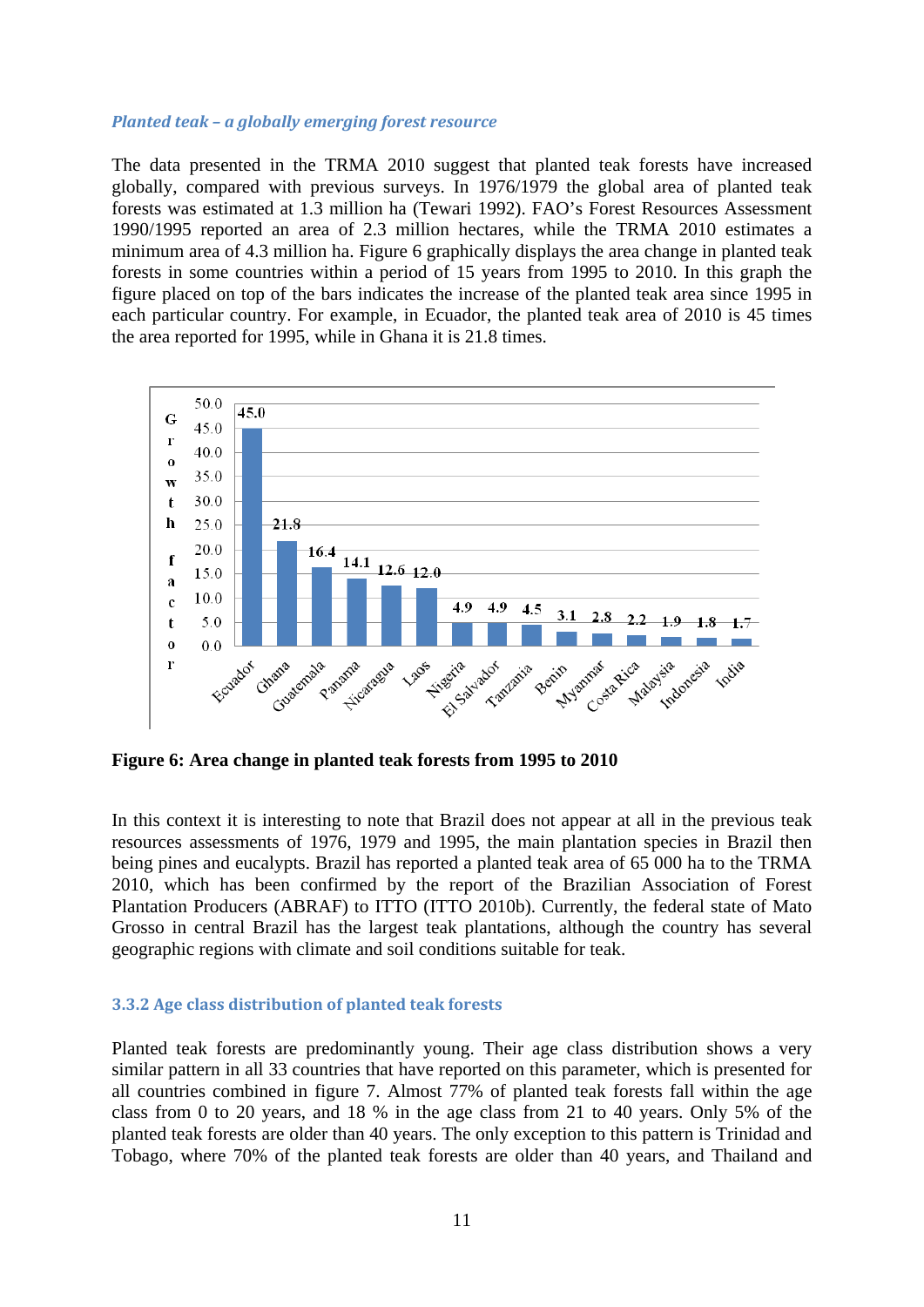### *Planted teak – a globally emerging forest resource*

The data presented in the TRMA 2010 suggest that planted teak forests have increased globally, compared with previous surveys. In 1976/1979 the global area of planted teak forests was estimated at 1.3 million ha (Tewari 1992). FAO's Forest Resources Assessment 1990/1995 reported an area of 2.3 million hectares, while the TRMA 2010 estimates a minimum area of 4.3 million ha. Figure 6 graphically displays the area change in planted teak forests in some countries within a period of 15 years from 1995 to 2010. In this graph the figure placed on top of the bars indicates the increase of the planted teak area since 1995 in each particular country. For example, in Ecuador, the planted teak area of 2010 is 45 times the area reported for 1995, while in Ghana it is 21.8 times.

| Country | Growth factor |
|---|---|
| Ecuador | 45.0 |
| Ghana | 21.8 |
| Guatemala | 16.4 |
| Panama | 14.1 |
| Nicaragua | 12.6 |
| Laos | 12.0 |
| Nigeria | 4.9 |
| El Salvador | 4.9 |
| Tanzania | 4.5 |
| Benin | 3.1 |
| Myanmar | 2.8 |
| Costa Rica | 2.2 |
| Malaysia | 1.9 |
| Indonesia | 1.8 |
| India | 1.7 |

**Figure 6: Area change in planted teak forests from 1995 to 2010**

In this context it is interesting to note that Brazil does not appear at all in the previous teak resources assessments of 1976, 1979 and 1995, the main plantation species in Brazil then being pines and eucalypts. Brazil has reported a planted teak area of 65 000 ha to the TRMA 2010, which has been confirmed by the report of the Brazilian Association of Forest Plantation Producers (ABRAF) to ITTO (ITTO 2010b). Currently, the federal state of Mato Grosso in central Brazil has the largest teak plantations, although the country has several geographic regions with climate and soil conditions suitable for teak.

### 3.3.2 Age class distribution of planted teak forests

Planted teak forests are predominantly young. Their age class distribution shows a very similar pattern in all 33 countries that have reported on this parameter, which is presented for all countries combined in figure 7. Almost 77% of planted teak forests fall within the age class from 0 to 20 years, and 18 % in the age class from 21 to 40 years. Only 5% of the planted teak forests are older than 40 years. The only exception to this pattern is Trinidad and Tobago, where 70% of the planted teak forests are older than 40 years, and Thailand and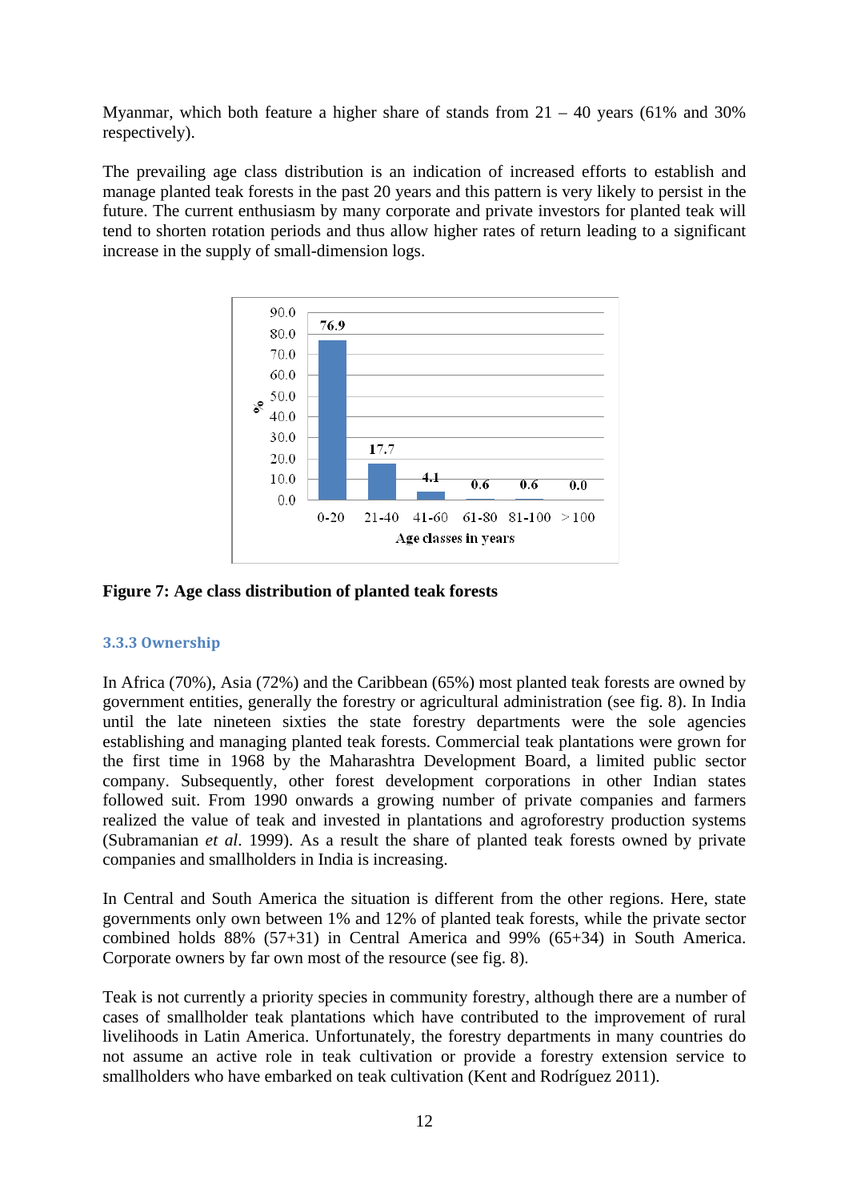Myanmar, which both feature a higher share of stands from 21 – 40 years (61% and 30% respectively).

The prevailing age class distribution is an indication of increased efforts to establish and manage planted teak forests in the past 20 years and this pattern is very likely to persist in the future. The current enthusiasm by many corporate and private investors for planted teak will tend to shorten rotation periods and thus allow higher rates of return leading to a significant increase in the supply of small-dimension logs.

| Age classes in years | % |
|---|---|
| 0-20 | 76.9 |
| 21-40 | 17.7 |
| 41-60 | 4.1 |
| 61-80 | 0.6 |
| 81-100 | 0.6 |
| >100 | 0.0 |

**Figure 7: Age class distribution of planted teak forests**

### 3.3.3 Ownership

In Africa (70%), Asia (72%) and the Caribbean (65%) most planted teak forests are owned by government entities, generally the forestry or agricultural administration (see fig. 8). In India until the late nineteen sixties the state forestry departments were the sole agencies establishing and managing planted teak forests. Commercial teak plantations were grown for the first time in 1968 by the Maharashtra Development Board, a limited public sector company. Subsequently, other forest development corporations in other Indian states followed suit. From 1990 onwards a growing number of private companies and farmers realized the value of teak and invested in plantations and agroforestry production systems (Subramanian *et al*. 1999). As a result the share of planted teak forests owned by private companies and smallholders in India is increasing.

In Central and South America the situation is different from the other regions. Here, state governments only own between 1% and 12% of planted teak forests, while the private sector combined holds 88% (57+31) in Central America and 99% (65+34) in South America. Corporate owners by far own most of the resource (see fig. 8).

Teak is not currently a priority species in community forestry, although there are a number of cases of smallholder teak plantations which have contributed to the improvement of rural livelihoods in Latin America. Unfortunately, the forestry departments in many countries do not assume an active role in teak cultivation or provide a forestry extension service to smallholders who have embarked on teak cultivation (Kent and Rodríguez 2011).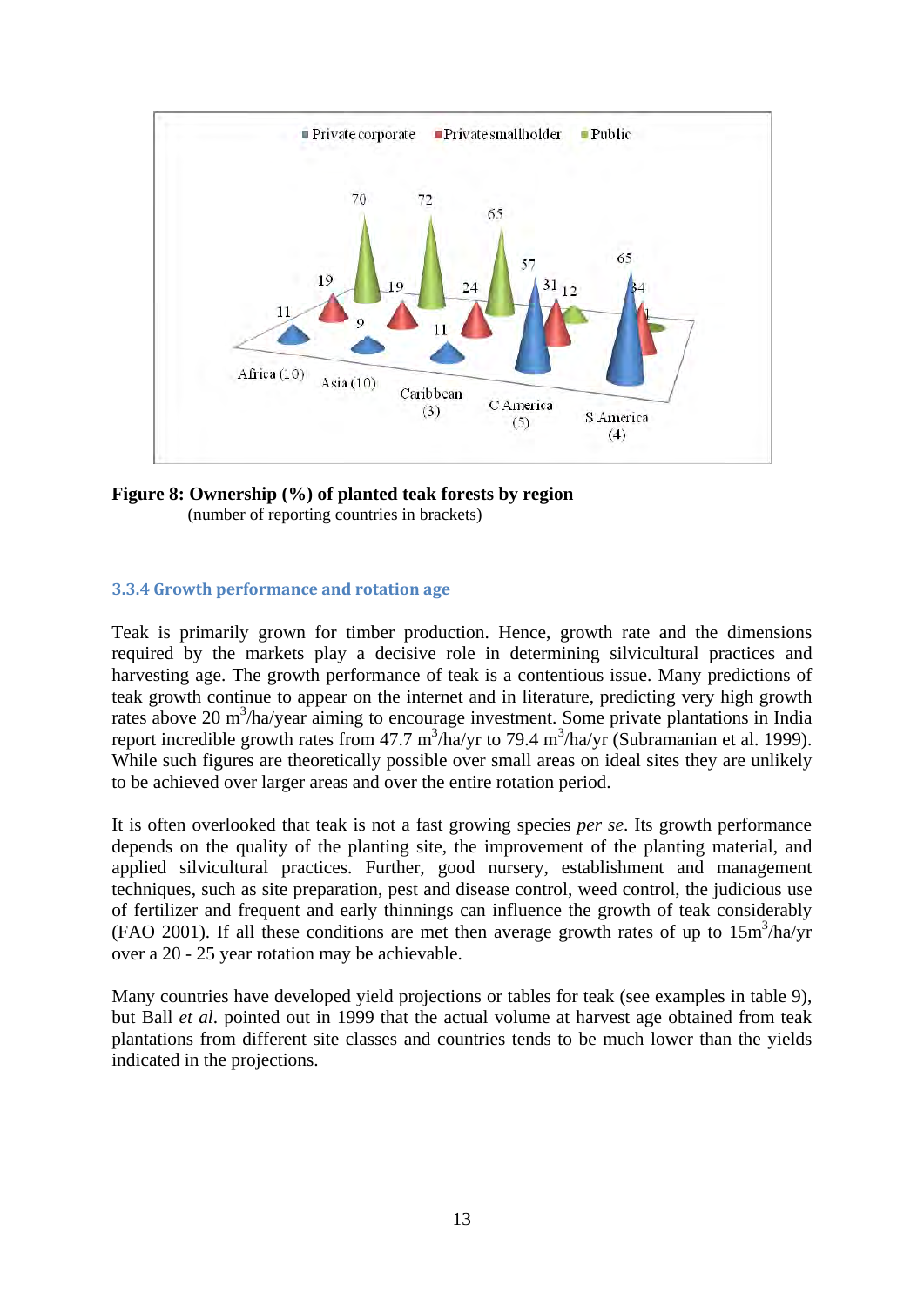**Figure 8: Ownership (%) of planted teak forests by region**
(number of reporting countries in brackets)

### 3.3.4 Growth performance and rotation age

Teak is primarily grown for timber production. Hence, growth rate and the dimensions required by the markets play a decisive role in determining silvicultural practices and harvesting age. The growth performance of teak is a contentious issue. Many predictions of teak growth continue to appear on the internet and in literature, predicting very high growth rates above 20 $m^3$/ha/year aiming to encourage investment. Some private plantations in India report incredible growth rates from 47.7 $m^3$/ha/yr to 79.4 $m^3$/ha/yr (Subramanian et al. 1999). While such figures are theoretically possible over small areas on ideal sites they are unlikely to be achieved over larger areas and over the entire rotation period.

It is often overlooked that teak is not a fast growing species *per se*. Its growth performance depends on the quality of the planting site, the improvement of the planting material, and applied silvicultural practices. Further, good nursery, establishment and management techniques, such as site preparation, pest and disease control, weed control, the judicious use of fertilizer and frequent and early thinnings can influence the growth of teak considerably (FAO 2001). If all these conditions are met then average growth rates of up to 15$m^3$/ha/yr over a 20 - 25 year rotation may be achievable.

Many countries have developed yield projections or tables for teak (see examples in table 9), but Ball *et al*. pointed out in 1999 that the actual volume at harvest age obtained from teak plantations from different site classes and countries tends to be much lower than the yields indicated in the projections.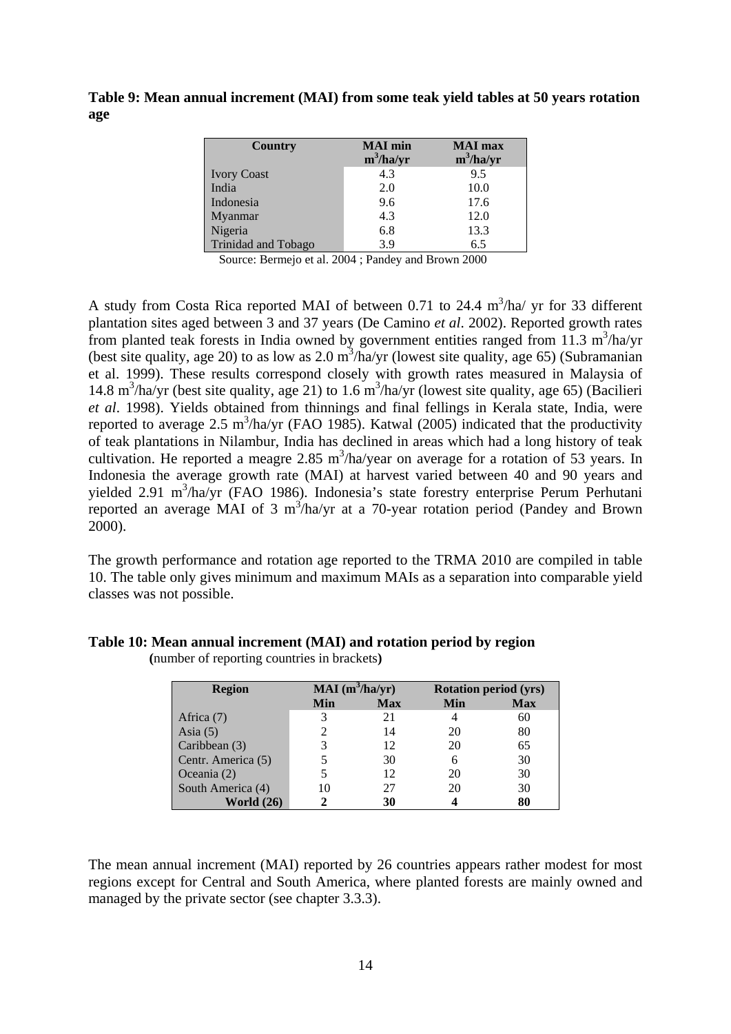**Table 9: Mean annual increment (MAI) from some teak yield tables at 50 years rotation age**

| Country | MAI min $m^3$/ha/yr | MAI max $m^3$/ha/yr |
|---|---|---|
| Ivory Coast | 4.3 | 9.5 |
| India | 2.0 | 10.0 |
| Indonesia | 9.6 | 17.6 |
| Myanmar | 4.3 | 12.0 |
| Nigeria | 6.8 | 13.3 |
| Trinidad and Tobago | 3.9 | 6.5 |

Source: Bermejo et al. 2004 ; Pandey and Brown 2000

A study from Costa Rica reported MAI of between 0.71 to 24.4 $m^3$/ha/ yr for 33 different plantation sites aged between 3 and 37 years (De Camino *et al*. 2002). Reported growth rates from planted teak forests in India owned by government entities ranged from 11.3 $m^3$/ha/yr (best site quality, age 20) to as low as 2.0 $m^3$/ha/yr (lowest site quality, age 65) (Subramanian et al. 1999). These results correspond closely with growth rates measured in Malaysia of 14.8 $m^3$/ha/yr (best site quality, age 21) to 1.6 $m^3$/ha/yr (lowest site quality, age 65) (Bacilieri *et al*. 1998). Yields obtained from thinnings and final fellings in Kerala state, India, were reported to average 2.5 $m^3$/ha/yr (FAO 1985). Katwal (2005) indicated that the productivity of teak plantations in Nilambur, India has declined in areas which had a long history of teak cultivation. He reported a meagre 2.85 $m^3$/ha/year on average for a rotation of 53 years. In Indonesia the average growth rate (MAI) at harvest varied between 40 and 90 years and yielded 2.91 $m^3$/ha/yr (FAO 1986). Indonesia's state forestry enterprise Perum Perhutani reported an average MAI of 3 $m^3$/ha/yr at a 70-year rotation period (Pandey and Brown 2000).

The growth performance and rotation age reported to the TRMA 2010 are compiled in table 10. The table only gives minimum and maximum MAIs as a separation into comparable yield classes was not possible.

**Table 10: Mean annual increment (MAI) and rotation period by region**
**(**number of reporting countries in brackets**)**

| Region | MAI ($m^3$/ha/yr) | | Rotation period (yrs) | |
|---|---|---|---|---|
| | Min | Max | Min | Max |
| Africa (7) | 3 | 21 | 4 | 60 |
| Asia (5) | 2 | 14 | 20 | 80 |
| Caribbean (3) | 3 | 12 | 20 | 65 |
| Centr. America (5) | 5 | 30 | 6 | 30 |
| Oceania (2) | 5 | 12 | 20 | 30 |
| South America (4) | 10 | 27 | 20 | 30 |
| **World (26)** | **2** | **30** | **4** | **80** |

The mean annual increment (MAI) reported by 26 countries appears rather modest for most regions except for Central and South America, where planted forests are mainly owned and managed by the private sector (see chapter 3.3.3).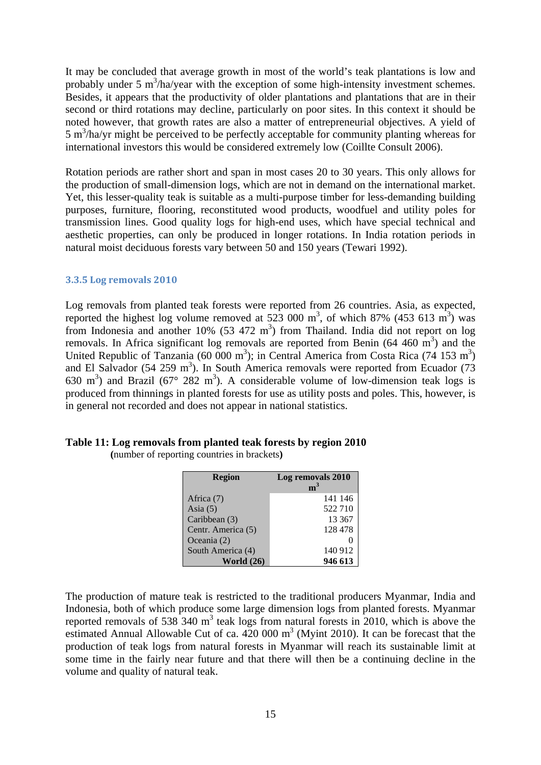It may be concluded that average growth in most of the world's teak plantations is low and probably under 5 $m^3$/ha/year with the exception of some high-intensity investment schemes. Besides, it appears that the productivity of older plantations and plantations that are in their second or third rotations may decline, particularly on poor sites. In this context it should be noted however, that growth rates are also a matter of entrepreneurial objectives. A yield of 5 $m^3$/ha/yr might be perceived to be perfectly acceptable for community planting whereas for international investors this would be considered extremely low (Coillte Consult 2006).

Rotation periods are rather short and span in most cases 20 to 30 years. This only allows for the production of small-dimension logs, which are not in demand on the international market. Yet, this lesser-quality teak is suitable as a multi-purpose timber for less-demanding building purposes, furniture, flooring, reconstituted wood products, woodfuel and utility poles for transmission lines. Good quality logs for high-end uses, which have special technical and aesthetic properties, can only be produced in longer rotations. In India rotation periods in natural moist deciduous forests vary between 50 and 150 years (Tewari 1992).

### 3.3.5 Log removals 2010

Log removals from planted teak forests were reported from 26 countries. Asia, as expected, reported the highest log volume removed at 523 000 $m^3$, of which 87% (453 613 $m^3$) was from Indonesia and another 10% (53 472 $m^3$) from Thailand. India did not report on log removals. In Africa significant log removals are reported from Benin (64 460 $m^3$) and the United Republic of Tanzania (60 000 $m^3$); in Central America from Costa Rica (74 153 $m^3$) and El Salvador (54 259 $m^3$). In South America removals were reported from Ecuador (73 630 $m^3$) and Brazil (67° 282 $m^3$). A considerable volume of low-dimension teak logs is produced from thinnings in planted forests for use as utility posts and poles. This, however, is in general not recorded and does not appear in national statistics.

**Table 11: Log removals from planted teak forests by region 2010**
**(**number of reporting countries in brackets**)**

| Region | Log removals 2010 $m^3$ |
|---|---|
| Africa (7) | 141 146 |
| Asia (5) | 522 710 |
| Caribbean (3) | 13 367 |
| Centr. America (5) | 128 478 |
| Oceania (2) | 0 |
| South America (4) | 140 912 |
| **World (26)** | **946 613** |

The production of mature teak is restricted to the traditional producers Myanmar, India and Indonesia, both of which produce some large dimension logs from planted forests. Myanmar reported removals of 538 340 $m^3$ teak logs from natural forests in 2010, which is above the estimated Annual Allowable Cut of ca. 420 000 $m^3$ (Myint 2010). It can be forecast that the production of teak logs from natural forests in Myanmar will reach its sustainable limit at some time in the fairly near future and that there will then be a continuing decline in the volume and quality of natural teak.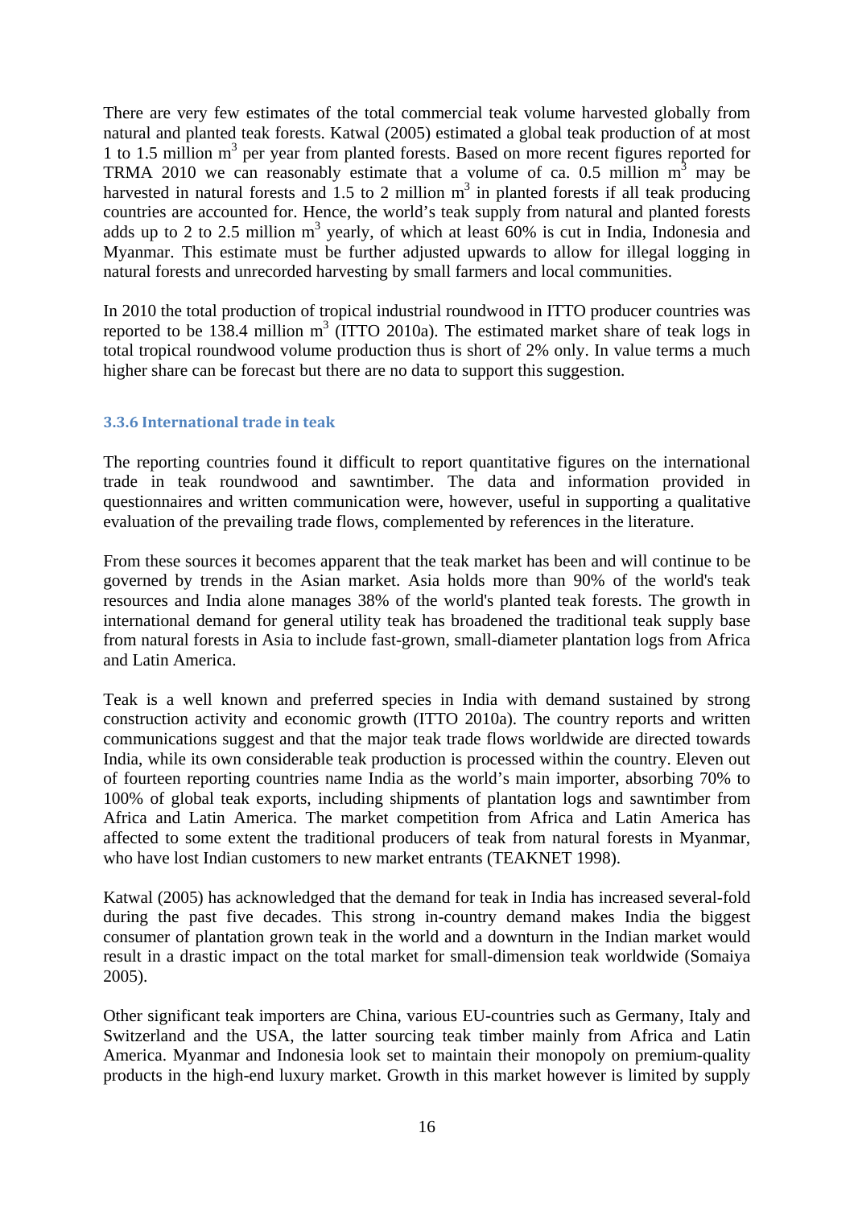There are very few estimates of the total commercial teak volume harvested globally from natural and planted teak forests. Katwal (2005) estimated a global teak production of at most 1 to 1.5 million $m^3$ per year from planted forests. Based on more recent figures reported for TRMA 2010 we can reasonably estimate that a volume of ca. 0.5 million $m^3$ may be harvested in natural forests and 1.5 to 2 million $m^3$ in planted forests if all teak producing countries are accounted for. Hence, the world's teak supply from natural and planted forests adds up to 2 to 2.5 million $m^3$ yearly, of which at least 60% is cut in India, Indonesia and Myanmar. This estimate must be further adjusted upwards to allow for illegal logging in natural forests and unrecorded harvesting by small farmers and local communities.

In 2010 the total production of tropical industrial roundwood in ITTO producer countries was reported to be 138.4 million $m^3$ (ITTO 2010a). The estimated market share of teak logs in total tropical roundwood volume production thus is short of 2% only. In value terms a much higher share can be forecast but there are no data to support this suggestion.

### 3.3.6 International trade in teak

The reporting countries found it difficult to report quantitative figures on the international trade in teak roundwood and sawntimber. The data and information provided in questionnaires and written communication were, however, useful in supporting a qualitative evaluation of the prevailing trade flows, complemented by references in the literature.

From these sources it becomes apparent that the teak market has been and will continue to be governed by trends in the Asian market. Asia holds more than 90% of the world's teak resources and India alone manages 38% of the world's planted teak forests. The growth in international demand for general utility teak has broadened the traditional teak supply base from natural forests in Asia to include fast-grown, small-diameter plantation logs from Africa and Latin America.

Teak is a well known and preferred species in India with demand sustained by strong construction activity and economic growth (ITTO 2010a). The country reports and written communications suggest and that the major teak trade flows worldwide are directed towards India, while its own considerable teak production is processed within the country. Eleven out of fourteen reporting countries name India as the world's main importer, absorbing 70% to 100% of global teak exports, including shipments of plantation logs and sawntimber from Africa and Latin America. The market competition from Africa and Latin America has affected to some extent the traditional producers of teak from natural forests in Myanmar, who have lost Indian customers to new market entrants (TEAKNET 1998).

Katwal (2005) has acknowledged that the demand for teak in India has increased several-fold during the past five decades. This strong in-country demand makes India the biggest consumer of plantation grown teak in the world and a downturn in the Indian market would result in a drastic impact on the total market for small-dimension teak worldwide (Somaiya 2005).

Other significant teak importers are China, various EU-countries such as Germany, Italy and Switzerland and the USA, the latter sourcing teak timber mainly from Africa and Latin America. Myanmar and Indonesia look set to maintain their monopoly on premium-quality products in the high-end luxury market. Growth in this market however is limited by supply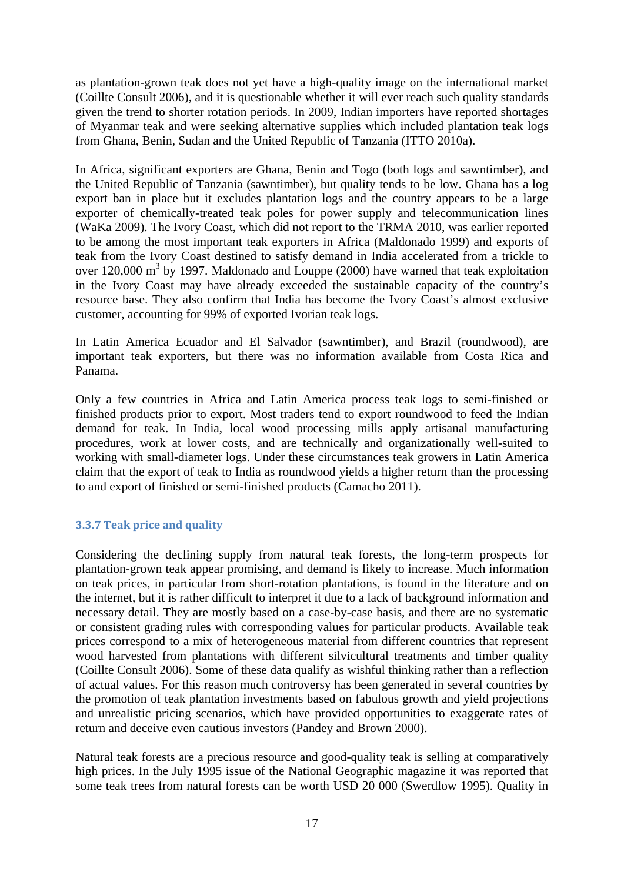as plantation-grown teak does not yet have a high-quality image on the international market (Coillte Consult 2006), and it is questionable whether it will ever reach such quality standards given the trend to shorter rotation periods. In 2009, Indian importers have reported shortages of Myanmar teak and were seeking alternative supplies which included plantation teak logs from Ghana, Benin, Sudan and the United Republic of Tanzania (ITTO 2010a).

In Africa, significant exporters are Ghana, Benin and Togo (both logs and sawntimber), and the United Republic of Tanzania (sawntimber), but quality tends to be low. Ghana has a log export ban in place but it excludes plantation logs and the country appears to be a large exporter of chemically-treated teak poles for power supply and telecommunication lines (WaKa 2009). The Ivory Coast, which did not report to the TRMA 2010, was earlier reported to be among the most important teak exporters in Africa (Maldonado 1999) and exports of teak from the Ivory Coast destined to satisfy demand in India accelerated from a trickle to over 120,000 $m^3$ by 1997. Maldonado and Louppe (2000) have warned that teak exploitation in the Ivory Coast may have already exceeded the sustainable capacity of the country's resource base. They also confirm that India has become the Ivory Coast's almost exclusive customer, accounting for 99% of exported Ivorian teak logs.

In Latin America Ecuador and El Salvador (sawntimber), and Brazil (roundwood), are important teak exporters, but there was no information available from Costa Rica and Panama.

Only a few countries in Africa and Latin America process teak logs to semi-finished or finished products prior to export. Most traders tend to export roundwood to feed the Indian demand for teak. In India, local wood processing mills apply artisanal manufacturing procedures, work at lower costs, and are technically and organizationally well-suited to working with small-diameter logs. Under these circumstances teak growers in Latin America claim that the export of teak to India as roundwood yields a higher return than the processing to and export of finished or semi-finished products (Camacho 2011).

### 3.3.7 Teak price and quality

Considering the declining supply from natural teak forests, the long-term prospects for plantation-grown teak appear promising, and demand is likely to increase. Much information on teak prices, in particular from short-rotation plantations, is found in the literature and on the internet, but it is rather difficult to interpret it due to a lack of background information and necessary detail. They are mostly based on a case-by-case basis, and there are no systematic or consistent grading rules with corresponding values for particular products. Available teak prices correspond to a mix of heterogeneous material from different countries that represent wood harvested from plantations with different silvicultural treatments and timber quality (Coillte Consult 2006). Some of these data qualify as wishful thinking rather than a reflection of actual values. For this reason much controversy has been generated in several countries by the promotion of teak plantation investments based on fabulous growth and yield projections and unrealistic pricing scenarios, which have provided opportunities to exaggerate rates of return and deceive even cautious investors (Pandey and Brown 2000).

Natural teak forests are a precious resource and good-quality teak is selling at comparatively high prices. In the July 1995 issue of the National Geographic magazine it was reported that some teak trees from natural forests can be worth USD 20 000 (Swerdlow 1995). Quality in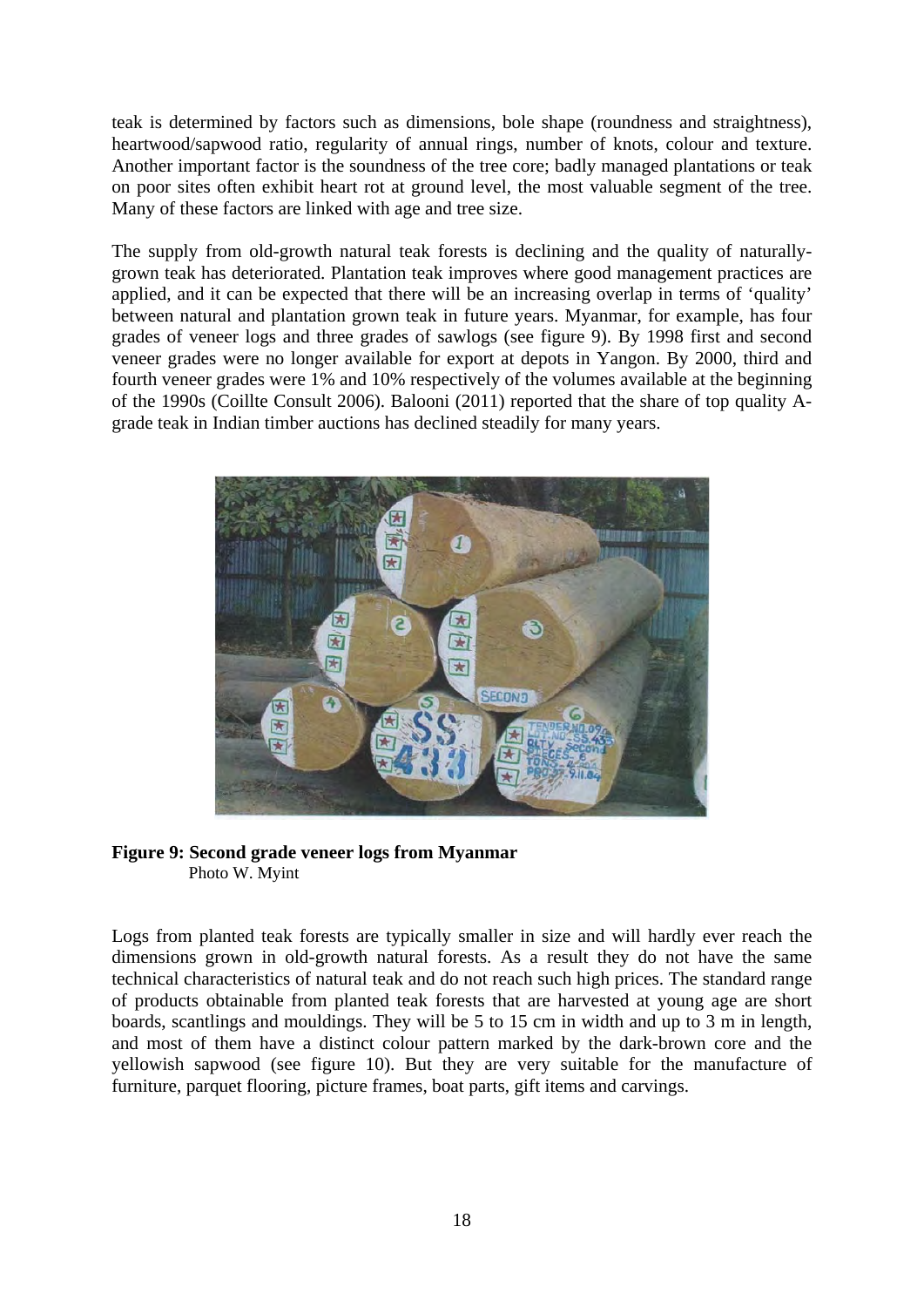teak is determined by factors such as dimensions, bole shape (roundness and straightness), heartwood/sapwood ratio, regularity of annual rings, number of knots, colour and texture. Another important factor is the soundness of the tree core; badly managed plantations or teak on poor sites often exhibit heart rot at ground level, the most valuable segment of the tree. Many of these factors are linked with age and tree size.

The supply from old-growth natural teak forests is declining and the quality of naturally-grown teak has deteriorated. Plantation teak improves where good management practices are applied, and it can be expected that there will be an increasing overlap in terms of 'quality' between natural and plantation grown teak in future years. Myanmar, for example, has four grades of veneer logs and three grades of sawlogs (see figure 9). By 1998 first and second veneer grades were no longer available for export at depots in Yangon. By 2000, third and fourth veneer grades were 1% and 10% respectively of the volumes available at the beginning of the 1990s (Coillte Consult 2006). Balooni (2011) reported that the share of top quality A-grade teak in Indian timber auctions has declined steadily for many years.

**Figure 9: Second grade veneer logs from Myanmar**
Photo W. Myint

Logs from planted teak forests are typically smaller in size and will hardly ever reach the dimensions grown in old-growth natural forests. As a result they do not have the same technical characteristics of natural teak and do not reach such high prices. The standard range of products obtainable from planted teak forests that are harvested at young age are short boards, scantlings and mouldings. They will be 5 to 15 cm in width and up to 3 m in length, and most of them have a distinct colour pattern marked by the dark-brown core and the yellowish sapwood (see figure 10). But they are very suitable for the manufacture of furniture, parquet flooring, picture frames, boat parts, gift items and carvings.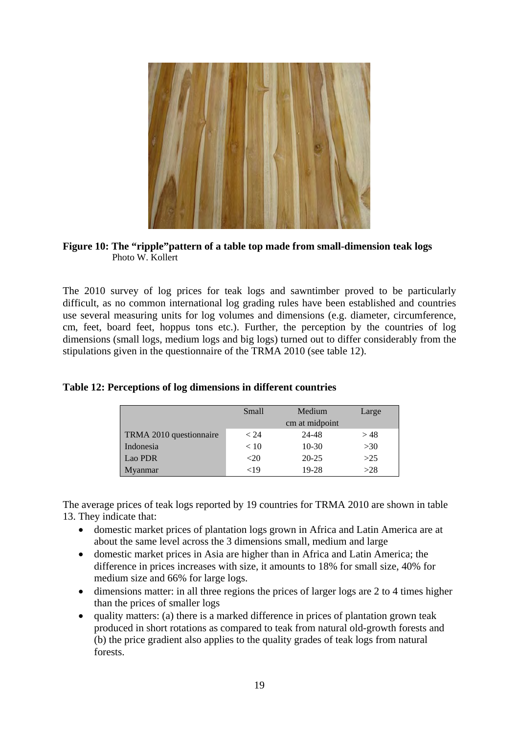**Figure 10: The "ripple"pattern of a table top made from small-dimension teak logs**
Photo W. Kollert

The 2010 survey of log prices for teak logs and sawntimber proved to be particularly difficult, as no common international log grading rules have been established and countries use several measuring units for log volumes and dimensions (e.g. diameter, circumference, cm, feet, board feet, hoppus tons etc.). Further, the perception by the countries of log dimensions (small logs, medium logs and big logs) turned out to differ considerably from the stipulations given in the questionnaire of the TRMA 2010 (see table 12).

**Table 12: Perceptions of log dimensions in different countries**

| | Small | Medium | Large |
|---|---|---|---|
| | | cm at midpoint | |
| TRMA 2010 questionnaire | < 24 | 24-48 | > 48 |
| Indonesia | < 10 | 10-30 | >30 |
| Lao PDR | <20 | 20-25 | >25 |
| Myanmar | <19 | 19-28 | >28 |

The average prices of teak logs reported by 19 countries for TRMA 2010 are shown in table 13. They indicate that:

- domestic market prices of plantation logs grown in Africa and Latin America are at about the same level across the 3 dimensions small, medium and large
- domestic market prices in Asia are higher than in Africa and Latin America; the difference in prices increases with size, it amounts to 18% for small size, 40% for medium size and 66% for large logs.
- dimensions matter: in all three regions the prices of larger logs are 2 to 4 times higher than the prices of smaller logs
- quality matters: (a) there is a marked difference in prices of plantation grown teak produced in short rotations as compared to teak from natural old-growth forests and (b) the price gradient also applies to the quality grades of teak logs from natural forests.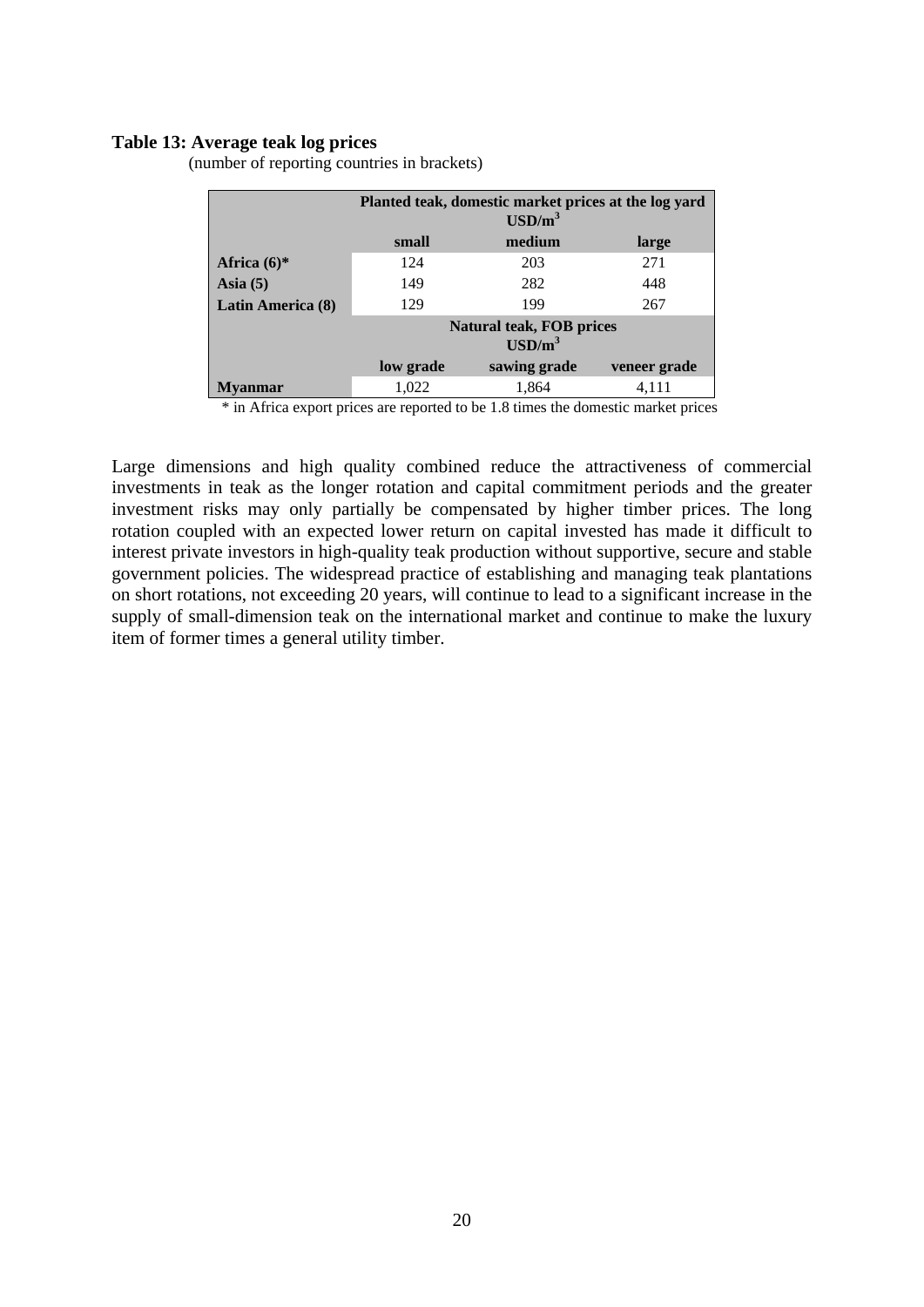**Table 13: Average teak log prices**

(number of reporting countries in brackets)

| | Planted teak, domestic market prices at the log yard USD/m$^3$ | | |
|---|---|---|---|
| | small | medium | large |
| **Africa (6)*** | 124 | 203 | 271 |
| **Asia (5)** | 149 | 282 | 448 |
| **Latin America (8)** | 129 | 199 | 267 |
| | **Natural teak, FOB prices USD/m$^3$** | | |
| | **low grade** | **sawing grade** | **veneer grade** |
| **Myanmar** | 1,022 | 1,864 | 4,111 |

* in Africa export prices are reported to be 1.8 times the domestic market prices

Large dimensions and high quality combined reduce the attractiveness of commercial investments in teak as the longer rotation and capital commitment periods and the greater investment risks may only partially be compensated by higher timber prices. The long rotation coupled with an expected lower return on capital invested has made it difficult to interest private investors in high-quality teak production without supportive, secure and stable government policies. The widespread practice of establishing and managing teak plantations on short rotations, not exceeding 20 years, will continue to lead to a significant increase in the supply of small-dimension teak on the international market and continue to make the luxury item of former times a general utility timber.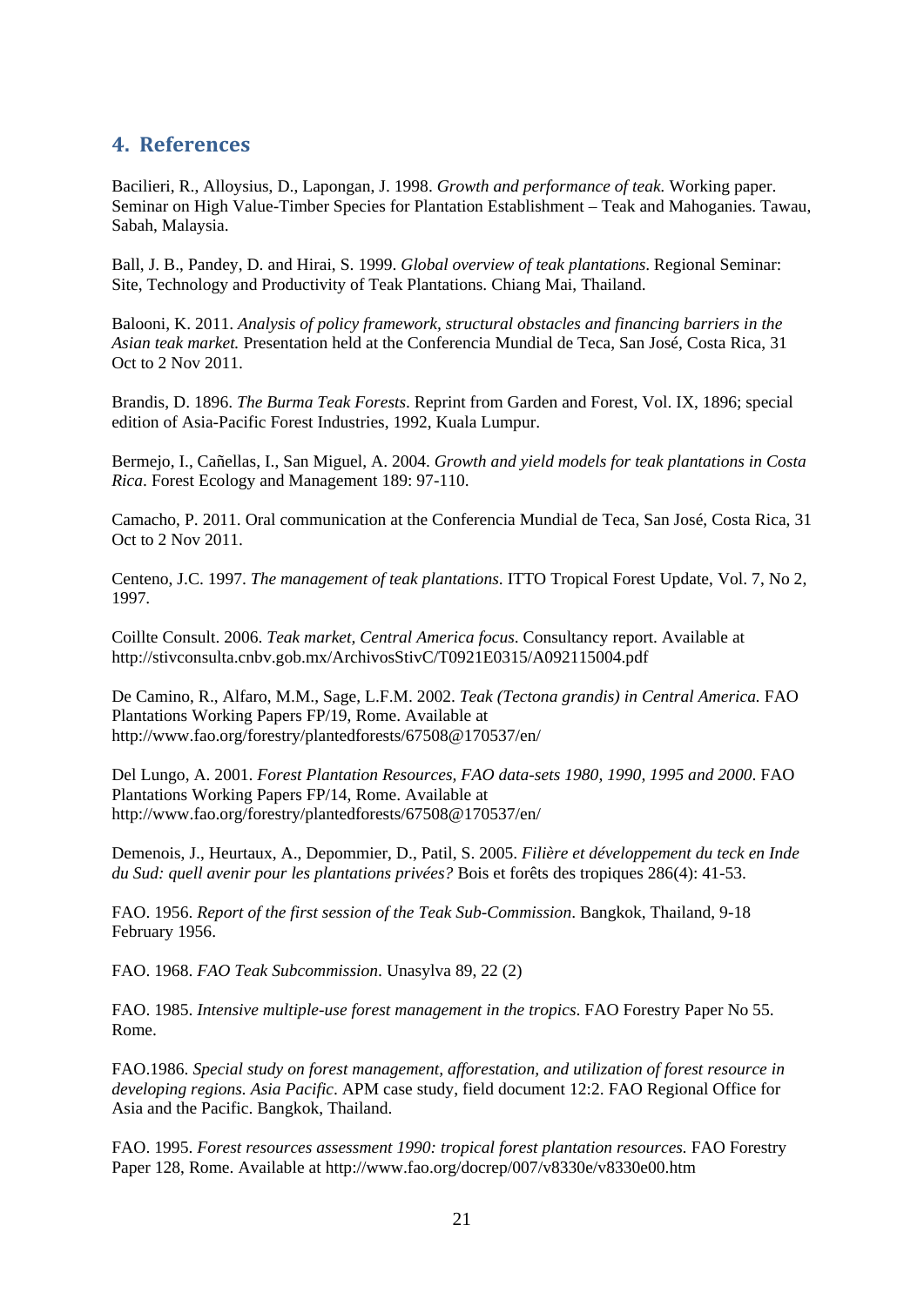## 4. References

Bacilieri, R., Alloysius, D., Lapongan, J. 1998. *Growth and performance of teak.* Working paper. Seminar on High Value-Timber Species for Plantation Establishment – Teak and Mahoganies. Tawau, Sabah, Malaysia.

Ball, J. B., Pandey, D. and Hirai, S. 1999. *Global overview of teak plantations*. Regional Seminar: Site, Technology and Productivity of Teak Plantations. Chiang Mai, Thailand.

Balooni, K. 2011. *Analysis of policy framework, structural obstacles and financing barriers in the Asian teak market.* Presentation held at the Conferencia Mundial de Teca, San José, Costa Rica, 31 Oct to 2 Nov 2011.

Brandis, D. 1896. *The Burma Teak Forests*. Reprint from Garden and Forest, Vol. IX, 1896; special edition of Asia-Pacific Forest Industries, 1992, Kuala Lumpur.

Bermejo, I., Cañellas, I., San Miguel, A. 2004. *Growth and yield models for teak plantations in Costa Rica*. Forest Ecology and Management 189: 97-110.

Camacho, P. 2011. Oral communication at the Conferencia Mundial de Teca, San José, Costa Rica, 31 Oct to 2 Nov 2011.

Centeno, J.C. 1997. *The management of teak plantations*. ITTO Tropical Forest Update, Vol. 7, No 2, 1997.

Coillte Consult. 2006. *Teak market, Central America focus*. Consultancy report. Available at http://stivconsulta.cnbv.gob.mx/ArchivosStivC/T0921E0315/A092115004.pdf

De Camino, R., Alfaro, M.M., Sage, L.F.M. 2002. *Teak (Tectona grandis) in Central America.* FAO Plantations Working Papers FP/19, Rome. Available at http://www.fao.org/forestry/plantedforests/67508@170537/en/

Del Lungo, A. 2001. *Forest Plantation Resources, FAO data-sets 1980, 1990, 1995 and 2000*. FAO Plantations Working Papers FP/14, Rome. Available at http://www.fao.org/forestry/plantedforests/67508@170537/en/

Demenois, J., Heurtaux, A., Depommier, D., Patil, S. 2005. *Filière et développement du teck en Inde du Sud: quell avenir pour les plantations privées?* Bois et forêts des tropiques 286(4): 41-53.

FAO. 1956. *Report of the first session of the Teak Sub-Commission*. Bangkok, Thailand, 9-18 February 1956.

FAO. 1968. *FAO Teak Subcommission*. Unasylva 89, 22 (2)

FAO. 1985. *Intensive multiple-use forest management in the tropics*. FAO Forestry Paper No 55. Rome.

FAO.1986. *Special study on forest management, afforestation, and utilization of forest resource in developing regions. Asia Pacific*. APM case study, field document 12:2. FAO Regional Office for Asia and the Pacific. Bangkok, Thailand.

FAO. 1995. *Forest resources assessment 1990: tropical forest plantation resources.* FAO Forestry Paper 128, Rome. Available at http://www.fao.org/docrep/007/v8330e/v8330e00.htm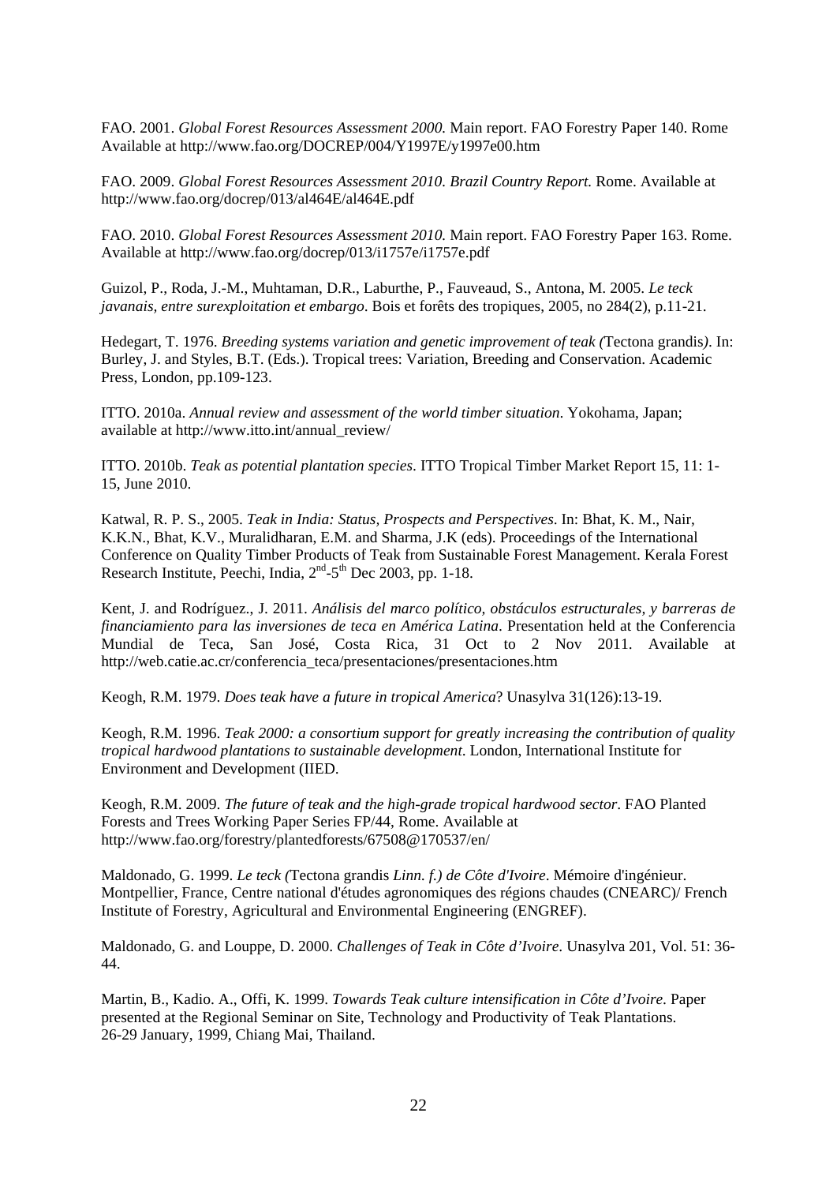FAO. 2001. *Global Forest Resources Assessment 2000.* Main report. FAO Forestry Paper 140. Rome Available at http://www.fao.org/DOCREP/004/Y1997E/y1997e00.htm

FAO. 2009. *Global Forest Resources Assessment 2010. Brazil Country Report.* Rome. Available at http://www.fao.org/docrep/013/al464E/al464E.pdf

FAO. 2010. *Global Forest Resources Assessment 2010.* Main report. FAO Forestry Paper 163. Rome. Available at http://www.fao.org/docrep/013/i1757e/i1757e.pdf

Guizol, P., Roda, J.-M., Muhtaman, D.R., Laburthe, P., Fauveaud, S., Antona, M. 2005. *Le teck javanais, entre surexploitation et embargo*. Bois et forêts des tropiques, 2005, no 284(2), p.11-21.

Hedegart, T. 1976. *Breeding systems variation and genetic improvement of teak (*Tectona grandis*)*. In: Burley, J. and Styles, B.T. (Eds.). Tropical trees: Variation, Breeding and Conservation. Academic Press, London, pp.109-123.

ITTO. 2010a. *Annual review and assessment of the world timber situation*. Yokohama, Japan; available at http://www.itto.int/annual_review/

ITTO. 2010b. *Teak as potential plantation species*. ITTO Tropical Timber Market Report 15, 11: 1-15, June 2010.

Katwal, R. P. S., 2005. *Teak in India: Status, Prospects and Perspectives*. In: Bhat, K. M., Nair, K.K.N., Bhat, K.V., Muralidharan, E.M. and Sharma, J.K (eds). Proceedings of the International Conference on Quality Timber Products of Teak from Sustainable Forest Management. Kerala Forest Research Institute, Peechi, India, 2nd-5th Dec 2003, pp. 1-18.

Kent, J. and Rodríguez., J. 2011. *Análisis del marco político, obstáculos estructurales, y barreras de financiamiento para las inversiones de teca en América Latina*. Presentation held at the Conferencia Mundial de Teca, San José, Costa Rica, 31 Oct to 2 Nov 2011. Available at http://web.catie.ac.cr/conferencia_teca/presentaciones/presentaciones.htm

Keogh, R.M. 1979. *Does teak have a future in tropical America*? Unasylva 31(126):13-19.

Keogh, R.M. 1996. *Teak 2000: a consortium support for greatly increasing the contribution of quality tropical hardwood plantations to sustainable development*. London, International Institute for Environment and Development (IIED.

Keogh, R.M. 2009. *The future of teak and the high-grade tropical hardwood sector*. FAO Planted Forests and Trees Working Paper Series FP/44, Rome. Available at http://www.fao.org/forestry/plantedforests/67508@170537/en/

Maldonado, G. 1999. *Le teck (*Tectona grandis *Linn. f.) de Côte d'Ivoire*. Mémoire d'ingénieur. Montpellier, France, Centre national d'études agronomiques des régions chaudes (CNEARC)/ French Institute of Forestry, Agricultural and Environmental Engineering (ENGREF).

Maldonado, G. and Louppe, D. 2000. *Challenges of Teak in Côte d'Ivoire*. Unasylva 201, Vol. 51: 36-44.

Martin, B., Kadio. A., Offi, K. 1999. *Towards Teak culture intensification in Côte d'Ivoire*. Paper presented at the Regional Seminar on Site, Technology and Productivity of Teak Plantations. 26-29 January, 1999, Chiang Mai, Thailand.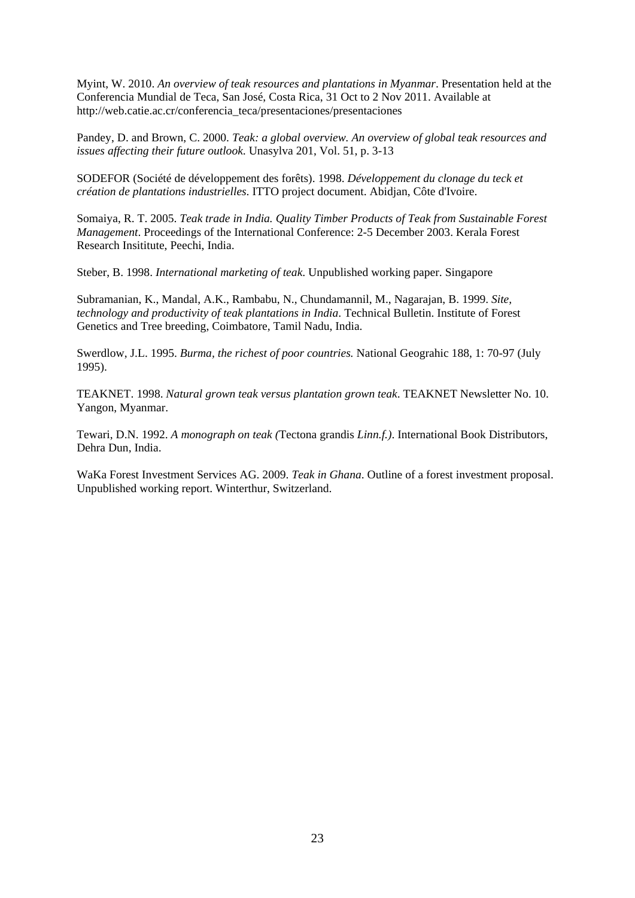Myint, W. 2010. *An overview of teak resources and plantations in Myanmar*. Presentation held at the Conferencia Mundial de Teca, San José, Costa Rica, 31 Oct to 2 Nov 2011. Available at http://web.catie.ac.cr/conferencia_teca/presentaciones/presentaciones

Pandey, D. and Brown, C. 2000. *Teak: a global overview. An overview of global teak resources and issues affecting their future outlook.* Unasylva 201, Vol. 51, p. 3-13

SODEFOR (Société de développement des forêts). 1998. *Développement du clonage du teck et création de plantations industrielles*. ITTO project document. Abidjan, Côte d'Ivoire.

Somaiya, R. T. 2005. *Teak trade in India. Quality Timber Products of Teak from Sustainable Forest Management*. Proceedings of the International Conference: 2-5 December 2003. Kerala Forest Research Insititute, Peechi, India.

Steber, B. 1998. *International marketing of teak*. Unpublished working paper. Singapore

Subramanian, K., Mandal, A.K., Rambabu, N., Chundamannil, M., Nagarajan, B. 1999. *Site, technology and productivity of teak plantations in India*. Technical Bulletin. Institute of Forest Genetics and Tree breeding, Coimbatore, Tamil Nadu, India.

Swerdlow, J.L. 1995. *Burma, the richest of poor countries.* National Geograhic 188, 1: 70-97 (July 1995).

TEAKNET. 1998. *Natural grown teak versus plantation grown teak*. TEAKNET Newsletter No. 10. Yangon, Myanmar.

Tewari, D.N. 1992. *A monograph on teak (*Tectona grandis *Linn.f.)*. International Book Distributors, Dehra Dun, India.

WaKa Forest Investment Services AG. 2009. *Teak in Ghana*. Outline of a forest investment proposal. Unpublished working report. Winterthur, Switzerland.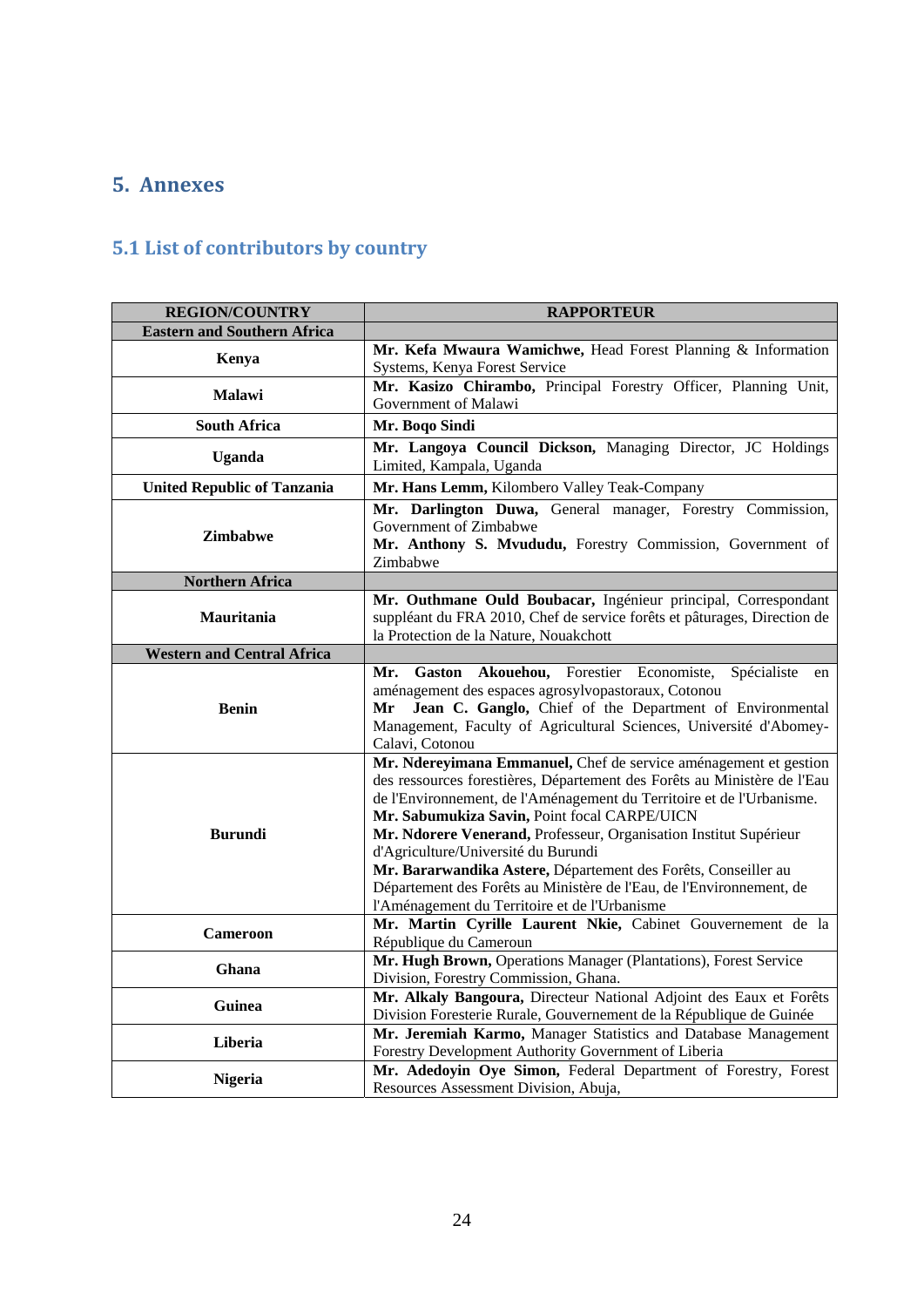# 5. Annexes

## 5.1 List of contributors by country

| REGION/COUNTRY | RAPPORTEUR |
|---|---|
| **Eastern and Southern Africa** | |
| **Kenya** | **Mr. Kefa Mwaura Wamichwe,** Head Forest Planning & Information Systems, Kenya Forest Service |
| **Malawi** | **Mr. Kasizo Chirambo,** Principal Forestry Officer, Planning Unit, Government of Malawi |
| **South Africa** | **Mr. Boqo Sindi** |
| **Uganda** | **Mr. Langoya Council Dickson,** Managing Director, JC Holdings Limited, Kampala, Uganda |
| **United Republic of Tanzania** | **Mr. Hans Lemm,** Kilombero Valley Teak-Company |
| **Zimbabwe** | **Mr. Darlington Duwa,** General manager, Forestry Commission, Government of Zimbabwe<br>**Mr. Anthony S. Mvududu,** Forestry Commission, Government of Zimbabwe |
| **Northern Africa** | |
| **Mauritania** | **Mr. Outhmane Ould Boubacar,** Ingénieur principal, Correspondant suppléant du FRA 2010, Chef de service forêts et pâturages, Direction de la Protection de la Nature, Nouakchott |
| **Western and Central Africa** | |
| **Benin** | **Mr. Gaston Akouehou,** Forestier Economiste, Spécialiste en aménagement des espaces agrosylvopastoraux, Cotonou<br>**Mr Jean C. Ganglo,** Chief of the Department of Environmental Management, Faculty of Agricultural Sciences, Université d'Abomey-Calavi, Cotonou |
| **Burundi** | **Mr. Ndereyimana Emmanuel,** Chef de service aménagement et gestion des ressources forestières, Département des Forêts au Ministère de l'Eau de l'Environnement, de l'Aménagement du Territoire et de l'Urbanisme.<br>**Mr. Sabumukiza Savin,** Point focal CARPE/UICN<br>**Mr. Ndorere Venerand,** Professeur, Organisation Institut Supérieur d'Agriculture/Université du Burundi<br>**Mr. Bararwandika Astere,** Département des Forêts, Conseiller au Département des Forêts au Ministère de l'Eau, de l'Environnement, de l'Aménagement du Territoire et de l'Urbanisme |
| **Cameroon** | **Mr. Martin Cyrille Laurent Nkie,** Cabinet Gouvernement de la République du Cameroun |
| **Ghana** | **Mr. Hugh Brown,** Operations Manager (Plantations), Forest Service Division, Forestry Commission, Ghana. |
| **Guinea** | **Mr. Alkaly Bangoura,** Directeur National Adjoint des Eaux et Forêts Division Foresterie Rurale, Gouvernement de la République de Guinée |
| **Liberia** | **Mr. Jeremiah Karmo,** Manager Statistics and Database Management Forestry Development Authority Government of Liberia |
| **Nigeria** | **Mr. Adedoyin Oye Simon,** Federal Department of Forestry, Forest Resources Assessment Division, Abuja, |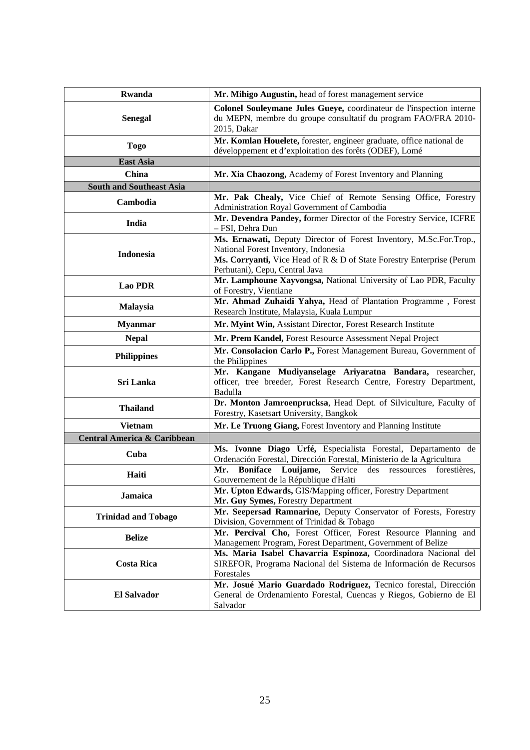| | |
|---|---|
| **Rwanda** | **Mr. Mihigo Augustin,** head of forest management service |
| **Senegal** | **Colonel Souleymane Jules Gueye,** coordinateur de l'inspection interne du MEPN, membre du groupe consultatif du program FAO/FRA 2010-2015, Dakar |
| **Togo** | **Mr. Komlan Houelete,** forester, engineer graduate, office national de développement et d'exploitation des forêts (ODEF), Lomé |
| **East Asia** | |
| **China** | **Mr. Xia Chaozong,** Academy of Forest Inventory and Planning |
| **South and Southeast Asia** | |
| **Cambodia** | **Mr. Pak Chealy,** Vice Chief of Remote Sensing Office, Forestry Administration Royal Government of Cambodia |
| **India** | **Mr. Devendra Pandey, f**ormer Director of the Forestry Service, ICFRE – FSI, Dehra Dun |
| **Indonesia** | **Ms. Ernawati,** Deputy Director of Forest Inventory, M.Sc.For.Trop., National Forest Inventory, Indonesia<br>**Ms. Corryanti,** Vice Head of R & D of State Forestry Enterprise (Perum Perhutani), Cepu, Central Java |
| **Lao PDR** | **Mr. Lamphoune Xayvongsa,** National University of Lao PDR, Faculty of Forestry, Vientiane |
| **Malaysia** | **Mr. Ahmad Zuhaidi Yahya,** Head of Plantation Programme , Forest Research Institute, Malaysia, Kuala Lumpur |
| **Myanmar** | **Mr. Myint Win,** Assistant Director, Forest Research Institute |
| **Nepal** | **Mr. Prem Kandel,** Forest Resource Assessment Nepal Project |
| **Philippines** | **Mr. Consolacion Carlo P.,** Forest Management Bureau, Government of the Philippines |
| **Sri Lanka** | **Mr. Kangane Mudiyanselage Ariyaratna Bandara,** researcher, officer, tree breeder, Forest Research Centre, Forestry Department, Badulla |
| **Thailand** | **Dr. Monton Jamroenprucksa**, Head Dept. of Silviculture, Faculty of Forestry, Kasetsart University, Bangkok |
| **Vietnam** | **Mr. Le Truong Giang,** Forest Inventory and Planning Institute |
| **Central America & Caribbean** | |
| **Cuba** | **Ms. Ivonne Diago Urfé,** Especialista Forestal, Departamento de Ordenación Forestal, Dirección Forestal, Ministerio de la Agricultura |
| **Haiti** | **Mr. Boniface Louijame,** Service des ressources forestières, Gouvernement de la République d'Haïti |
| **Jamaica** | **Mr. Upton Edwards,** GIS/Mapping officer, Forestry Department<br>**Mr. Guy Symes,** Forestry Department |
| **Trinidad and Tobago** | **Mr. Seepersad Ramnarine,** Deputy Conservator of Forests, Forestry Division, Government of Trinidad & Tobago |
| **Belize** | **Mr. Percival Cho,** Forest Officer, Forest Resource Planning and Management Program, Forest Department, Government of Belize |
| **Costa Rica** | **Ms. Maria Isabel Chavarria Espinoza,** Coordinadora Nacional del SIREFOR, Programa Nacional del Sistema de Información de Recursos Forestales |
| **El Salvador** | **Mr. Josué Mario Guardado Rodriguez,** Tecnico forestal, Dirección General de Ordenamiento Forestal, Cuencas y Riegos, Gobierno de El Salvador |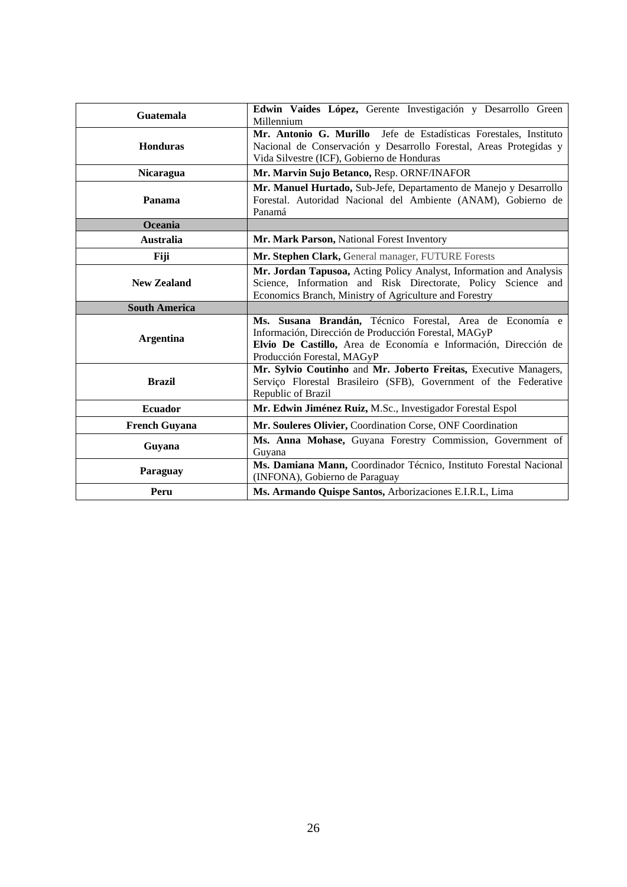| | |
|---|---|
| **Guatemala** | **Edwin Vaides López,** Gerente Investigación y Desarrollo Green Millennium |
| **Honduras** | **Mr. Antonio G. Murillo** Jefe de Estadísticas Forestales, Instituto Nacional de Conservación y Desarrollo Forestal, Areas Protegidas y Vida Silvestre (ICF), Gobierno de Honduras |
| **Nicaragua** | **Mr. Marvin Sujo Betanco,** Resp. ORNF/INAFOR |
| **Panama** | **Mr. Manuel Hurtado,** Sub-Jefe, Departamento de Manejo y Desarrollo Forestal. Autoridad Nacional del Ambiente (ANAM), Gobierno de Panamá |
| **Oceania** | |
| **Australia** | **Mr. Mark Parson,** National Forest Inventory |
| **Fiji** | **Mr. Stephen Clark,** General manager, FUTURE Forests |
| **New Zealand** | **Mr. Jordan Tapusoa,** Acting Policy Analyst, Information and Analysis Science, Information and Risk Directorate, Policy Science and Economics Branch, Ministry of Agriculture and Forestry |
| **South America** | |
| **Argentina** | **Ms. Susana Brandán,** Técnico Forestal, Area de Economía e Información, Dirección de Producción Forestal, MAGyP<br>**Elvio De Castillo,** Area de Economía e Información, Dirección de Producción Forestal, MAGyP |
| **Brazil** | **Mr. Sylvio Coutinho** and **Mr. Joberto Freitas,** Executive Managers, Serviço Florestal Brasileiro (SFB), Government of the Federative Republic of Brazil |
| **Ecuador** | **Mr. Edwin Jiménez Ruiz,** M.Sc., Investigador Forestal Espol |
| **French Guyana** | **Mr. Souleres Olivier,** Coordination Corse, ONF Coordination |
| **Guyana** | **Ms. Anna Mohase,** Guyana Forestry Commission, Government of Guyana |
| **Paraguay** | **Ms. Damiana Mann,** Coordinador Técnico, Instituto Forestal Nacional (INFONA), Gobierno de Paraguay |
| **Peru** | **Ms. Armando Quispe Santos,** Arborizaciones E.I.R.L, Lima |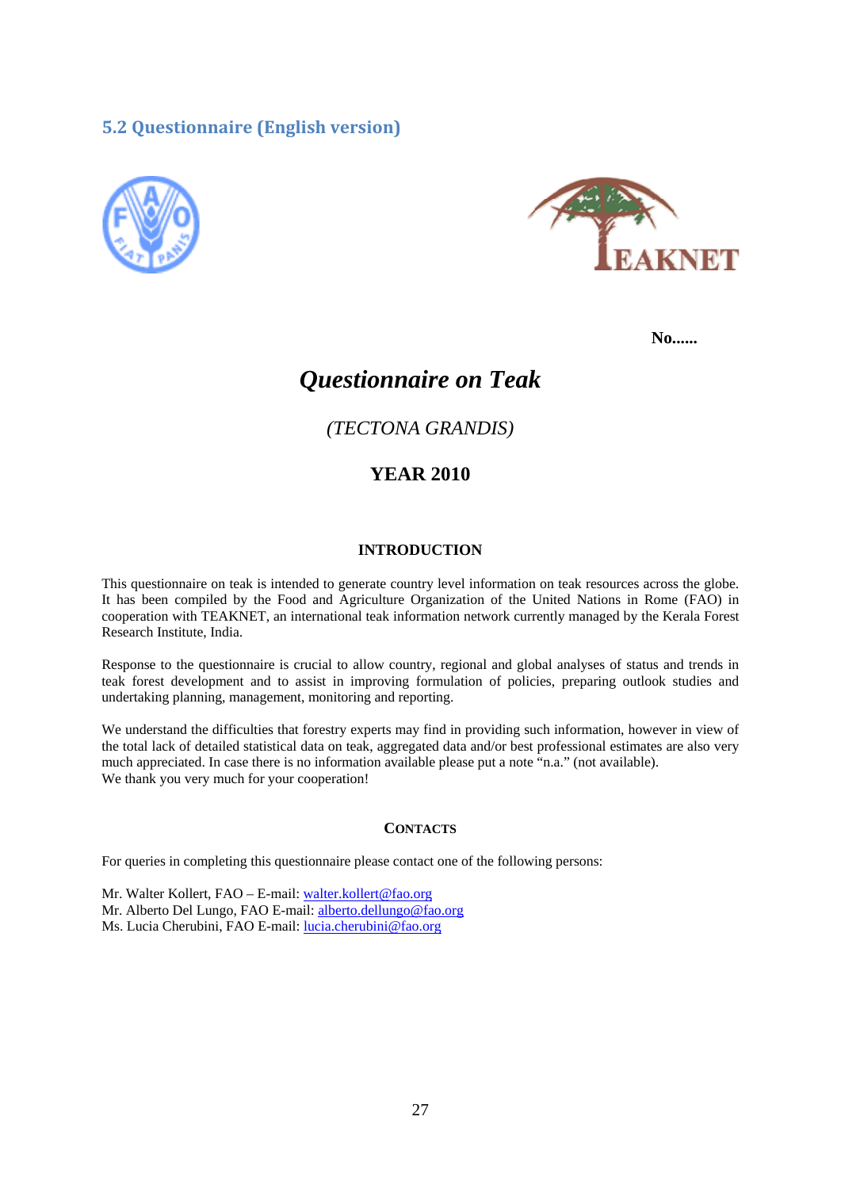## 5.2 Questionnaire (English version)

**No......**

# *Questionnaire on Teak*

*(TECTONA GRANDIS)*

**YEAR 2010**

### INTRODUCTION

This questionnaire on teak is intended to generate country level information on teak resources across the globe. It has been compiled by the Food and Agriculture Organization of the United Nations in Rome (FAO) in cooperation with TEAKNET, an international teak information network currently managed by the Kerala Forest Research Institute, India.

Response to the questionnaire is crucial to allow country, regional and global analyses of status and trends in teak forest development and to assist in improving formulation of policies, preparing outlook studies and undertaking planning, management, monitoring and reporting.

We understand the difficulties that forestry experts may find in providing such information, however in view of the total lack of detailed statistical data on teak, aggregated data and/or best professional estimates are also very much appreciated. In case there is no information available please put a note "n.a." (not available).
We thank you very much for your cooperation!

### CONTACTS

For queries in completing this questionnaire please contact one of the following persons:

Mr. Walter Kollert, FAO – E-mail: walter.kollert@fao.org
Mr. Alberto Del Lungo, FAO E-mail: alberto.dellungo@fao.org
Ms. Lucia Cherubini, FAO E-mail: lucia.cherubini@fao.org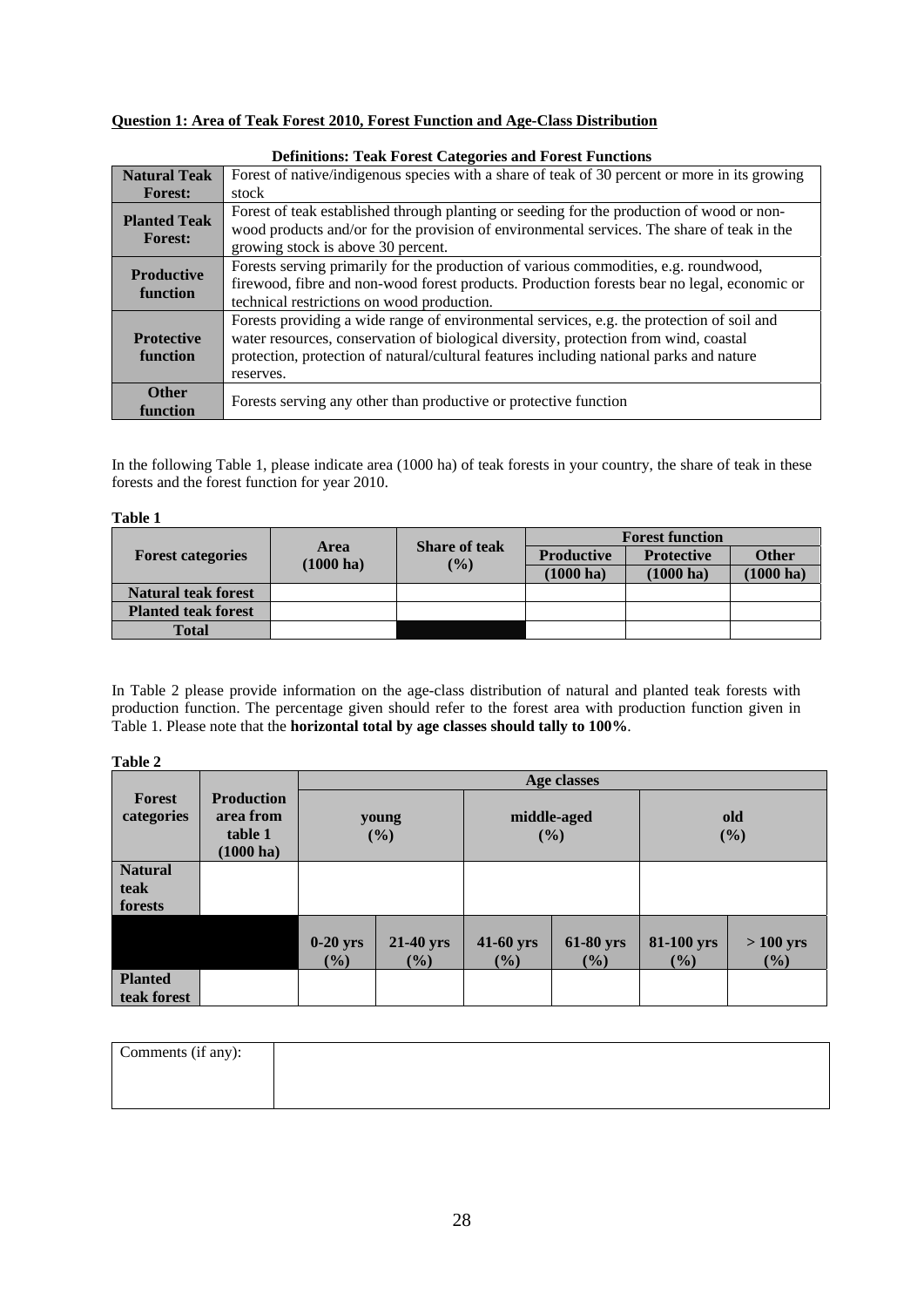**Question 1: Area of Teak Forest 2010, Forest Function and Age-Class Distribution**

**Definitions: Teak Forest Categories and Forest Functions**

| | |
|---|---|
| **Natural Teak Forest:** | Forest of native/indigenous species with a share of teak of 30 percent or more in its growing stock |
| **Planted Teak Forest:** | Forest of teak established through planting or seeding for the production of wood or non-wood products and/or for the provision of environmental services. The share of teak in the growing stock is above 30 percent. |
| **Productive function** | Forests serving primarily for the production of various commodities, e.g. roundwood, firewood, fibre and non-wood forest products. Production forests bear no legal, economic or technical restrictions on wood production. |
| **Protective function** | Forests providing a wide range of environmental services, e.g. the protection of soil and water resources, conservation of biological diversity, protection from wind, coastal protection, protection of natural/cultural features including national parks and nature reserves. |
| **Other function** | Forests serving any other than productive or protective function |

In the following Table 1, please indicate area (1000 ha) of teak forests in your country, the share of teak in these forests and the forest function for year 2010.

**Table 1**

| Forest categories | Area (1000 ha) | Share of teak (%) | Forest function | | |
|---|---|---|---|---|---|
| | | | **Productive (1000 ha)** | **Protective (1000 ha)** | **Other (1000 ha)** |
| **Natural teak forest** | | | | | |
| **Planted teak forest** | | | | | |
| **Total** | | | | | |

In Table 2 please provide information on the age-class distribution of natural and planted teak forests with production function. The percentage given should refer to the forest area with production function given in Table 1. Please note that the **horizontal total by age classes should tally to 100%**.

**Table 2**

| Forest categories | Production area from table 1 (1000 ha) | Age classes | | | | | |
|---|---|---|---|---|---|---|---|
| | | young (%) | | middle-aged (%) | | old (%) | |
| **Natural teak forests** | | | | | | | |
| | | **0-20 yrs (%)** | **21-40 yrs (%)** | **41-60 yrs (%)** | **61-80 yrs (%)** | **81-100 yrs (%)** | **> 100 yrs (%)** |
| **Planted teak forest** | | | | | | | |

| Comments (if any): | |
|---|---|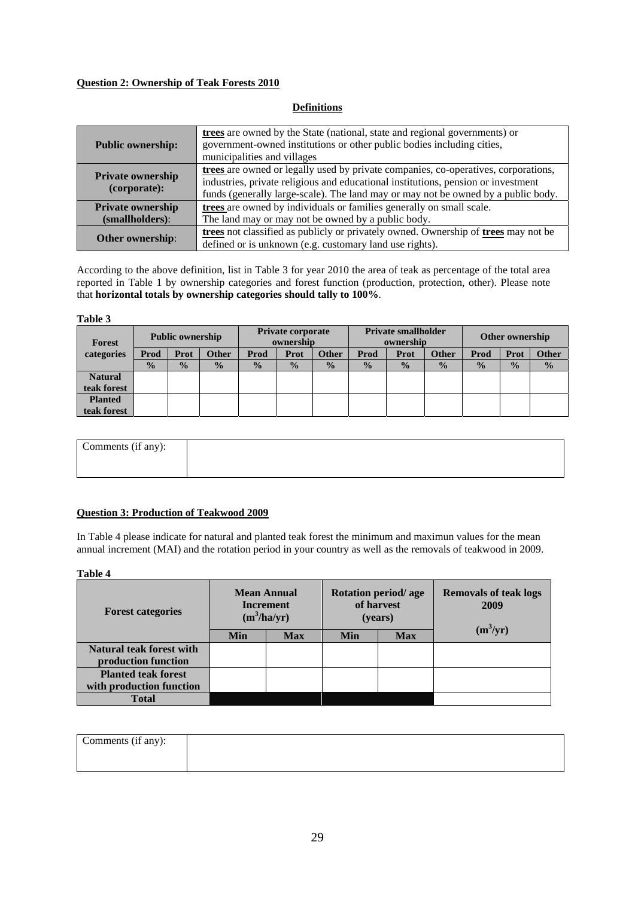**Question 2: Ownership of Teak Forests 2010**

**Definitions**

| | |
|---|---|
| **Public ownership:** | **trees** are owned by the State (national, state and regional governments) or government-owned institutions or other public bodies including cities, municipalities and villages |
| **Private ownership (corporate):** | **trees** are owned or legally used by private companies, co-operatives, corporations, industries, private religious and educational institutions, pension or investment funds (generally large-scale). The land may or may not be owned by a public body. |
| **Private ownership (smallholders):** | **trees** are owned by individuals or families generally on small scale. The land may or may not be owned by a public body. |
| **Other ownership:** | **trees** not classified as publicly or privately owned. Ownership of **trees** may not be defined or is unknown (e.g. customary land use rights). |

According to the above definition, list in Table 3 for year 2010 the area of teak as percentage of the total area reported in Table 1 by ownership categories and forest function (production, protection, other). Please note that **horizontal totals by ownership categories should tally to 100%**.

**Table 3**

| Forest categories | Public ownership | | | Private corporate ownership | | | Private smallholder ownership | | | Other ownership | | |
|---|---|---|---|---|---|---|---|---|---|---|---|---|
| | Prod | Prot | Other | Prod | Prot | Other | Prod | Prot | Other | Prod | Prot | Other |
| | % | % | % | % | % | % | % | % | % | % | % | % |
| **Natural teak forest** | | | | | | | | | | | | |
| **Planted teak forest** | | | | | | | | | | | | |

| Comments (if any): | |
|---|---|

**Question 3: Production of Teakwood 2009**

In Table 4 please indicate for natural and planted teak forest the minimum and maximun values for the mean annual increment (MAI) and the rotation period in your country as well as the removals of teakwood in 2009.

**Table 4**

| Forest categories | Mean Annual Increment ($m^3$/ha/yr) | | Rotation period/ age of harvest (years) | | Removals of teak logs 2009 |
|---|---|---|---|---|---|
| | Min | Max | Min | Max | ($m^3$/yr) |
| **Natural teak forest with production function** | | | | | |
| **Planted teak forest with production function** | | | | | |
| **Total** | | | | | |

| Comments (if any): | |
|---|---|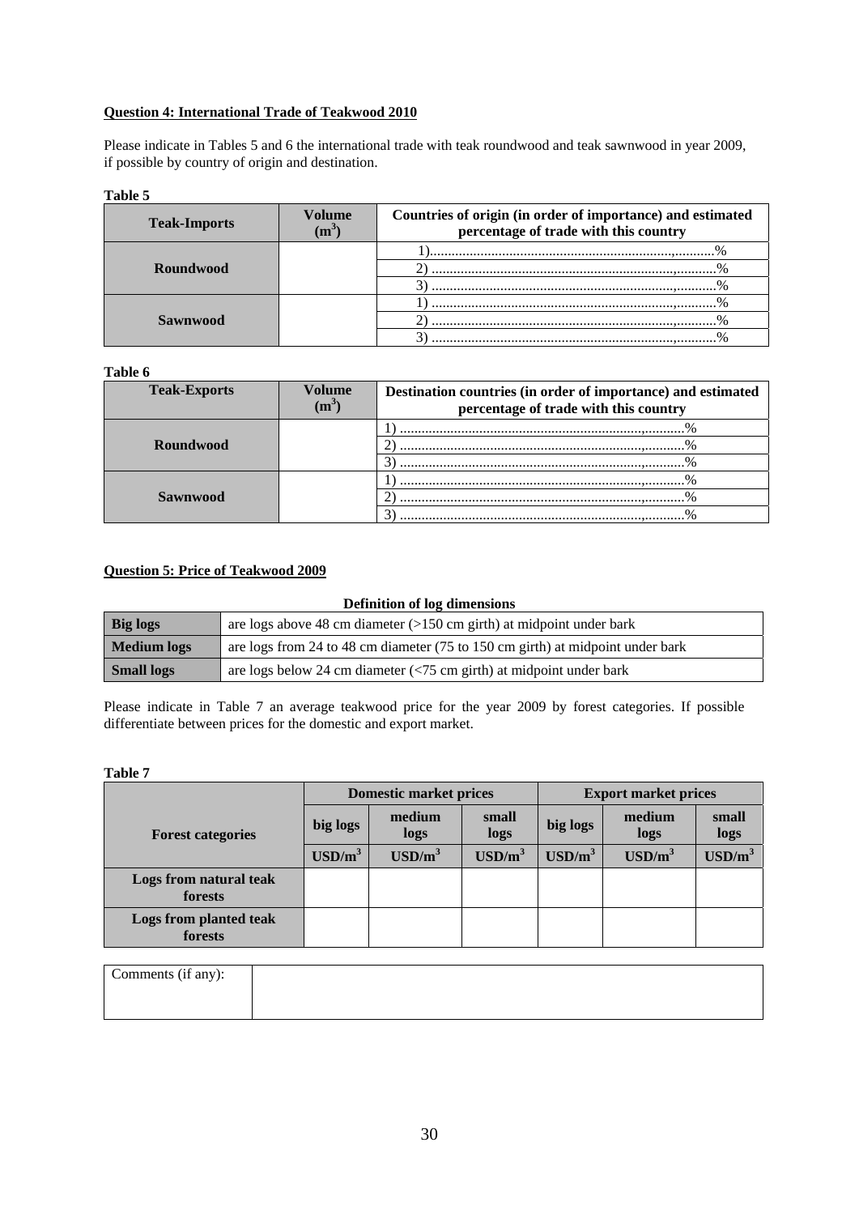**Question 4: International Trade of Teakwood 2010**

Please indicate in Tables 5 and 6 the international trade with teak roundwood and teak sawnwood in year 2009, if possible by country of origin and destination.

**Table 5**

| Teak-Imports | Volume ($m^3$) | Countries of origin (in order of importance) and estimated percentage of trade with this country |
|---|---|---|
| Roundwood | | 1)...............................................................,...........% |
| | | 2) ..............................................................,...........% |
| | | 3) ..............................................................,...........% |
| Sawnwood | | 1) ..............................................................,...........% |
| | | 2) ..............................................................,...........% |
| | | 3) ..............................................................,...........% |

**Table 6**

| Teak-Exports | Volume ($m^3$) | Destination countries (in order of importance) and estimated percentage of trade with this country |
|---|---|---|
| Roundwood | | 1) ..............................................................,...........% |
| | | 2) ..............................................................,...........% |
| | | 3) ..............................................................,...........% |
| Sawnwood | | 1) ..............................................................,...........% |
| | | 2) ..............................................................,...........% |
| | | 3) ..............................................................,...........% |

**Question 5: Price of Teakwood 2009**

**Definition of log dimensions**

| | |
|---|---|
| **Big logs** | are logs above 48 cm diameter (>150 cm girth) at midpoint under bark |
| **Medium logs** | are logs from 24 to 48 cm diameter (75 to 150 cm girth) at midpoint under bark |
| **Small logs** | are logs below 24 cm diameter (<75 cm girth) at midpoint under bark |

Please indicate in Table 7 an average teakwood price for the year 2009 by forest categories. If possible differentiate between prices for the domestic and export market.

**Table 7**

| Forest categories | Domestic market prices | | | Export market prices | | |
|---|---|---|---|---|---|---|
| | big logs | medium logs | small logs | big logs | medium logs | small logs |
| | USD/$m^3$ | USD/$m^3$ | USD/$m^3$ | USD/$m^3$ | USD/$m^3$ | USD/$m^3$ |
| Logs from natural teak forests | | | | | | |
| Logs from planted teak forests | | | | | | |

| Comments (if any): | |
|---|---|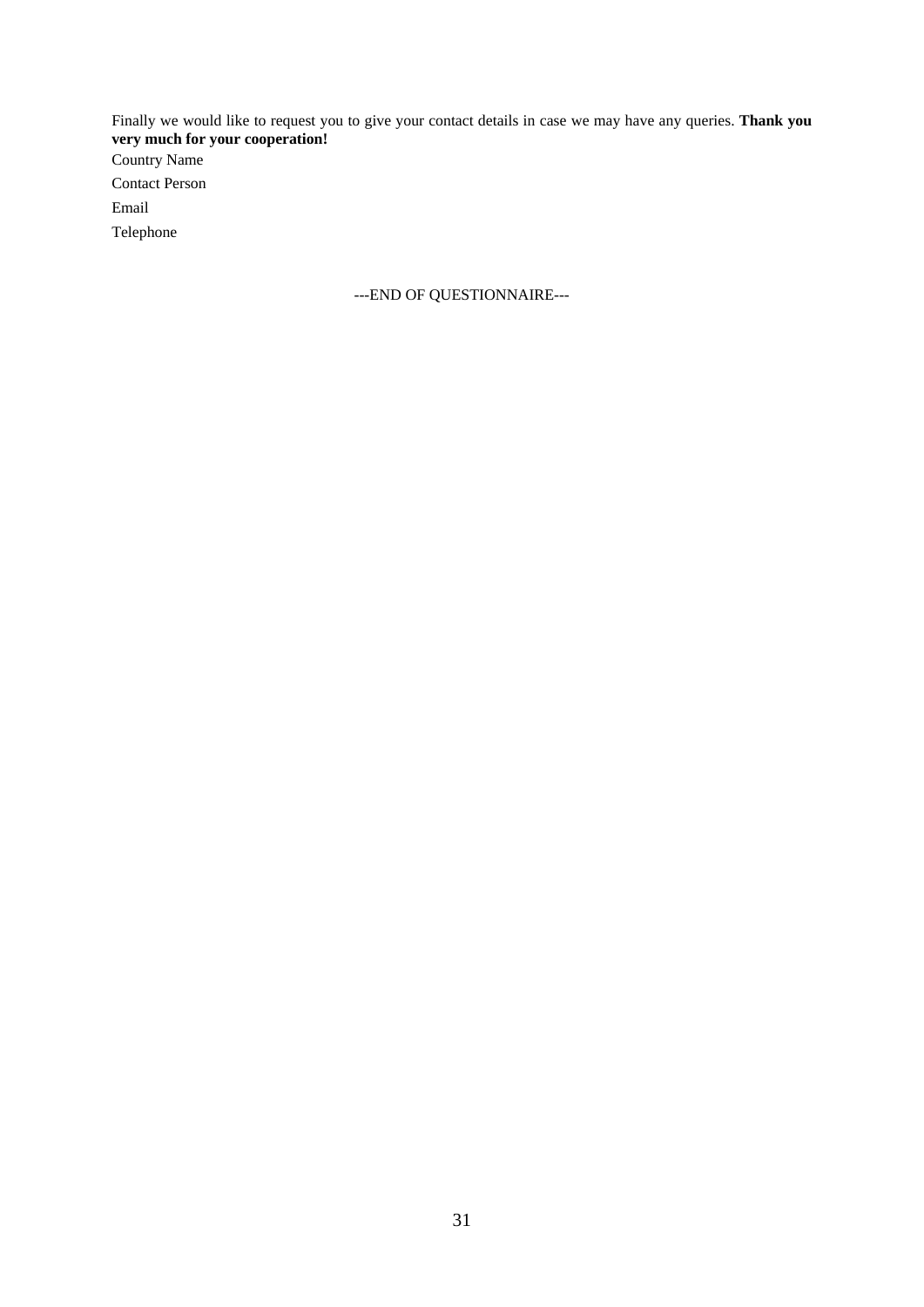Finally we would like to request you to give your contact details in case we may have any queries. **Thank you very much for your cooperation!**

Country Name

Contact Person

Email

Telephone

---END OF QUESTIONNAIRE---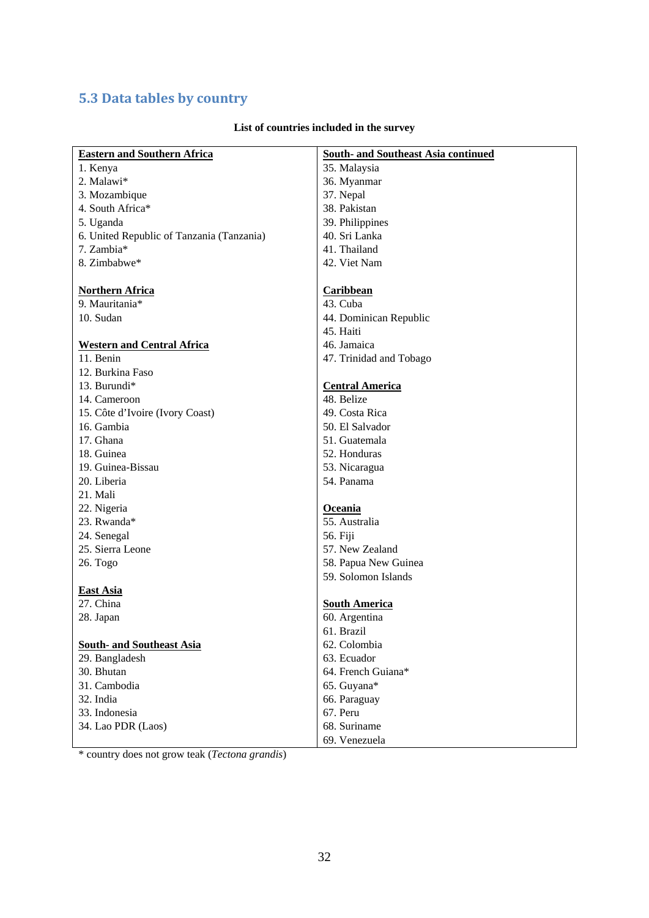## 5.3 Data tables by country

**List of countries included in the survey**

| Eastern and Southern Africa | South- and Southeast Asia continued |
|---|---|
| 1. Kenya | 35. Malaysia |
| 2. Malawi* | 36. Myanmar |
| 3. Mozambique | 37. Nepal |
| 4. South Africa* | 38. Pakistan |
| 5. Uganda | 39. Philippines |
| 6. United Republic of Tanzania (Tanzania) | 40. Sri Lanka |
| 7. Zambia* | 41. Thailand |
| 8. Zimbabwe* | 42. Viet Nam |
| | |
| **Northern Africa** | **Caribbean** |
| 9. Mauritania* | 43. Cuba |
| 10. Sudan | 44. Dominican Republic |
| | 45. Haiti |
| **Western and Central Africa** | 46. Jamaica |
| 11. Benin | 47. Trinidad and Tobago |
| 12. Burkina Faso | |
| 13. Burundi* | **Central America** |
| 14. Cameroon | 48. Belize |
| 15. Côte d'Ivoire (Ivory Coast) | 49. Costa Rica |
| 16. Gambia | 50. El Salvador |
| 17. Ghana | 51. Guatemala |
| 18. Guinea | 52. Honduras |
| 19. Guinea-Bissau | 53. Nicaragua |
| 20. Liberia | 54. Panama |
| 21. Mali | |
| 22. Nigeria | **Oceania** |
| 23. Rwanda* | 55. Australia |
| 24. Senegal | 56. Fiji |
| 25. Sierra Leone | 57. New Zealand |
| 26. Togo | 58. Papua New Guinea |
| | 59. Solomon Islands |
| **East Asia** | |
| 27. China | **South America** |
| 28. Japan | 60. Argentina |
| | 61. Brazil |
| **South- and Southeast Asia** | 62. Colombia |
| 29. Bangladesh | 63. Ecuador |
| 30. Bhutan | 64. French Guiana* |
| 31. Cambodia | 65. Guyana* |
| 32. India | 66. Paraguay |
| 33. Indonesia | 67. Peru |
| 34. Lao PDR (Laos) | 68. Suriname |
| | 69. Venezuela |

* country does not grow teak (*Tectona grandis*)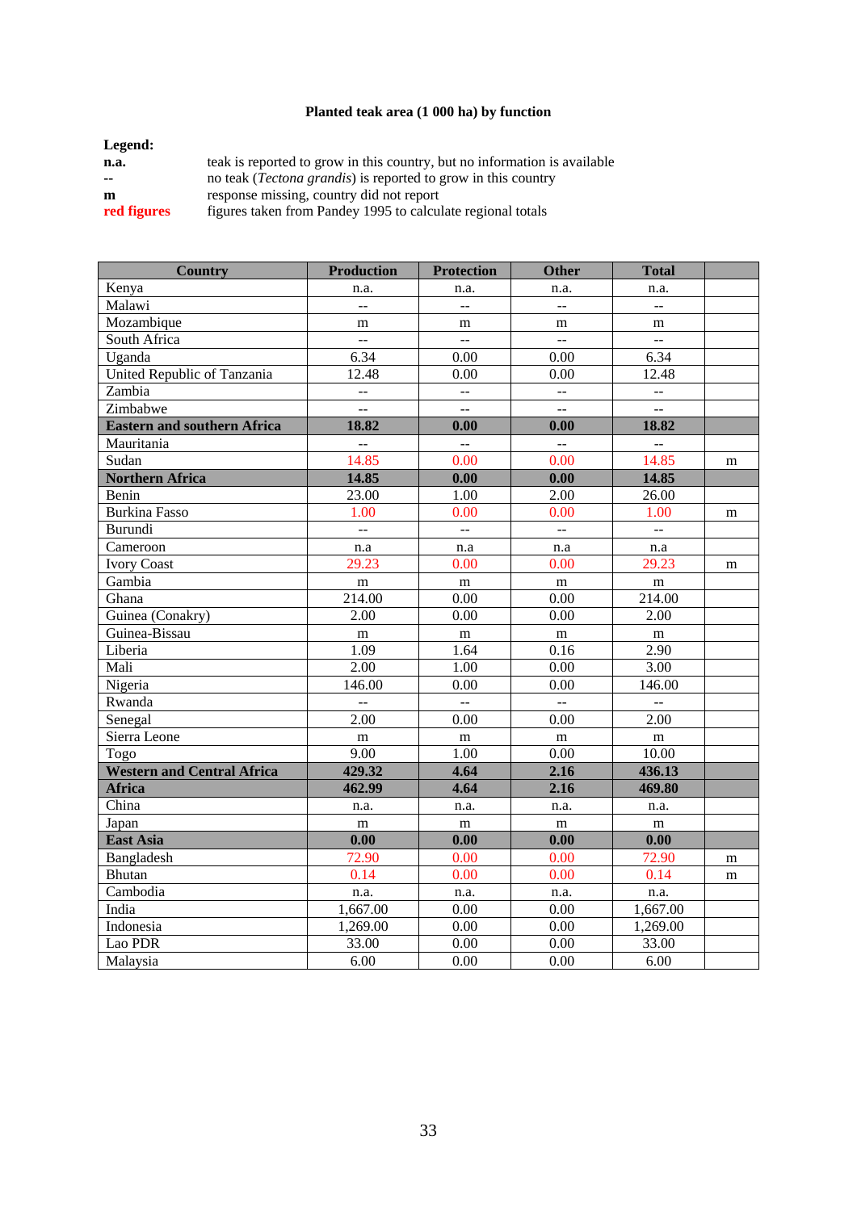**Planted teak area (1 000 ha) by function**

**Legend:**

| | |
|---|---|
| **n.a.** | teak is reported to grow in this country, but no information is available |
| **--** | no teak (*Tectona grandis*) is reported to grow in this country |
| **m** | response missing, country did not report |
| **red figures** | figures taken from Pandey 1995 to calculate regional totals |

| Country | Production | Protection | Other | Total | |
|---|---|---|---|---|---|
| Kenya | n.a. | n.a. | n.a. | n.a. | |
| Malawi | -- | -- | -- | -- | |
| Mozambique | m | m | m | m | |
| South Africa | -- | -- | -- | -- | |
| Uganda | 6.34 | 0.00 | 0.00 | 6.34 | |
| United Republic of Tanzania | 12.48 | 0.00 | 0.00 | 12.48 | |
| Zambia | -- | -- | -- | -- | |
| Zimbabwe | -- | -- | -- | -- | |
| **Eastern and southern Africa** | **18.82** | **0.00** | **0.00** | **18.82** | |
| Mauritania | -- | -- | -- | -- | |
| Sudan | 14.85 | 0.00 | 0.00 | 14.85 | m |
| **Northern Africa** | **14.85** | **0.00** | **0.00** | **14.85** | |
| Benin | 23.00 | 1.00 | 2.00 | 26.00 | |
| Burkina Fasso | 1.00 | 0.00 | 0.00 | 1.00 | m |
| Burundi | -- | -- | -- | -- | |
| Cameroon | n.a | n.a | n.a | n.a | |
| Ivory Coast | 29.23 | 0.00 | 0.00 | 29.23 | m |
| Gambia | m | m | m | m | |
| Ghana | 214.00 | 0.00 | 0.00 | 214.00 | |
| Guinea (Conakry) | 2.00 | 0.00 | 0.00 | 2.00 | |
| Guinea-Bissau | m | m | m | m | |
| Liberia | 1.09 | 1.64 | 0.16 | 2.90 | |
| Mali | 2.00 | 1.00 | 0.00 | 3.00 | |
| Nigeria | 146.00 | 0.00 | 0.00 | 146.00 | |
| Rwanda | -- | -- | -- | -- | |
| Senegal | 2.00 | 0.00 | 0.00 | 2.00 | |
| Sierra Leone | m | m | m | m | |
| Togo | 9.00 | 1.00 | 0.00 | 10.00 | |
| **Western and Central Africa** | **429.32** | **4.64** | **2.16** | **436.13** | |
| **Africa** | **462.99** | **4.64** | **2.16** | **469.80** | |
| China | n.a. | n.a. | n.a. | n.a. | |
| Japan | m | m | m | m | |
| **East Asia** | **0.00** | **0.00** | **0.00** | **0.00** | |
| Bangladesh | 72.90 | 0.00 | 0.00 | 72.90 | m |
| Bhutan | 0.14 | 0.00 | 0.00 | 0.14 | m |
| Cambodia | n.a. | n.a. | n.a. | n.a. | |
| India | 1,667.00 | 0.00 | 0.00 | 1,667.00 | |
| Indonesia | 1,269.00 | 0.00 | 0.00 | 1,269.00 | |
| Lao PDR | 33.00 | 0.00 | 0.00 | 33.00 | |
| Malaysia | 6.00 | 0.00 | 0.00 | 6.00 | |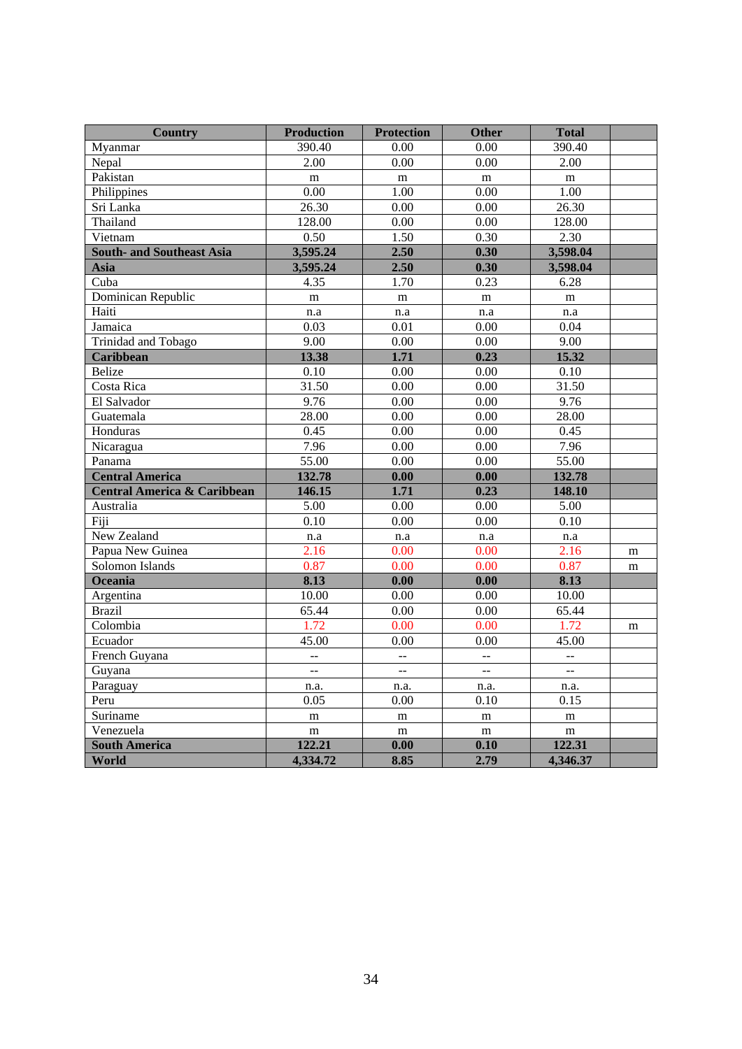| Country | Production | Protection | Other | Total | |
|---|---|---|---|---|---|
| Myanmar | 390.40 | 0.00 | 0.00 | 390.40 | |
| Nepal | 2.00 | 0.00 | 0.00 | 2.00 | |
| Pakistan | m | m | m | m | |
| Philippines | 0.00 | 1.00 | 0.00 | 1.00 | |
| Sri Lanka | 26.30 | 0.00 | 0.00 | 26.30 | |
| Thailand | 128.00 | 0.00 | 0.00 | 128.00 | |
| Vietnam | 0.50 | 1.50 | 0.30 | 2.30 | |
| **South- and Southeast Asia** | **3,595.24** | **2.50** | **0.30** | **3,598.04** | |
| **Asia** | **3,595.24** | **2.50** | **0.30** | **3,598.04** | |
| Cuba | 4.35 | 1.70 | 0.23 | 6.28 | |
| Dominican Republic | m | m | m | m | |
| Haiti | n.a | n.a | n.a | n.a | |
| Jamaica | 0.03 | 0.01 | 0.00 | 0.04 | |
| Trinidad and Tobago | 9.00 | 0.00 | 0.00 | 9.00 | |
| **Caribbean** | **13.38** | **1.71** | **0.23** | **15.32** | |
| Belize | 0.10 | 0.00 | 0.00 | 0.10 | |
| Costa Rica | 31.50 | 0.00 | 0.00 | 31.50 | |
| El Salvador | 9.76 | 0.00 | 0.00 | 9.76 | |
| Guatemala | 28.00 | 0.00 | 0.00 | 28.00 | |
| Honduras | 0.45 | 0.00 | 0.00 | 0.45 | |
| Nicaragua | 7.96 | 0.00 | 0.00 | 7.96 | |
| Panama | 55.00 | 0.00 | 0.00 | 55.00 | |
| **Central America** | **132.78** | **0.00** | **0.00** | **132.78** | |
| **Central America & Caribbean** | **146.15** | **1.71** | **0.23** | **148.10** | |
| Australia | 5.00 | 0.00 | 0.00 | 5.00 | |
| Fiji | 0.10 | 0.00 | 0.00 | 0.10 | |
| New Zealand | n.a | n.a | n.a | n.a | |
| Papua New Guinea | 2.16 | 0.00 | 0.00 | 2.16 | m |
| Solomon Islands | 0.87 | 0.00 | 0.00 | 0.87 | m |
| **Oceania** | **8.13** | **0.00** | **0.00** | **8.13** | |
| Argentina | 10.00 | 0.00 | 0.00 | 10.00 | |
| Brazil | 65.44 | 0.00 | 0.00 | 65.44 | |
| Colombia | 1.72 | 0.00 | 0.00 | 1.72 | m |
| Ecuador | 45.00 | 0.00 | 0.00 | 45.00 | |
| French Guyana | -- | -- | -- | -- | |
| Guyana | -- | -- | -- | -- | |
| Paraguay | n.a. | n.a. | n.a. | n.a. | |
| Peru | 0.05 | 0.00 | 0.10 | 0.15 | |
| Suriname | m | m | m | m | |
| Venezuela | m | m | m | m | |
| **South America** | **122.21** | **0.00** | **0.10** | **122.31** | |
| **World** | **4,334.72** | **8.85** | **2.79** | **4,346.37** | |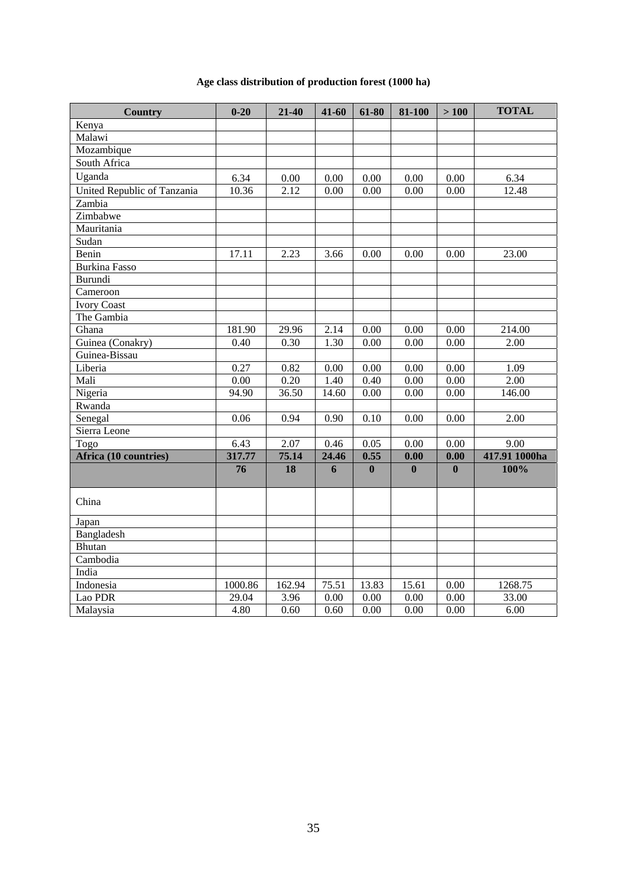**Age class distribution of production forest (1000 ha)**

| Country | 0-20 | 21-40 | 41-60 | 61-80 | 81-100 | > 100 | TOTAL |
|---|---|---|---|---|---|---|---|
| Kenya | | | | | | | |
| Malawi | | | | | | | |
| Mozambique | | | | | | | |
| South Africa | | | | | | | |
| Uganda | 6.34 | 0.00 | 0.00 | 0.00 | 0.00 | 0.00 | 6.34 |
| United Republic of Tanzania | 10.36 | 2.12 | 0.00 | 0.00 | 0.00 | 0.00 | 12.48 |
| Zambia | | | | | | | |
| Zimbabwe | | | | | | | |
| Mauritania | | | | | | | |
| Sudan | | | | | | | |
| Benin | 17.11 | 2.23 | 3.66 | 0.00 | 0.00 | 0.00 | 23.00 |
| Burkina Fasso | | | | | | | |
| Burundi | | | | | | | |
| Cameroon | | | | | | | |
| Ivory Coast | | | | | | | |
| The Gambia | | | | | | | |
| Ghana | 181.90 | 29.96 | 2.14 | 0.00 | 0.00 | 0.00 | 214.00 |
| Guinea (Conakry) | 0.40 | 0.30 | 1.30 | 0.00 | 0.00 | 0.00 | 2.00 |
| Guinea-Bissau | | | | | | | |
| Liberia | 0.27 | 0.82 | 0.00 | 0.00 | 0.00 | 0.00 | 1.09 |
| Mali | 0.00 | 0.20 | 1.40 | 0.40 | 0.00 | 0.00 | 2.00 |
| Nigeria | 94.90 | 36.50 | 14.60 | 0.00 | 0.00 | 0.00 | 146.00 |
| Rwanda | | | | | | | |
| Senegal | 0.06 | 0.94 | 0.90 | 0.10 | 0.00 | 0.00 | 2.00 |
| Sierra Leone | | | | | | | |
| Togo | 6.43 | 2.07 | 0.46 | 0.05 | 0.00 | 0.00 | 9.00 |
| **Africa (10 countries)** | **317.77** | **75.14** | **24.46** | **0.55** | **0.00** | **0.00** | **417.91 1000ha** |
| | **76** | **18** | **6** | **0** | **0** | **0** | **100%** |
| China | | | | | | | |
| Japan | | | | | | | |
| Bangladesh | | | | | | | |
| Bhutan | | | | | | | |
| Cambodia | | | | | | | |
| India | | | | | | | |
| Indonesia | 1000.86 | 162.94 | 75.51 | 13.83 | 15.61 | 0.00 | 1268.75 |
| Lao PDR | 29.04 | 3.96 | 0.00 | 0.00 | 0.00 | 0.00 | 33.00 |
| Malaysia | 4.80 | 0.60 | 0.60 | 0.00 | 0.00 | 0.00 | 6.00 |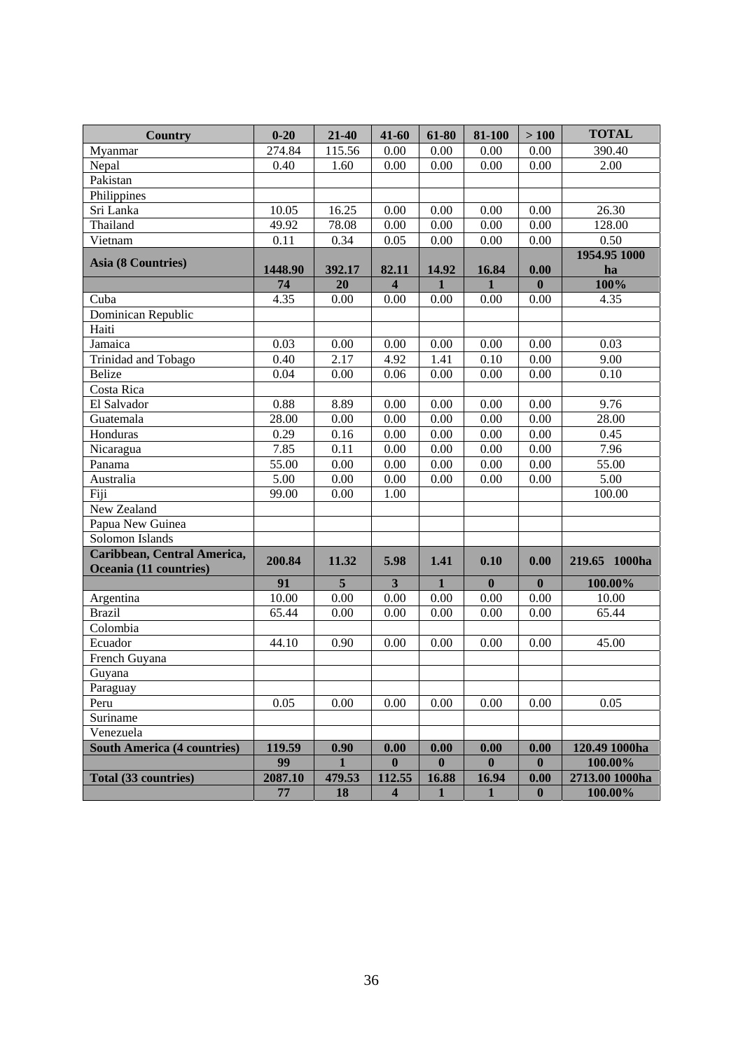| Country | 0-20 | 21-40 | 41-60 | 61-80 | 81-100 | > 100 | TOTAL |
|---|---|---|---|---|---|---|---|
| Myanmar | 274.84 | 115.56 | 0.00 | 0.00 | 0.00 | 0.00 | 390.40 |
| Nepal | 0.40 | 1.60 | 0.00 | 0.00 | 0.00 | 0.00 | 2.00 |
| Pakistan | | | | | | | |
| Philippines | | | | | | | |
| Sri Lanka | 10.05 | 16.25 | 0.00 | 0.00 | 0.00 | 0.00 | 26.30 |
| Thailand | 49.92 | 78.08 | 0.00 | 0.00 | 0.00 | 0.00 | 128.00 |
| Vietnam | 0.11 | 0.34 | 0.05 | 0.00 | 0.00 | 0.00 | 0.50 |
| **Asia (8 Countries)** | **1448.90** | **392.17** | **82.11** | **14.92** | **16.84** | **0.00** | **1954.95 1000 ha** |
| | **74** | **20** | **4** | **1** | **1** | **0** | **100%** |
| Cuba | 4.35 | 0.00 | 0.00 | 0.00 | 0.00 | 0.00 | 4.35 |
| Dominican Republic | | | | | | | |
| Haiti | | | | | | | |
| Jamaica | 0.03 | 0.00 | 0.00 | 0.00 | 0.00 | 0.00 | 0.03 |
| Trinidad and Tobago | 0.40 | 2.17 | 4.92 | 1.41 | 0.10 | 0.00 | 9.00 |
| Belize | 0.04 | 0.00 | 0.06 | 0.00 | 0.00 | 0.00 | 0.10 |
| Costa Rica | | | | | | | |
| El Salvador | 0.88 | 8.89 | 0.00 | 0.00 | 0.00 | 0.00 | 9.76 |
| Guatemala | 28.00 | 0.00 | 0.00 | 0.00 | 0.00 | 0.00 | 28.00 |
| Honduras | 0.29 | 0.16 | 0.00 | 0.00 | 0.00 | 0.00 | 0.45 |
| Nicaragua | 7.85 | 0.11 | 0.00 | 0.00 | 0.00 | 0.00 | 7.96 |
| Panama | 55.00 | 0.00 | 0.00 | 0.00 | 0.00 | 0.00 | 55.00 |
| Australia | 5.00 | 0.00 | 0.00 | 0.00 | 0.00 | 0.00 | 5.00 |
| Fiji | 99.00 | 0.00 | 1.00 | | | | 100.00 |
| New Zealand | | | | | | | |
| Papua New Guinea | | | | | | | |
| Solomon Islands | | | | | | | |
| **Caribbean, Central America, Oceania (11 countries)** | **200.84** | **11.32** | **5.98** | **1.41** | **0.10** | **0.00** | **219.65 1000ha** |
| | **91** | **5** | **3** | **1** | **0** | **0** | **100.00%** |
| Argentina | 10.00 | 0.00 | 0.00 | 0.00 | 0.00 | 0.00 | 10.00 |
| Brazil | 65.44 | 0.00 | 0.00 | 0.00 | 0.00 | 0.00 | 65.44 |
| Colombia | | | | | | | |
| Ecuador | 44.10 | 0.90 | 0.00 | 0.00 | 0.00 | 0.00 | 45.00 |
| French Guyana | | | | | | | |
| Guyana | | | | | | | |
| Paraguay | | | | | | | |
| Peru | 0.05 | 0.00 | 0.00 | 0.00 | 0.00 | 0.00 | 0.05 |
| Suriname | | | | | | | |
| Venezuela | | | | | | | |
| **South America (4 countries)** | **119.59** | **0.90** | **0.00** | **0.00** | **0.00** | **0.00** | **120.49 1000ha** |
| | **99** | **1** | **0** | **0** | **0** | **0** | **100.00%** |
| **Total (33 countries)** | **2087.10** | **479.53** | **112.55** | **16.88** | **16.94** | **0.00** | **2713.00 1000ha** |
| | **77** | **18** | **4** | **1** | **1** | **0** | **100.00%** |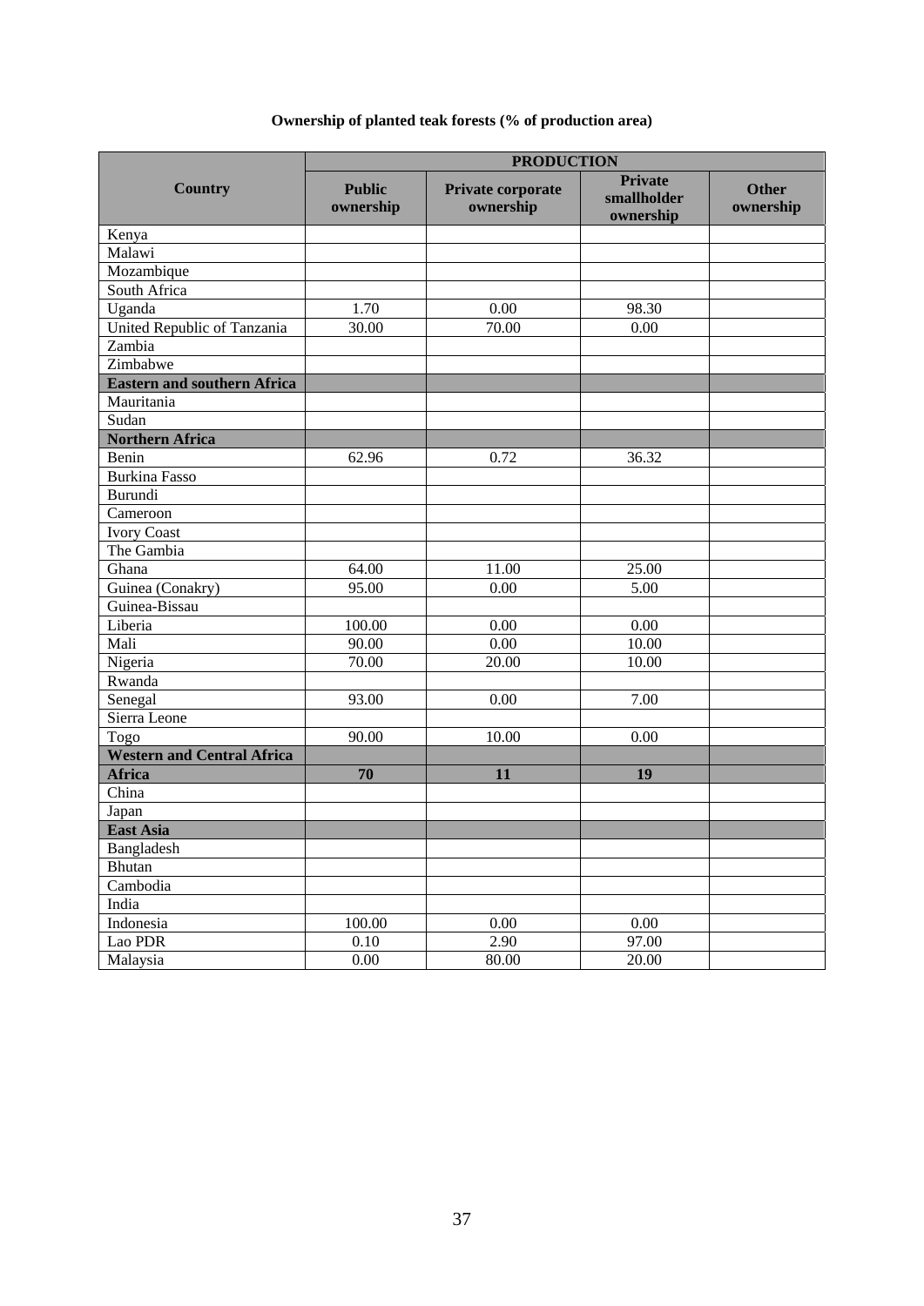**Ownership of planted teak forests (% of production area)**

| Country | PRODUCTION | | | |
|---|---|---|---|---|
| | Public ownership | Private corporate ownership | Private smallholder ownership | Other ownership |
| Kenya | | | | |
| Malawi | | | | |
| Mozambique | | | | |
| South Africa | | | | |
| Uganda | 1.70 | 0.00 | 98.30 | |
| United Republic of Tanzania | 30.00 | 70.00 | 0.00 | |
| Zambia | | | | |
| Zimbabwe | | | | |
| **Eastern and southern Africa** | | | | |
| Mauritania | | | | |
| Sudan | | | | |
| **Northern Africa** | | | | |
| Benin | 62.96 | 0.72 | 36.32 | |
| Burkina Fasso | | | | |
| Burundi | | | | |
| Cameroon | | | | |
| Ivory Coast | | | | |
| The Gambia | | | | |
| Ghana | 64.00 | 11.00 | 25.00 | |
| Guinea (Conakry) | 95.00 | 0.00 | 5.00 | |
| Guinea-Bissau | | | | |
| Liberia | 100.00 | 0.00 | 0.00 | |
| Mali | 90.00 | 0.00 | 10.00 | |
| Nigeria | 70.00 | 20.00 | 10.00 | |
| Rwanda | | | | |
| Senegal | 93.00 | 0.00 | 7.00 | |
| Sierra Leone | | | | |
| Togo | 90.00 | 10.00 | 0.00 | |
| **Western and Central Africa** | | | | |
| **Africa** | **70** | **11** | **19** | |
| China | | | | |
| Japan | | | | |
| **East Asia** | | | | |
| Bangladesh | | | | |
| Bhutan | | | | |
| Cambodia | | | | |
| India | | | | |
| Indonesia | 100.00 | 0.00 | 0.00 | |
| Lao PDR | 0.10 | 2.90 | 97.00 | |
| Malaysia | 0.00 | 80.00 | 20.00 | |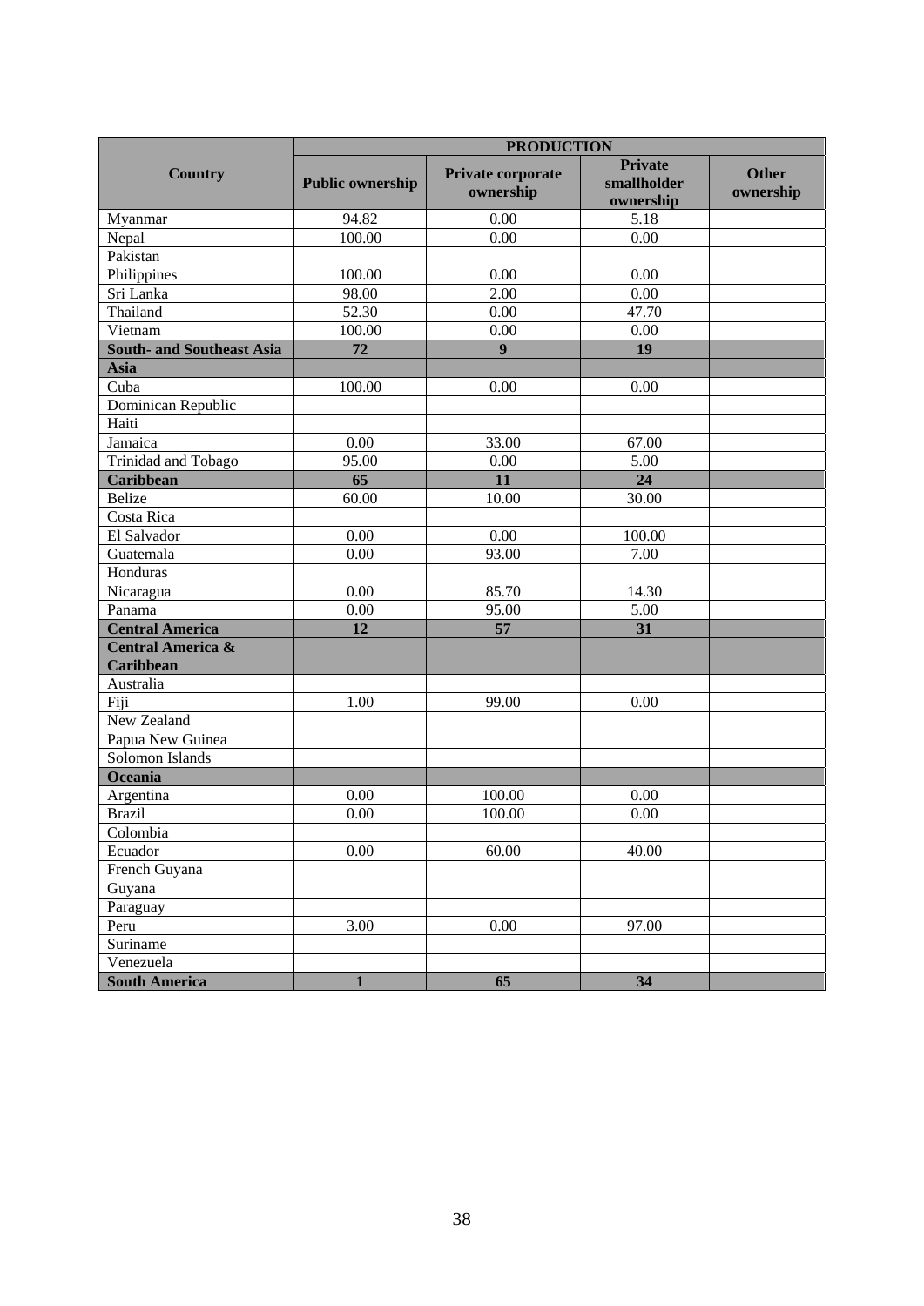| Country | PRODUCTION | | | |
|---|---|---|---|---|
| | Public ownership | Private corporate ownership | Private smallholder ownership | Other ownership |
| Myanmar | 94.82 | 0.00 | 5.18 | |
| Nepal | 100.00 | 0.00 | 0.00 | |
| Pakistan | | | | |
| Philippines | 100.00 | 0.00 | 0.00 | |
| Sri Lanka | 98.00 | 2.00 | 0.00 | |
| Thailand | 52.30 | 0.00 | 47.70 | |
| Vietnam | 100.00 | 0.00 | 0.00 | |
| **South- and Southeast Asia** | **72** | **9** | **19** | |
| **Asia** | | | | |
| Cuba | 100.00 | 0.00 | 0.00 | |
| Dominican Republic | | | | |
| Haiti | | | | |
| Jamaica | 0.00 | 33.00 | 67.00 | |
| Trinidad and Tobago | 95.00 | 0.00 | 5.00 | |
| **Caribbean** | **65** | **11** | **24** | |
| Belize | 60.00 | 10.00 | 30.00 | |
| Costa Rica | | | | |
| El Salvador | 0.00 | 0.00 | 100.00 | |
| Guatemala | 0.00 | 93.00 | 7.00 | |
| Honduras | | | | |
| Nicaragua | 0.00 | 85.70 | 14.30 | |
| Panama | 0.00 | 95.00 | 5.00 | |
| **Central America** | **12** | **57** | **31** | |
| **Central America & Caribbean** | | | | |
| Australia | | | | |
| Fiji | 1.00 | 99.00 | 0.00 | |
| New Zealand | | | | |
| Papua New Guinea | | | | |
| Solomon Islands | | | | |
| **Oceania** | | | | |
| Argentina | 0.00 | 100.00 | 0.00 | |
| Brazil | 0.00 | 100.00 | 0.00 | |
| Colombia | | | | |
| Ecuador | 0.00 | 60.00 | 40.00 | |
| French Guyana | | | | |
| Guyana | | | | |
| Paraguay | | | | |
| Peru | 3.00 | 0.00 | 97.00 | |
| Suriname | | | | |
| Venezuela | | | | |
| **South America** | **1** | **65** | **34** | |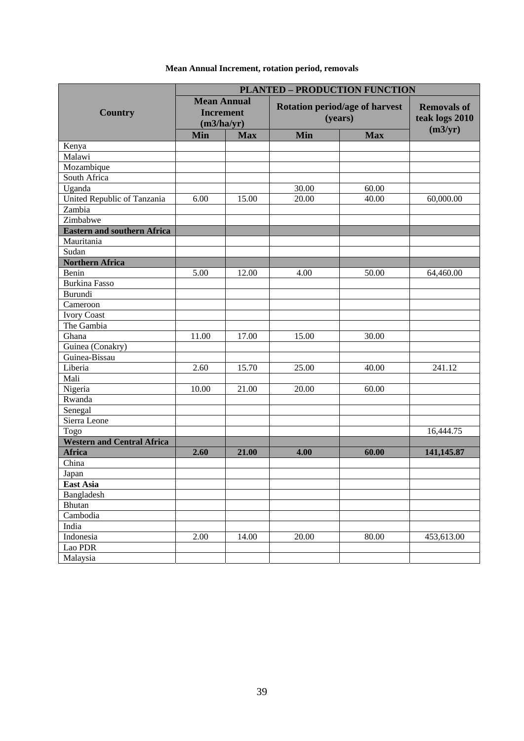**Mean Annual Increment, rotation period, removals**

| Country | PLANTED – PRODUCTION FUNCTION | | | | |
|---|---|---|---|---|---|
| | Mean Annual Increment (m3/ha/yr) | | Rotation period/age of harvest (years) | | Removals of teak logs 2010 (m3/yr) |
| | Min | Max | Min | Max | |
| Kenya | | | | | |
| Malawi | | | | | |
| Mozambique | | | | | |
| South Africa | | | | | |
| Uganda | | | 30.00 | 60.00 | |
| United Republic of Tanzania | 6.00 | 15.00 | 20.00 | 40.00 | 60,000.00 |
| Zambia | | | | | |
| Zimbabwe | | | | | |
| **Eastern and southern Africa** | | | | | |
| Mauritania | | | | | |
| Sudan | | | | | |
| **Northern Africa** | | | | | |
| Benin | 5.00 | 12.00 | 4.00 | 50.00 | 64,460.00 |
| Burkina Fasso | | | | | |
| Burundi | | | | | |
| Cameroon | | | | | |
| Ivory Coast | | | | | |
| The Gambia | | | | | |
| Ghana | 11.00 | 17.00 | 15.00 | 30.00 | |
| Guinea (Conakry) | | | | | |
| Guinea-Bissau | | | | | |
| Liberia | 2.60 | 15.70 | 25.00 | 40.00 | 241.12 |
| Mali | | | | | |
| Nigeria | 10.00 | 21.00 | 20.00 | 60.00 | |
| Rwanda | | | | | |
| Senegal | | | | | |
| Sierra Leone | | | | | |
| Togo | | | | | 16,444.75 |
| **Western and Central Africa** | | | | | |
| **Africa** | **2.60** | **21.00** | **4.00** | **60.00** | **141,145.87** |
| China | | | | | |
| Japan | | | | | |
| **East Asia** | | | | | |
| Bangladesh | | | | | |
| Bhutan | | | | | |
| Cambodia | | | | | |
| India | | | | | |
| Indonesia | 2.00 | 14.00 | 20.00 | 80.00 | 453,613.00 |
| Lao PDR | | | | | |
| Malaysia | | | | | |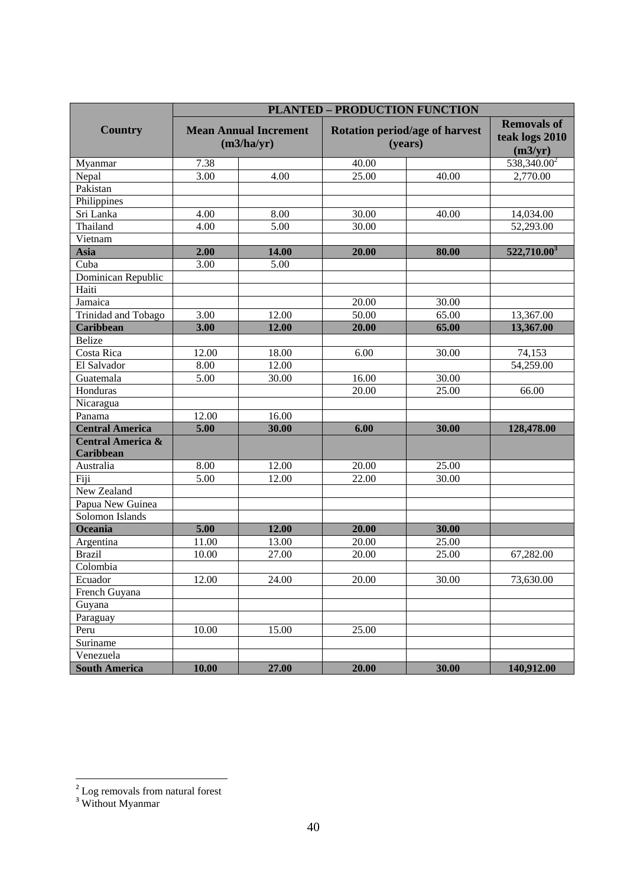| Country | PLANTED – PRODUCTION FUNCTION | | | | |
|---|---|---|---|---|---|
| | Mean Annual Increment (m3/ha/yr) | | Rotation period/age of harvest (years) | | Removals of teak logs 2010 (m3/yr) |
| Myanmar | 7.38 | | 40.00 | | 538,340.00[2] |
| Nepal | 3.00 | 4.00 | 25.00 | 40.00 | 2,770.00 |
| Pakistan | | | | | |
| Philippines | | | | | |
| Sri Lanka | 4.00 | 8.00 | 30.00 | 40.00 | 14,034.00 |
| Thailand | 4.00 | 5.00 | 30.00 | | 52,293.00 |
| Vietnam | | | | | |
| **Asia** | **2.00** | **14.00** | **20.00** | **80.00** | **522,710.00[3]** |
| Cuba | 3.00 | 5.00 | | | |
| Dominican Republic | | | | | |
| Haiti | | | | | |
| Jamaica | | | 20.00 | 30.00 | |
| Trinidad and Tobago | 3.00 | 12.00 | 50.00 | 65.00 | 13,367.00 |
| **Caribbean** | **3.00** | **12.00** | **20.00** | **65.00** | **13,367.00** |
| Belize | | | | | |
| Costa Rica | 12.00 | 18.00 | 6.00 | 30.00 | 74,153 |
| El Salvador | 8.00 | 12.00 | | | 54,259.00 |
| Guatemala | 5.00 | 30.00 | 16.00 | 30.00 | |
| Honduras | | | 20.00 | 25.00 | 66.00 |
| Nicaragua | | | | | |
| Panama | 12.00 | 16.00 | | | |
| **Central America** | **5.00** | **30.00** | **6.00** | **30.00** | **128,478.00** |
| **Central America & Caribbean** | | | | | |
| Australia | 8.00 | 12.00 | 20.00 | 25.00 | |
| Fiji | 5.00 | 12.00 | 22.00 | 30.00 | |
| New Zealand | | | | | |
| Papua New Guinea | | | | | |
| Solomon Islands | | | | | |
| **Oceania** | **5.00** | **12.00** | **20.00** | **30.00** | |
| Argentina | 11.00 | 13.00 | 20.00 | 25.00 | |
| Brazil | 10.00 | 27.00 | 20.00 | 25.00 | 67,282.00 |
| Colombia | | | | | |
| Ecuador | 12.00 | 24.00 | 20.00 | 30.00 | 73,630.00 |
| French Guyana | | | | | |
| Guyana | | | | | |
| Paraguay | | | | | |
| Peru | 10.00 | 15.00 | 25.00 | | |
| Suriname | | | | | |
| Venezuela | | | | | |
| **South America** | **10.00** | **27.00** | **20.00** | **30.00** | **140,912.00** |

[2] Log removals from natural forest

[3] Without Myanmar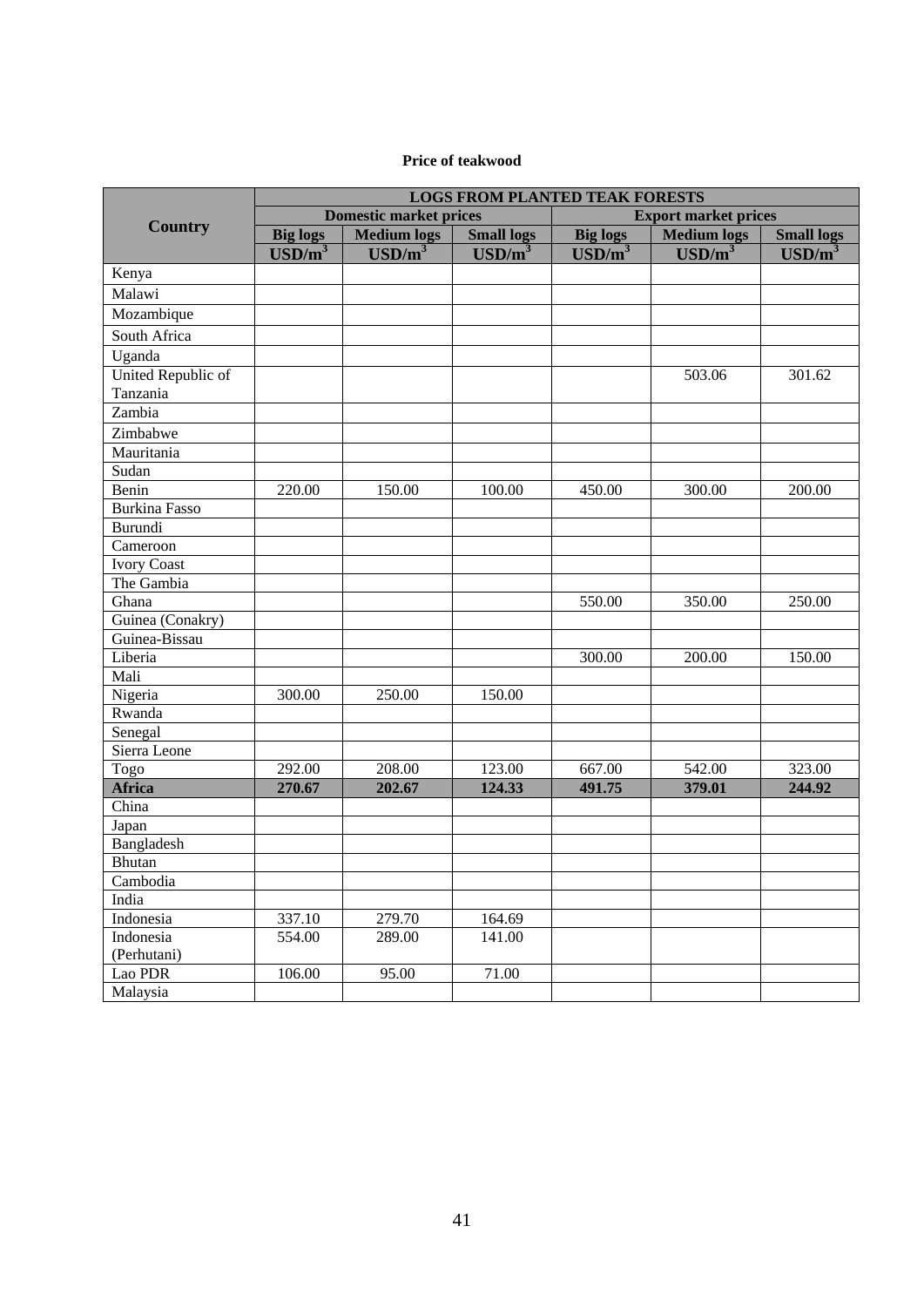**Price of teakwood**

| Country | LOGS FROM PLANTED TEAK FORESTS | | | | | |
|---|---|---|---|---|---|---|
| | Domestic market prices | | | Export market prices | | |
| | Big logs USD/m$^3$ | Medium logs USD/m$^3$ | Small logs USD/m$^3$ | Big logs USD/m$^3$ | Medium logs USD/m$^3$ | Small logs USD/m$^3$ |
| Kenya | | | | | | |
| Malawi | | | | | | |
| Mozambique | | | | | | |
| South Africa | | | | | | |
| Uganda | | | | | | |
| United Republic of Tanzania | | | | | 503.06 | 301.62 |
| Zambia | | | | | | |
| Zimbabwe | | | | | | |
| Mauritania | | | | | | |
| Sudan | | | | | | |
| Benin | 220.00 | 150.00 | 100.00 | 450.00 | 300.00 | 200.00 |
| Burkina Fasso | | | | | | |
| Burundi | | | | | | |
| Cameroon | | | | | | |
| Ivory Coast | | | | | | |
| The Gambia | | | | | | |
| Ghana | | | | 550.00 | 350.00 | 250.00 |
| Guinea (Conakry) | | | | | | |
| Guinea-Bissau | | | | | | |
| Liberia | | | | 300.00 | 200.00 | 150.00 |
| Mali | | | | | | |
| Nigeria | 300.00 | 250.00 | 150.00 | | | |
| Rwanda | | | | | | |
| Senegal | | | | | | |
| Sierra Leone | | | | | | |
| Togo | 292.00 | 208.00 | 123.00 | 667.00 | 542.00 | 323.00 |
| **Africa** | **270.67** | **202.67** | **124.33** | **491.75** | **379.01** | **244.92** |
| China | | | | | | |
| Japan | | | | | | |
| Bangladesh | | | | | | |
| Bhutan | | | | | | |
| Cambodia | | | | | | |
| India | | | | | | |
| Indonesia | 337.10 | 279.70 | 164.69 | | | |
| Indonesia (Perhutani) | 554.00 | 289.00 | 141.00 | | | |
| Lao PDR | 106.00 | 95.00 | 71.00 | | | |
| Malaysia | | | | | | |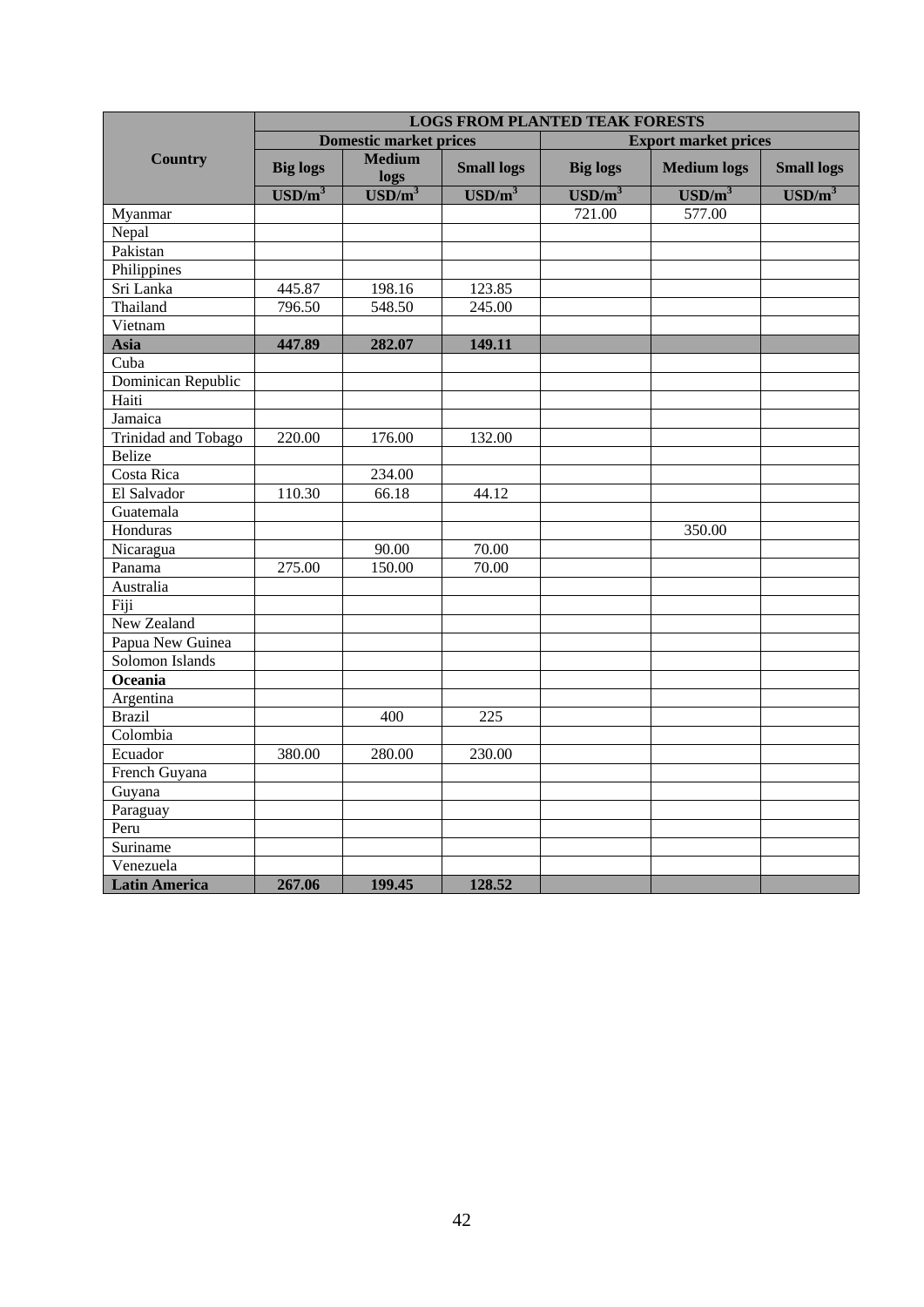| Country | LOGS FROM PLANTED TEAK FORESTS | | | | | |
|---|---|---|---|---|---|---|
| | Domestic market prices | | | Export market prices | | |
| | Big logs | Medium logs | Small logs | Big logs | Medium logs | Small logs |
| | USD/m$^3$ | USD/m$^3$ | USD/m$^3$ | USD/m$^3$ | USD/m$^3$ | USD/m$^3$ |
| Myanmar | | | | 721.00 | 577.00 | |
| Nepal | | | | | | |
| Pakistan | | | | | | |
| Philippines | | | | | | |
| Sri Lanka | 445.87 | 198.16 | 123.85 | | | |
| Thailand | 796.50 | 548.50 | 245.00 | | | |
| Vietnam | | | | | | |
| **Asia** | **447.89** | **282.07** | **149.11** | | | |
| Cuba | | | | | | |
| Dominican Republic | | | | | | |
| Haiti | | | | | | |
| Jamaica | | | | | | |
| Trinidad and Tobago | 220.00 | 176.00 | 132.00 | | | |
| Belize | | | | | | |
| Costa Rica | | 234.00 | | | | |
| El Salvador | 110.30 | 66.18 | 44.12 | | | |
| Guatemala | | | | | | |
| Honduras | | | | | 350.00 | |
| Nicaragua | | 90.00 | 70.00 | | | |
| Panama | 275.00 | 150.00 | 70.00 | | | |
| Australia | | | | | | |
| Fiji | | | | | | |
| New Zealand | | | | | | |
| Papua New Guinea | | | | | | |
| Solomon Islands | | | | | | |
| **Oceania** | | | | | | |
| Argentina | | | | | | |
| Brazil | | 400 | 225 | | | |
| Colombia | | | | | | |
| Ecuador | 380.00 | 280.00 | 230.00 | | | |
| French Guyana | | | | | | |
| Guyana | | | | | | |
| Paraguay | | | | | | |
| Peru | | | | | | |
| Suriname | | | | | | |
| Venezuela | | | | | | |
| **Latin America** | **267.06** | **199.45** | **128.52** | | | |